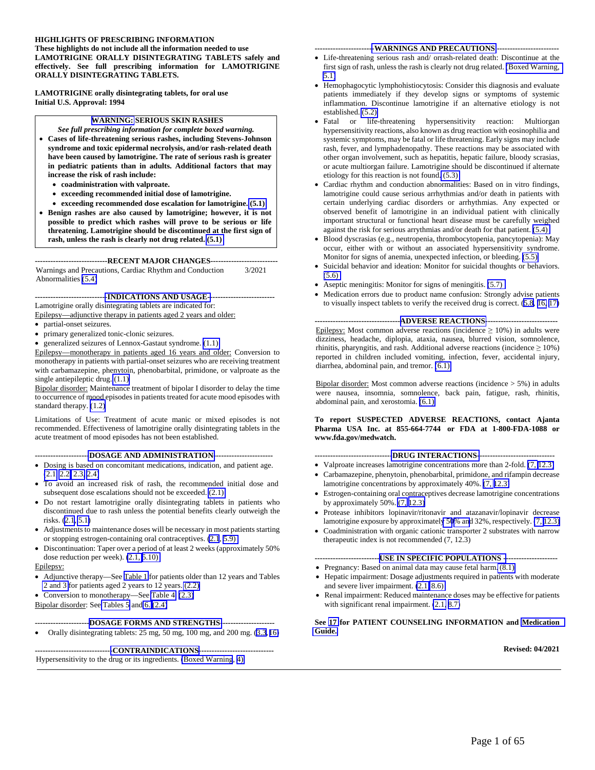**HIGHLIGHTS OF PRESCRIBING INFORMATION**
**These highlights do not include all the information needed to use LAMOTRIGINE ORALLY DISINTEGRATING TABLETS safely and effectively. See full prescribing information for LAMOTRIGINE ORALLY DISINTEGRATING TABLETS.**

**LAMOTRIGINE orally disintegrating tablets, for oral use**
**Initial U.S. Approval: 1994**

> **WARNING: SERIOUS SKIN RASHES**
> ***See full prescribing information for complete boxed warning.***
> - **Cases of life-threatening serious rashes, including Stevens-Johnson syndrome and toxic epidermal necrolysis, and/or rash-related death have been caused by lamotrigine. The rate of serious rash is greater in pediatric patients than in adults. Additional factors that may increase the risk of rash include:**
>   - **coadministration with valproate.**
>   - **exceeding recommended initial dose of lamotrigine.**
>   - **exceeding recommended dose escalation for lamotrigine. (5.1)**
> - **Benign rashes are also caused by lamotrigine; however, it is not possible to predict which rashes will prove to be serious or life threatening. Lamotrigine should be discontinued at the first sign of rash, unless the rash is clearly not drug related. (5.1)**

**RECENT MAJOR CHANGES**

| | |
|---|---|
| Warnings and Precautions, Cardiac Rhythm and Conduction Abnormalities (5.4) | 3/2021 |

**INDICATIONS AND USAGE**

Lamotrigine orally disintegrating tablets are indicated for:

Epilepsy—adjunctive therapy in patients aged 2 years and older:
- partial-onset seizures.
- primary generalized tonic-clonic seizures.
- generalized seizures of Lennox-Gastaut syndrome. (1.1)

Epilepsy—monotherapy in patients aged 16 years and older: Conversion to monotherapy in patients with partial-onset seizures who are receiving treatment with carbamazepine, phenytoin, phenobarbital, primidone, or valproate as the single antiepileptic drug. (1.1)

Bipolar disorder: Maintenance treatment of bipolar I disorder to delay the time to occurrence of mood episodes in patients treated for acute mood episodes with standard therapy. (1.2)

Limitations of Use: Treatment of acute manic or mixed episodes is not recommended. Effectiveness of lamotrigine orally disintegrating tablets in the acute treatment of mood episodes has not been established.

**DOSAGE AND ADMINISTRATION**

- Dosing is based on concomitant medications, indication, and patient age. (2.1, 2.2, 2.3, 2.4)
- To avoid an increased risk of rash, the recommended initial dose and subsequent dose escalations should not be exceeded. (2.1)
- Do not restart lamotrigine orally disintegrating tablets in patients who discontinued due to rash unless the potential benefits clearly outweigh the risks. (2.1, 5.1)
- Adjustments to maintenance doses will be necessary in most patients starting or stopping estrogen-containing oral contraceptives. (2.1, 5.9)
- Discontinuation: Taper over a period of at least 2 weeks (approximately 50% dose reduction per week). (2.1, 5.10)

Epilepsy:
- Adjunctive therapy—See Table 1 for patients older than 12 years and Tables 2 and 3 for patients aged 2 years to 12 years. (2.2)
- Conversion to monotherapy—See Table 4. (2.3)

Bipolar disorder: See Tables 5 and 6. (2.4)

**DOSAGE FORMS AND STRENGTHS**

- Orally disintegrating tablets: 25 mg, 50 mg, 100 mg, and 200 mg. (3.3, 16)

**CONTRAINDICATIONS**

Hypersensitivity to the drug or its ingredients. (Boxed Warning, 4)

**WARNINGS AND PRECAUTIONS**

- Life-threatening serious rash and/ orrash-related death: Discontinue at the first sign of rash, unless the rash is clearly not drug related. (Boxed Warning, 5.1)
- Hemophagocytic lymphohistiocytosis: Consider this diagnosis and evaluate patients immediately if they develop signs or symptoms of systemic inflammation. Discontinue lamotrigine if an alternative etiology is not established. (5.2)
- Fatal or life-threatening hypersensitivity reaction: Multiorgan hypersensitivity reactions, also known as drug reaction with eosinophilia and systemic symptoms, may be fatal or life threatening. Early signs may include rash, fever, and lymphadenopathy. These reactions may be associated with other organ involvement, such as hepatitis, hepatic failure, bloody scrasias, or acute multiorgan failure. Lamotrigine should be discontinued if alternate etiology for this reaction is not found. (5.3)
- Cardiac rhythm and conduction abnormalities: Based on in vitro findings, lamotrigine could cause serious arrhythmias and/or death in patients with certain underlying cardiac disorders or arrhythmias. Any expected or observed benefit of lamotrigine in an individual patient with clinically important structural or functional heart disease must be carefully weighed against the risk for serious arrythmias and/or death for that patient. (5.4)
- Blood dyscrasias (e.g., neutropenia, thrombocytopenia, pancytopenia): May occur, either with or without an associated hypersensitivity syndrome. Monitor for signs of anemia, unexpected infection, or bleeding. (5.5)
- Suicidal behavior and ideation: Monitor for suicidal thoughts or behaviors. (5.6)
- Aseptic meningitis: Monitor for signs of meningitis. (5.7)
- Medication errors due to product name confusion: Strongly advise patients to visually inspect tablets to verify the received drug is correct. (5.8, 16, 17)

**ADVERSE REACTIONS**

Epilepsy: Most common adverse reactions (incidence ≥ 10%) in adults were dizziness, headache, diplopia, ataxia, nausea, blurred vision, somnolence, rhinitis, pharyngitis, and rash. Additional adverse reactions (incidence ≥ 10%) reported in children included vomiting, infection, fever, accidental injury, diarrhea, abdominal pain, and tremor. (6.1)

Bipolar disorder: Most common adverse reactions (incidence > 5%) in adults were nausea, insomnia, somnolence, back pain, fatigue, rash, rhinitis, abdominal pain, and xerostomia. (6.1)

**To report SUSPECTED ADVERSE REACTIONS, contact Ajanta Pharma USA Inc. at 855-664-7744 or FDA at 1-800-FDA-1088 or www.fda.gov/medwatch.**

**DRUG INTERACTIONS**

- Valproate increases lamotrigine concentrations more than 2-fold. (7, 12.3)
- Carbamazepine, phenytoin, phenobarbital, primidone, and rifampin decrease lamotrigine concentrations by approximately 40%. (7, 12.3)
- Estrogen-containing oral contraceptives decrease lamotrigine concentrations by approximately 50%. (7, 12.3)
- Protease inhibitors lopinavir/ritonavir and atazanavir/lopinavir decrease lamotrigine exposure by approximately 50% and 32%, respectively. (7, 12.3)
- Coadministration with organic cationic transporter 2 substrates with narrow therapeutic index is not recommended (7, 12.3)

**USE IN SPECIFIC POPULATIONS**

- Pregnancy: Based on animal data may cause fetal harm. (8.1)
- Hepatic impairment: Dosage adjustments required in patients with moderate and severe liver impairment. (2.1, 8.6)
- Renal impairment: Reduced maintenance doses may be effective for patients with significant renal impairment. (2.1, 8.7)

**See 17 for PATIENT COUNSELING INFORMATION and Medication Guide.**

**Revised: 04/2021**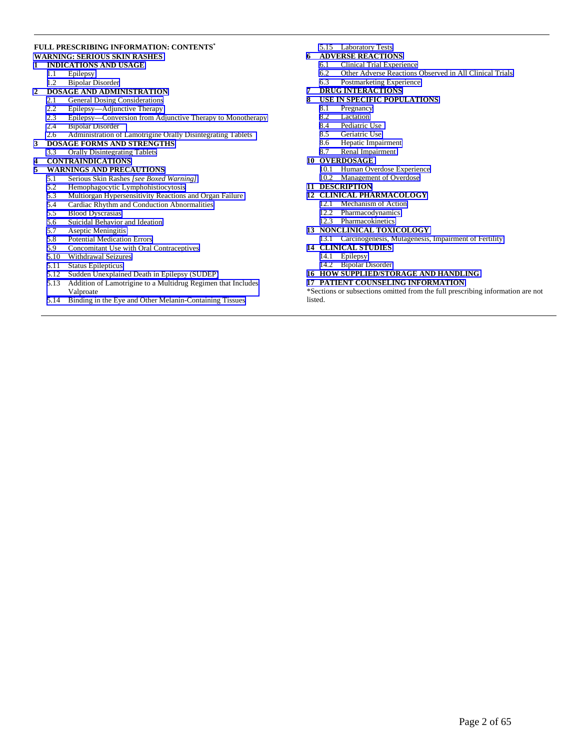**FULL PRESCRIBING INFORMATION: CONTENTS***

**WARNING: SERIOUS SKIN RASHES**

**1 INDICATIONS AND USAGE**
- 1.1 Epilepsy
- 1.2 Bipolar Disorder

**2 DOSAGE AND ADMINISTRATION**
- 2.1 General Dosing Considerations
- 2.2 Epilepsy—Adjunctive Therapy
- 2.3 Epilepsy—Conversion from Adjunctive Therapy to Monotherapy
- 2.4 Bipolar Disorder
- 2.6 Administration of Lamotrigine Orally Disintegrating Tablets

**3 DOSAGE FORMS AND STRENGTHS**
- 3.3 Orally Disintegrating Tablets

**4 CONTRAINDICATIONS**

**5 WARNINGS AND PRECAUTIONS**
- 5.1 Serious Skin Rashes *[see Boxed Warning]*
- 5.2 Hemophagocytic Lymphohistiocytosis
- 5.3 Multiorgan Hypersensitivity Reactions and Organ Failure
- 5.4 Cardiac Rhythm and Conduction Abnormalities
- 5.5 Blood Dyscrasias
- 5.6 Suicidal Behavior and Ideation
- 5.7 Aseptic Meningitis
- 5.8 Potential Medication Errors
- 5.9 Concomitant Use with Oral Contraceptives
- 5.10 Withdrawal Seizures
- 5.11 Status Epilepticus
- 5.12 Sudden Unexplained Death in Epilepsy (SUDEP)
- 5.13 Addition of Lamotrigine to a Multidrug Regimen that Includes Valproate
- 5.14 Binding in the Eye and Other Melanin-Containing Tissues
- 5.15 Laboratory Tests

**6 ADVERSE REACTIONS**
- 6.1 Clinical Trial Experience
- 6.2 Other Adverse Reactions Observed in All Clinical Trials
- 6.3 Postmarketing Experience

**7 DRUG INTERACTIONS**

**8 USE IN SPECIFIC POPULATIONS**
- 8.1 Pregnancy
- 8.2 Lactation
- 8.4 Pediatric Use
- 8.5 Geriatric Use
- 8.6 Hepatic Impairment
- 8.7 Renal Impairment

**10 OVERDOSAGE**
- 10.1 Human Overdose Experience
- 10.2 Management of Overdose

**11 DESCRIPTION**

**12 CLINICAL PHARMACOLOGY**
- 12.1 Mechanism of Action
- 12.2 Pharmacodynamics
- 12.3 Pharmacokinetics

**13 NONCLINICAL TOXICOLOGY**
- 13.1 Carcinogenesis, Mutagenesis, Impairment of Fertility

**14 CLINICAL STUDIES**
- 14.1 Epilepsy
- 14.2 Bipolar Disorder

**16 HOW SUPPLIED/STORAGE AND HANDLING**

**17 PATIENT COUNSELING INFORMATION**

*Sections or subsections omitted from the full prescribing information are not listed.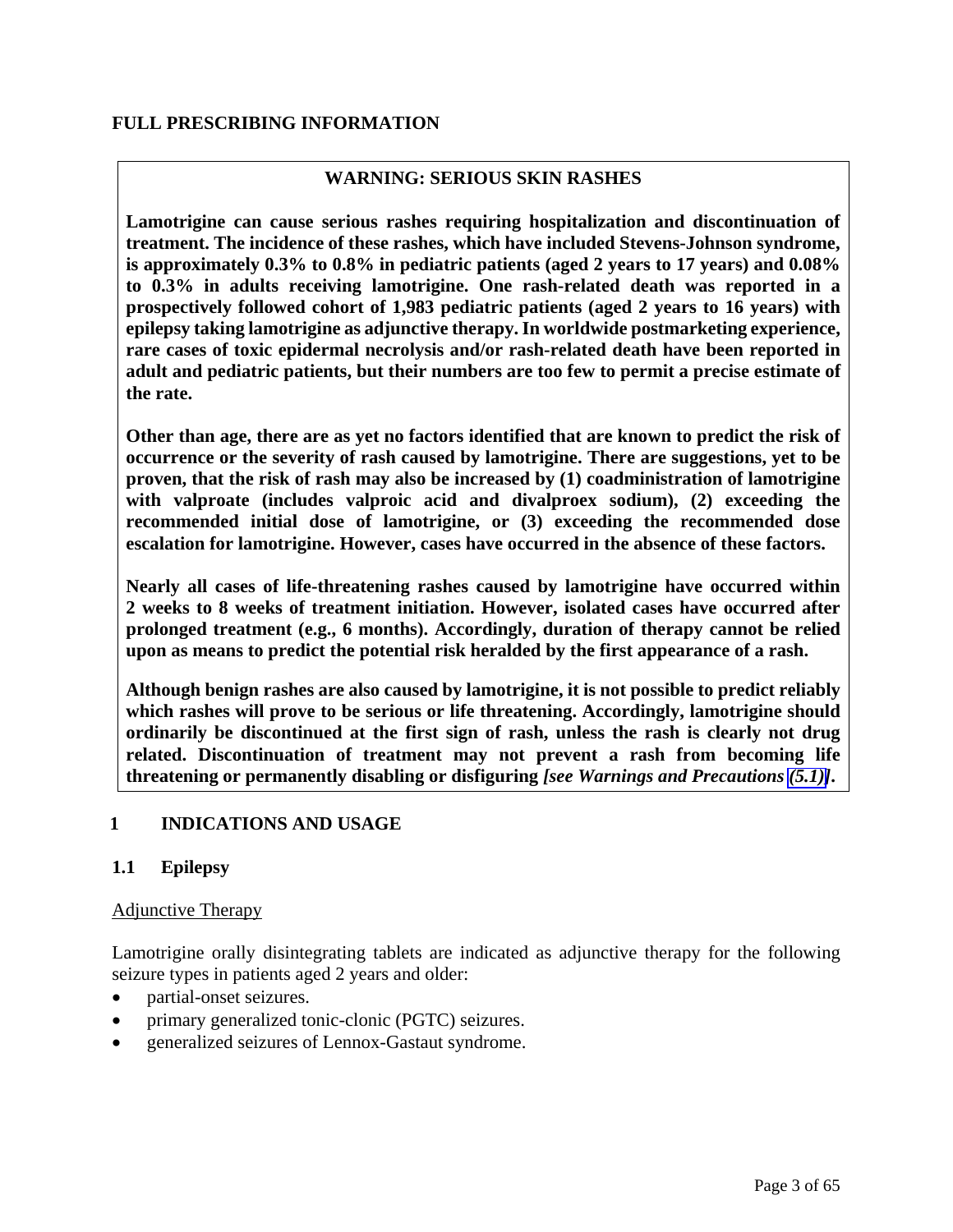# FULL PRESCRIBING INFORMATION

## WARNING: SERIOUS SKIN RASHES

**Lamotrigine can cause serious rashes requiring hospitalization and discontinuation of treatment. The incidence of these rashes, which have included Stevens-Johnson syndrome, is approximately 0.3% to 0.8% in pediatric patients (aged 2 years to 17 years) and 0.08% to 0.3% in adults receiving lamotrigine. One rash-related death was reported in a prospectively followed cohort of 1,983 pediatric patients (aged 2 years to 16 years) with epilepsy taking lamotrigine as adjunctive therapy. In worldwide postmarketing experience, rare cases of toxic epidermal necrolysis and/or rash-related death have been reported in adult and pediatric patients, but their numbers are too few to permit a precise estimate of the rate.**

**Other than age, there are as yet no factors identified that are known to predict the risk of occurrence or the severity of rash caused by lamotrigine. There are suggestions, yet to be proven, that the risk of rash may also be increased by (1) coadministration of lamotrigine with valproate (includes valproic acid and divalproex sodium), (2) exceeding the recommended initial dose of lamotrigine, or (3) exceeding the recommended dose escalation for lamotrigine. However, cases have occurred in the absence of these factors.**

**Nearly all cases of life-threatening rashes caused by lamotrigine have occurred within 2 weeks to 8 weeks of treatment initiation. However, isolated cases have occurred after prolonged treatment (e.g., 6 months). Accordingly, duration of therapy cannot be relied upon as means to predict the potential risk heralded by the first appearance of a rash.**

**Although benign rashes are also caused by lamotrigine, it is not possible to predict reliably which rashes will prove to be serious or life threatening. Accordingly, lamotrigine should ordinarily be discontinued at the first sign of rash, unless the rash is clearly not drug related. Discontinuation of treatment may not prevent a rash from becoming life threatening or permanently disabling or disfiguring *[see Warnings and Precautions (5.1)]*.**

## 1 INDICATIONS AND USAGE

### 1.1 Epilepsy

Adjunctive Therapy

Lamotrigine orally disintegrating tablets are indicated as adjunctive therapy for the following seizure types in patients aged 2 years and older:

- partial-onset seizures.
- primary generalized tonic-clonic (PGTC) seizures.
- generalized seizures of Lennox-Gastaut syndrome.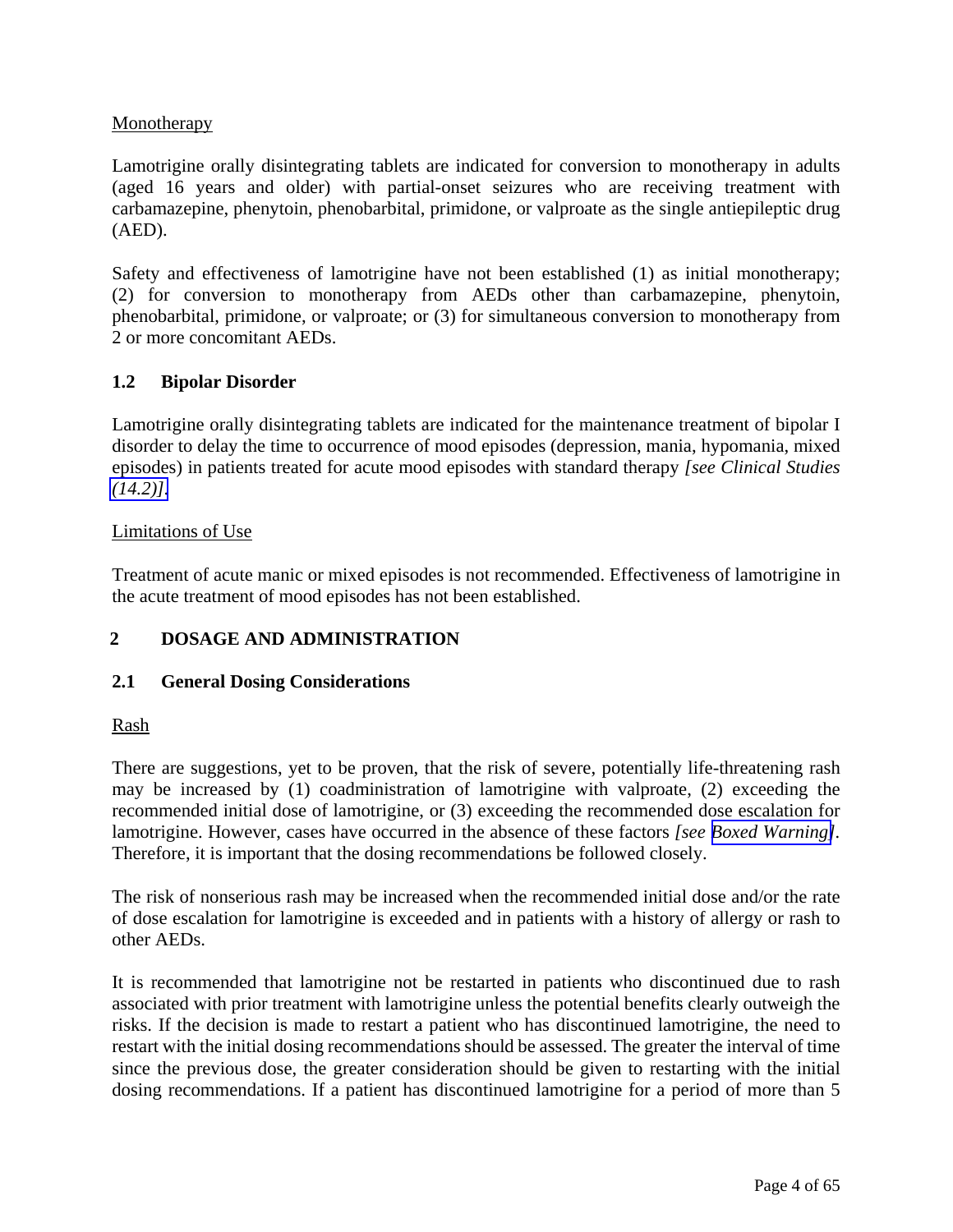Monotherapy

Lamotrigine orally disintegrating tablets are indicated for conversion to monotherapy in adults (aged 16 years and older) with partial-onset seizures who are receiving treatment with carbamazepine, phenytoin, phenobarbital, primidone, or valproate as the single antiepileptic drug (AED).

Safety and effectiveness of lamotrigine have not been established (1) as initial monotherapy; (2) for conversion to monotherapy from AEDs other than carbamazepine, phenytoin, phenobarbital, primidone, or valproate; or (3) for simultaneous conversion to monotherapy from 2 or more concomitant AEDs.

### 1.2 Bipolar Disorder

Lamotrigine orally disintegrating tablets are indicated for the maintenance treatment of bipolar I disorder to delay the time to occurrence of mood episodes (depression, mania, hypomania, mixed episodes) in patients treated for acute mood episodes with standard therapy *[see Clinical Studies (14.2)]*.

Limitations of Use

Treatment of acute manic or mixed episodes is not recommended. Effectiveness of lamotrigine in the acute treatment of mood episodes has not been established.

## 2 DOSAGE AND ADMINISTRATION

### 2.1 General Dosing Considerations

Rash

There are suggestions, yet to be proven, that the risk of severe, potentially life-threatening rash may be increased by (1) coadministration of lamotrigine with valproate, (2) exceeding the recommended initial dose of lamotrigine, or (3) exceeding the recommended dose escalation for lamotrigine. However, cases have occurred in the absence of these factors *[see Boxed Warning]*. Therefore, it is important that the dosing recommendations be followed closely.

The risk of nonserious rash may be increased when the recommended initial dose and/or the rate of dose escalation for lamotrigine is exceeded and in patients with a history of allergy or rash to other AEDs.

It is recommended that lamotrigine not be restarted in patients who discontinued due to rash associated with prior treatment with lamotrigine unless the potential benefits clearly outweigh the risks. If the decision is made to restart a patient who has discontinued lamotrigine, the need to restart with the initial dosing recommendations should be assessed. The greater the interval of time since the previous dose, the greater consideration should be given to restarting with the initial dosing recommendations. If a patient has discontinued lamotrigine for a period of more than 5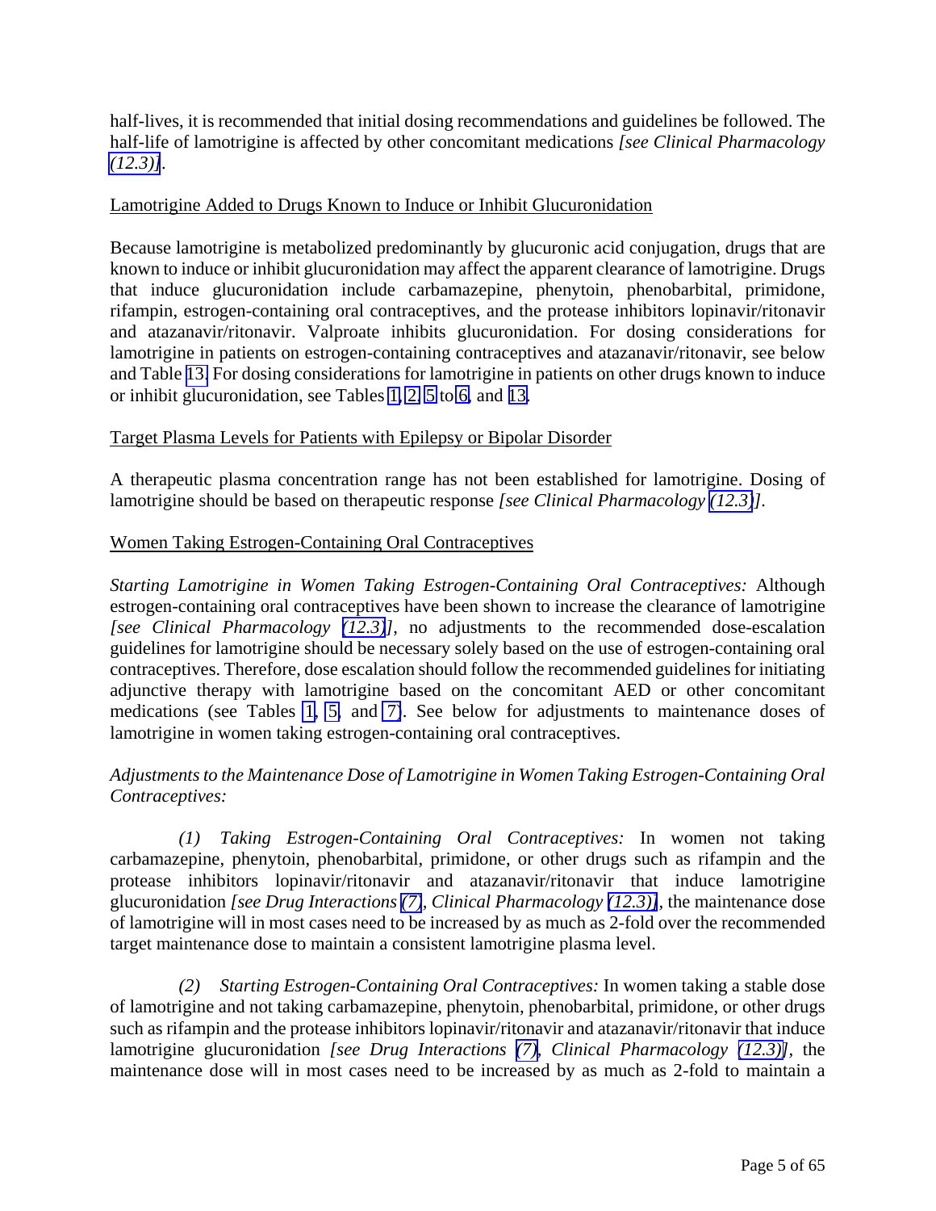half-lives, it is recommended that initial dosing recommendations and guidelines be followed. The half-life of lamotrigine is affected by other concomitant medications *[see Clinical Pharmacology (12.3)]*.

Lamotrigine Added to Drugs Known to Induce or Inhibit Glucuronidation

Because lamotrigine is metabolized predominantly by glucuronic acid conjugation, drugs that are known to induce or inhibit glucuronidation may affect the apparent clearance of lamotrigine. Drugs that induce glucuronidation include carbamazepine, phenytoin, phenobarbital, primidone, rifampin, estrogen-containing oral contraceptives, and the protease inhibitors lopinavir/ritonavir and atazanavir/ritonavir. Valproate inhibits glucuronidation. For dosing considerations for lamotrigine in patients on estrogen-containing contraceptives and atazanavir/ritonavir, see below and Table 13. For dosing considerations for lamotrigine in patients on other drugs known to induce or inhibit glucuronidation, see Tables 1, 2, 5 to 6, and 13.

Target Plasma Levels for Patients with Epilepsy or Bipolar Disorder

A therapeutic plasma concentration range has not been established for lamotrigine. Dosing of lamotrigine should be based on therapeutic response *[see Clinical Pharmacology (12.3)]*.

Women Taking Estrogen-Containing Oral Contraceptives

*Starting Lamotrigine in Women Taking Estrogen-Containing Oral Contraceptives:* Although estrogen-containing oral contraceptives have been shown to increase the clearance of lamotrigine *[see Clinical Pharmacology (12.3)]*, no adjustments to the recommended dose-escalation guidelines for lamotrigine should be necessary solely based on the use of estrogen-containing oral contraceptives. Therefore, dose escalation should follow the recommended guidelines for initiating adjunctive therapy with lamotrigine based on the concomitant AED or other concomitant medications (see Tables 1, 5, and 7). See below for adjustments to maintenance doses of lamotrigine in women taking estrogen-containing oral contraceptives.

*Adjustments to the Maintenance Dose of Lamotrigine in Women Taking Estrogen-Containing Oral Contraceptives:*

*(1) Taking Estrogen-Containing Oral Contraceptives:* In women not taking carbamazepine, phenytoin, phenobarbital, primidone, or other drugs such as rifampin and the protease inhibitors lopinavir/ritonavir and atazanavir/ritonavir that induce lamotrigine glucuronidation *[see Drug Interactions (7), Clinical Pharmacology (12.3)]*, the maintenance dose of lamotrigine will in most cases need to be increased by as much as 2-fold over the recommended target maintenance dose to maintain a consistent lamotrigine plasma level.

*(2) Starting Estrogen-Containing Oral Contraceptives:* In women taking a stable dose of lamotrigine and not taking carbamazepine, phenytoin, phenobarbital, primidone, or other drugs such as rifampin and the protease inhibitors lopinavir/ritonavir and atazanavir/ritonavir that induce lamotrigine glucuronidation *[see Drug Interactions (7), Clinical Pharmacology (12.3)]*, the maintenance dose will in most cases need to be increased by as much as 2-fold to maintain a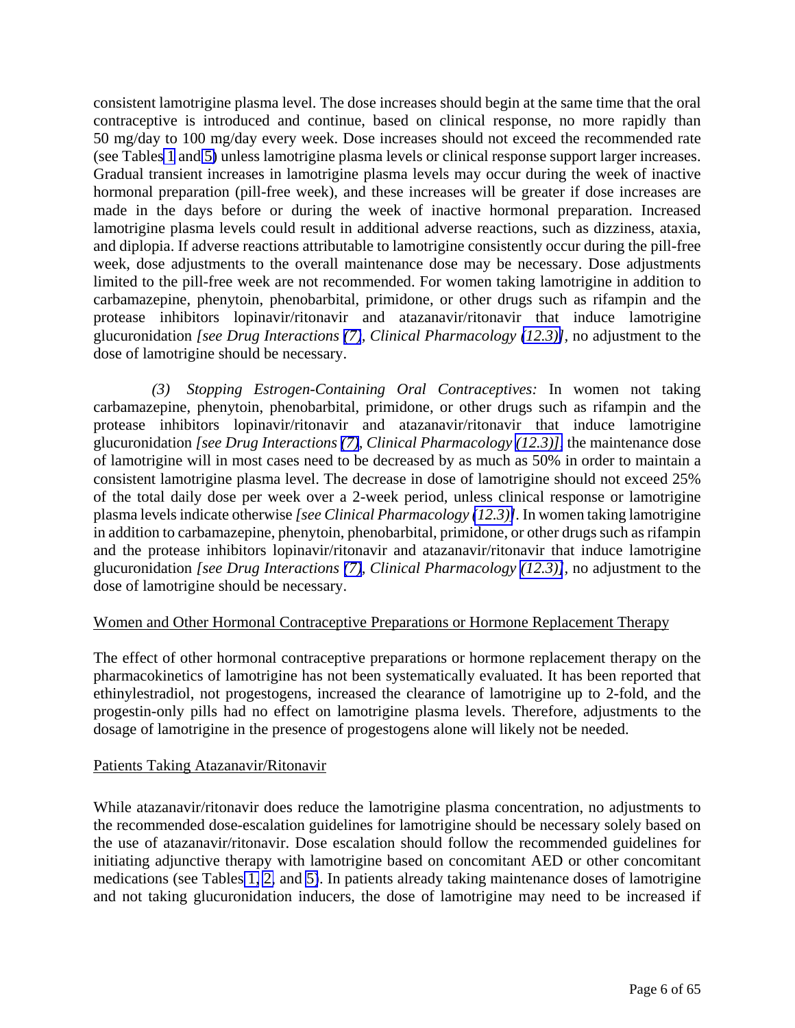consistent lamotrigine plasma level. The dose increases should begin at the same time that the oral contraceptive is introduced and continue, based on clinical response, no more rapidly than 50 mg/day to 100 mg/day every week. Dose increases should not exceed the recommended rate (see Tables 1 and 5) unless lamotrigine plasma levels or clinical response support larger increases. Gradual transient increases in lamotrigine plasma levels may occur during the week of inactive hormonal preparation (pill-free week), and these increases will be greater if dose increases are made in the days before or during the week of inactive hormonal preparation. Increased lamotrigine plasma levels could result in additional adverse reactions, such as dizziness, ataxia, and diplopia. If adverse reactions attributable to lamotrigine consistently occur during the pill-free week, dose adjustments to the overall maintenance dose may be necessary. Dose adjustments limited to the pill-free week are not recommended. For women taking lamotrigine in addition to carbamazepine, phenytoin, phenobarbital, primidone, or other drugs such as rifampin and the protease inhibitors lopinavir/ritonavir and atazanavir/ritonavir that induce lamotrigine glucuronidation *[see Drug Interactions (7), Clinical Pharmacology (12.3)]*, no adjustment to the dose of lamotrigine should be necessary.

*(3) Stopping Estrogen-Containing Oral Contraceptives:* In women not taking carbamazepine, phenytoin, phenobarbital, primidone, or other drugs such as rifampin and the protease inhibitors lopinavir/ritonavir and atazanavir/ritonavir that induce lamotrigine glucuronidation *[see Drug Interactions (7), Clinical Pharmacology (12.3)],* the maintenance dose of lamotrigine will in most cases need to be decreased by as much as 50% in order to maintain a consistent lamotrigine plasma level. The decrease in dose of lamotrigine should not exceed 25% of the total daily dose per week over a 2-week period, unless clinical response or lamotrigine plasma levels indicate otherwise *[see Clinical Pharmacology (12.3)]*. In women taking lamotrigine in addition to carbamazepine, phenytoin, phenobarbital, primidone, or other drugs such as rifampin and the protease inhibitors lopinavir/ritonavir and atazanavir/ritonavir that induce lamotrigine glucuronidation *[see Drug Interactions (7), Clinical Pharmacology (12.3)]*, no adjustment to the dose of lamotrigine should be necessary.

Women and Other Hormonal Contraceptive Preparations or Hormone Replacement Therapy

The effect of other hormonal contraceptive preparations or hormone replacement therapy on the pharmacokinetics of lamotrigine has not been systematically evaluated. It has been reported that ethinylestradiol, not progestogens, increased the clearance of lamotrigine up to 2-fold, and the progestin-only pills had no effect on lamotrigine plasma levels. Therefore, adjustments to the dosage of lamotrigine in the presence of progestogens alone will likely not be needed.

Patients Taking Atazanavir/Ritonavir

While atazanavir/ritonavir does reduce the lamotrigine plasma concentration, no adjustments to the recommended dose-escalation guidelines for lamotrigine should be necessary solely based on the use of atazanavir/ritonavir. Dose escalation should follow the recommended guidelines for initiating adjunctive therapy with lamotrigine based on concomitant AED or other concomitant medications (see Tables 1, 2, and 5). In patients already taking maintenance doses of lamotrigine and not taking glucuronidation inducers, the dose of lamotrigine may need to be increased if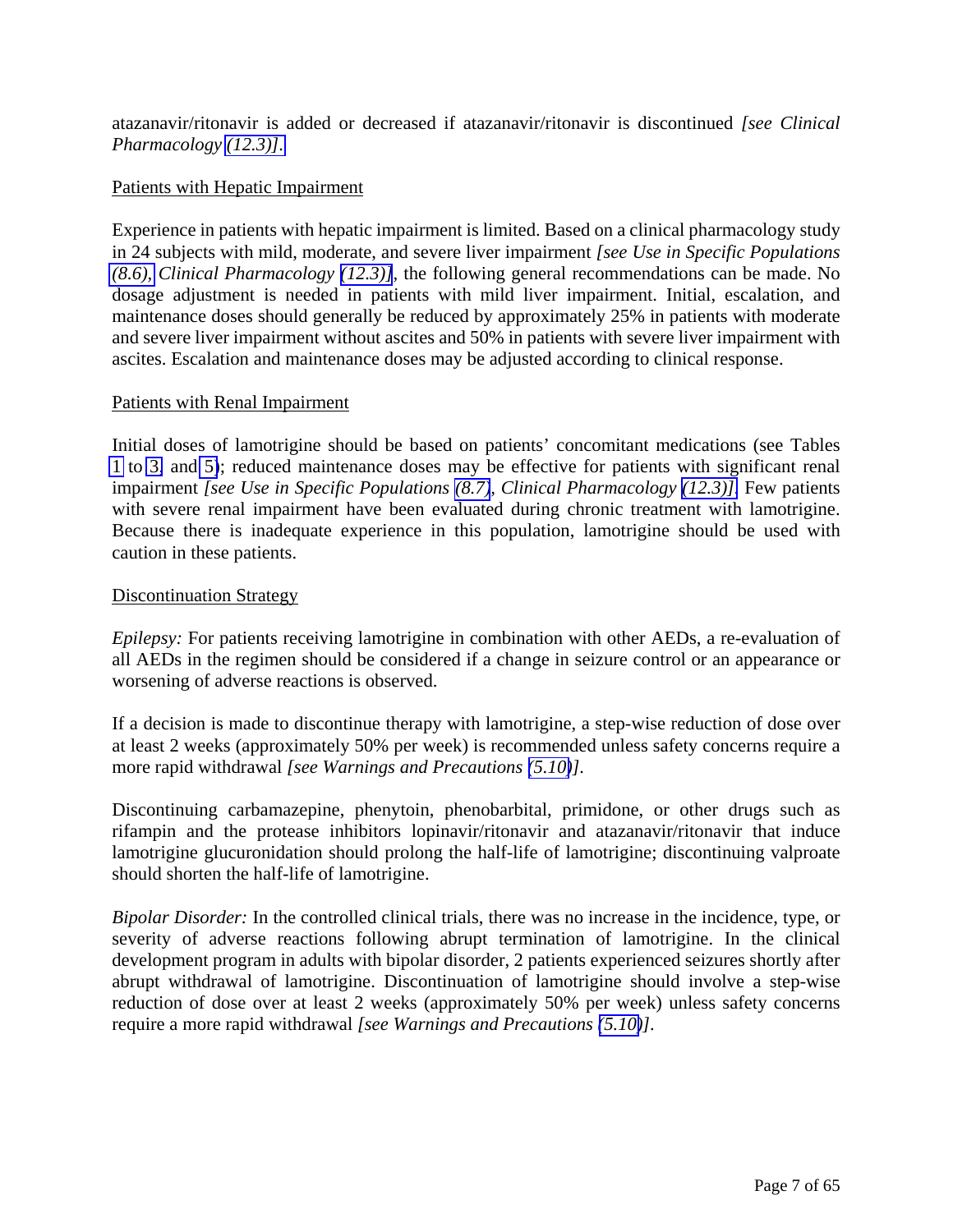atazanavir/ritonavir is added or decreased if atazanavir/ritonavir is discontinued *[see Clinical Pharmacology (12.3)]*.

Patients with Hepatic Impairment

Experience in patients with hepatic impairment is limited. Based on a clinical pharmacology study in 24 subjects with mild, moderate, and severe liver impairment *[see Use in Specific Populations (8.6), Clinical Pharmacology (12.3)]*, the following general recommendations can be made. No dosage adjustment is needed in patients with mild liver impairment. Initial, escalation, and maintenance doses should generally be reduced by approximately 25% in patients with moderate and severe liver impairment without ascites and 50% in patients with severe liver impairment with ascites. Escalation and maintenance doses may be adjusted according to clinical response.

Patients with Renal Impairment

Initial doses of lamotrigine should be based on patients' concomitant medications (see Tables 1 to 3 and 5); reduced maintenance doses may be effective for patients with significant renal impairment *[see Use in Specific Populations (8.7), Clinical Pharmacology (12.3)]*. Few patients with severe renal impairment have been evaluated during chronic treatment with lamotrigine. Because there is inadequate experience in this population, lamotrigine should be used with caution in these patients.

Discontinuation Strategy

*Epilepsy:* For patients receiving lamotrigine in combination with other AEDs, a re-evaluation of all AEDs in the regimen should be considered if a change in seizure control or an appearance or worsening of adverse reactions is observed.

If a decision is made to discontinue therapy with lamotrigine, a step-wise reduction of dose over at least 2 weeks (approximately 50% per week) is recommended unless safety concerns require a more rapid withdrawal *[see Warnings and Precautions (5.10)]*.

Discontinuing carbamazepine, phenytoin, phenobarbital, primidone, or other drugs such as rifampin and the protease inhibitors lopinavir/ritonavir and atazanavir/ritonavir that induce lamotrigine glucuronidation should prolong the half-life of lamotrigine; discontinuing valproate should shorten the half-life of lamotrigine.

*Bipolar Disorder:* In the controlled clinical trials, there was no increase in the incidence, type, or severity of adverse reactions following abrupt termination of lamotrigine. In the clinical development program in adults with bipolar disorder, 2 patients experienced seizures shortly after abrupt withdrawal of lamotrigine. Discontinuation of lamotrigine should involve a step-wise reduction of dose over at least 2 weeks (approximately 50% per week) unless safety concerns require a more rapid withdrawal *[see Warnings and Precautions (5.10)]*.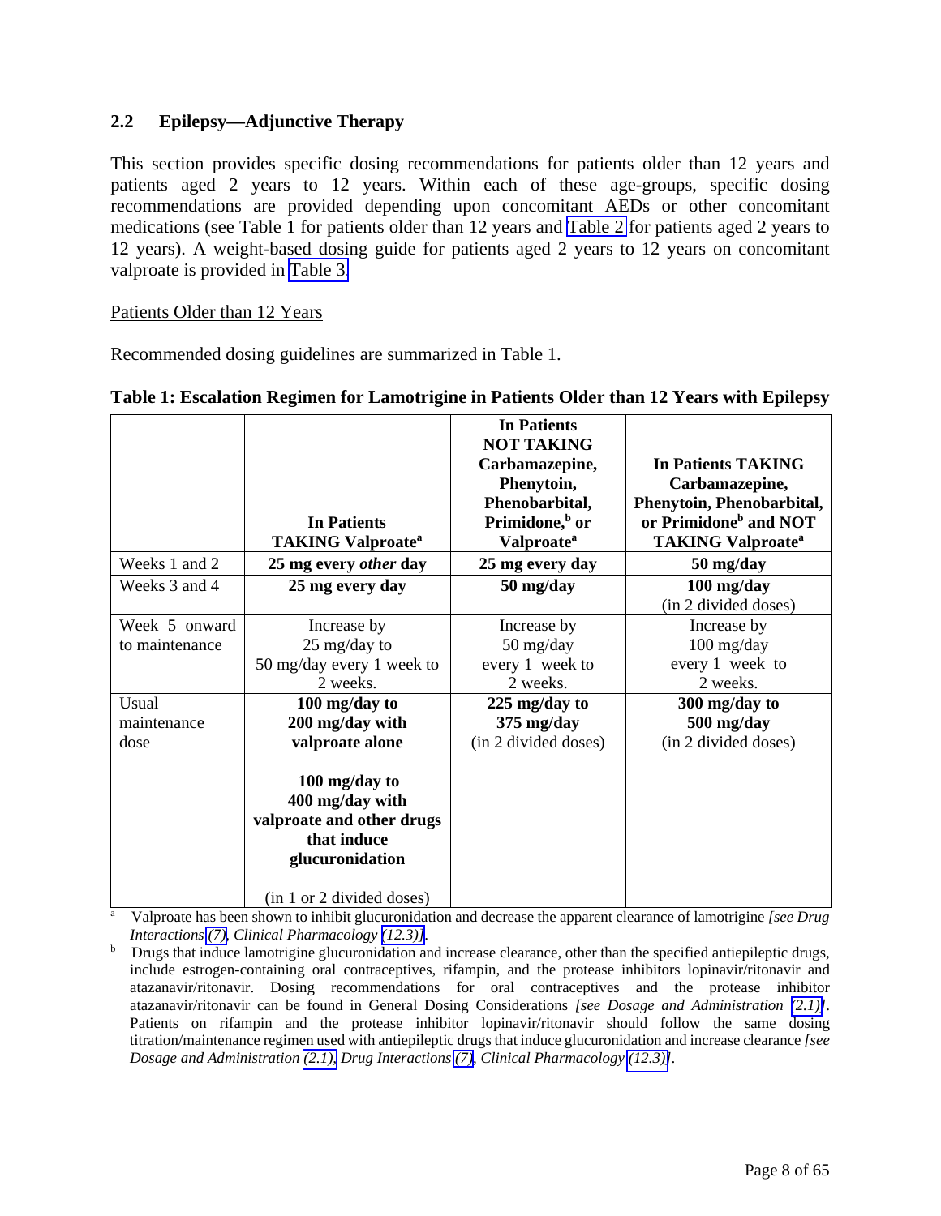## 2.2 Epilepsy—Adjunctive Therapy

This section provides specific dosing recommendations for patients older than 12 years and patients aged 2 years to 12 years. Within each of these age-groups, specific dosing recommendations are provided depending upon concomitant AEDs or other concomitant medications (see Table 1 for patients older than 12 years and Table 2 for patients aged 2 years to 12 years). A weight-based dosing guide for patients aged 2 years to 12 years on concomitant valproate is provided in Table 3.

Patients Older than 12 Years

Recommended dosing guidelines are summarized in Table 1.

**Table 1: Escalation Regimen for Lamotrigine in Patients Older than 12 Years with Epilepsy**

| | **In Patients TAKING Valproate[a]** | **In Patients NOT TAKING Carbamazepine, Phenytoin, Phenobarbital, Primidone,[b] or Valproate[a]** | **In Patients TAKING Carbamazepine, Phenytoin, Phenobarbital, or Primidone[b] and NOT TAKING Valproate[a]** |
|---|---|---|---|
| Weeks 1 and 2 | **25 mg every *other* day** | **25 mg every day** | **50 mg/day** |
| Weeks 3 and 4 | **25 mg every day** | **50 mg/day** | **100 mg/day** (in 2 divided doses) |
| Week 5 onward to maintenance | Increase by 25 mg/day to 50 mg/day every 1 week to 2 weeks. | Increase by 50 mg/day every 1 week to 2 weeks. | Increase by 100 mg/day every 1 week to 2 weeks. |
| Usual maintenance dose | **100 mg/day to 200 mg/day with valproate alone**<br><br>**100 mg/day to 400 mg/day with valproate and other drugs that induce glucuronidation**<br><br>(in 1 or 2 divided doses) | **225 mg/day to 375 mg/day** (in 2 divided doses) | **300 mg/day to 500 mg/day** (in 2 divided doses) |

[a] Valproate has been shown to inhibit glucuronidation and decrease the apparent clearance of lamotrigine *[see Drug Interactions (7), Clinical Pharmacology (12.3)]*.

[b] Drugs that induce lamotrigine glucuronidation and increase clearance, other than the specified antiepileptic drugs, include estrogen-containing oral contraceptives, rifampin, and the protease inhibitors lopinavir/ritonavir and atazanavir/ritonavir. Dosing recommendations for oral contraceptives and the protease inhibitor atazanavir/ritonavir can be found in General Dosing Considerations *[see Dosage and Administration (2.1)]*. Patients on rifampin and the protease inhibitor lopinavir/ritonavir should follow the same titration/maintenance regimen used with antiepileptic drugs that induce glucuronidation and increase clearance *[see Dosage and Administration (2.1), Drug Interactions (7), Clinical Pharmacology (12.3)]*.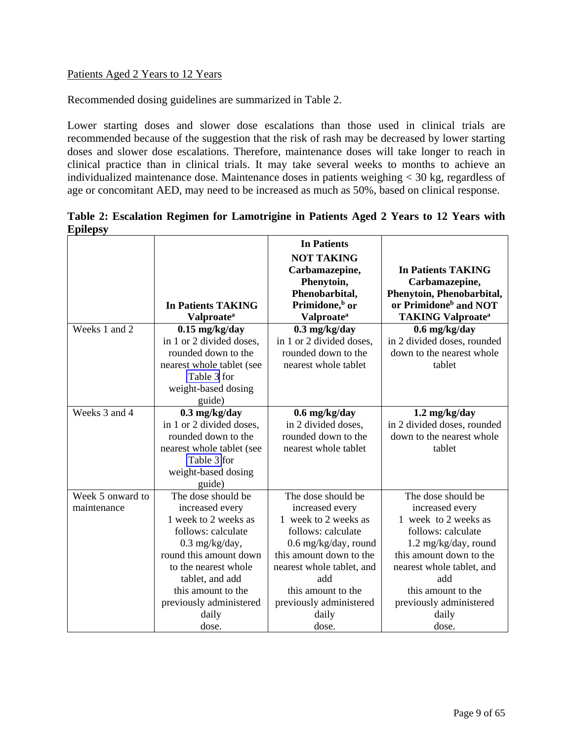Patients Aged 2 Years to 12 Years

Recommended dosing guidelines are summarized in Table 2.

Lower starting doses and slower dose escalations than those used in clinical trials are recommended because of the suggestion that the risk of rash may be decreased by lower starting doses and slower dose escalations. Therefore, maintenance doses will take longer to reach in clinical practice than in clinical trials. It may take several weeks to months to achieve an individualized maintenance dose. Maintenance doses in patients weighing < 30 kg, regardless of age or concomitant AED, may need to be increased as much as 50%, based on clinical response.

**Table 2: Escalation Regimen for Lamotrigine in Patients Aged 2 Years to 12 Years with Epilepsy**

| | **In Patients TAKING Valproate[a]** | **In Patients NOT TAKING Carbamazepine, Phenytoin, Phenobarbital, Primidone,[b] or Valproate[a]** | **In Patients TAKING Carbamazepine, Phenytoin, Phenobarbital, or Primidone[b] and NOT TAKING Valproate[a]** |
|---|---|---|---|
| Weeks 1 and 2 | **0.15 mg/kg/day** in 1 or 2 divided doses, rounded down to the nearest whole tablet (see Table 3 for weight-based dosing guide) | **0.3 mg/kg/day** in 1 or 2 divided doses, rounded down to the nearest whole tablet | **0.6 mg/kg/day** in 2 divided doses, rounded down to the nearest whole tablet |
| Weeks 3 and 4 | **0.3 mg/kg/day** in 1 or 2 divided doses, rounded down to the nearest whole tablet (see Table 3 for weight-based dosing guide) | **0.6 mg/kg/day** in 2 divided doses, rounded down to the nearest whole tablet | **1.2 mg/kg/day** in 2 divided doses, rounded down to the nearest whole tablet |
| Week 5 onward to maintenance | The dose should be increased every 1 week to 2 weeks as follows: calculate 0.3 mg/kg/day, round this amount down to the nearest whole tablet, and add this amount to the previously administered daily dose. | The dose should be increased every 1 week to 2 weeks as follows: calculate 0.6 mg/kg/day, round this amount down to the nearest whole tablet, and add this amount to the previously administered daily dose. | The dose should be increased every 1 week to 2 weeks as follows: calculate 1.2 mg/kg/day, round this amount down to the nearest whole tablet, and add this amount to the previously administered daily dose. |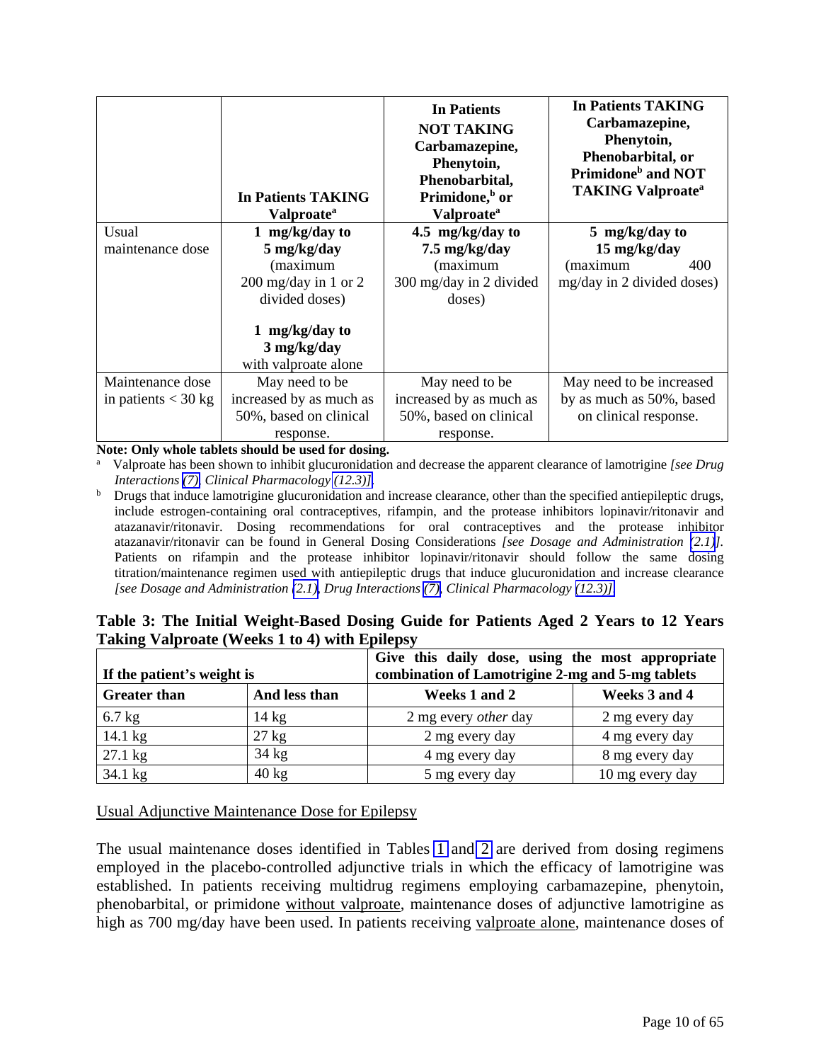| | In Patients TAKING Valproate[a] | In Patients NOT TAKING Carbamazepine, Phenytoin, Phenobarbital, Primidone,[b] or Valproate[a] | In Patients TAKING Carbamazepine, Phenytoin, Phenobarbital, or Primidone[b] and NOT TAKING Valproate[a] |
|---|---|---|---|
| Usual maintenance dose | **1 mg/kg/day to 5 mg/kg/day** (maximum 200 mg/day in 1 or 2 divided doses)<br><br>**1 mg/kg/day to 3 mg/kg/day** with valproate alone | **4.5 mg/kg/day to 7.5 mg/kg/day** (maximum 300 mg/day in 2 divided doses) | **5 mg/kg/day to 15 mg/kg/day** (maximum 400 mg/day in 2 divided doses) |
| Maintenance dose in patients < 30 kg | May need to be increased by as much as 50%, based on clinical response. | May need to be increased by as much as 50%, based on clinical response. | May need to be increased by as much as 50%, based on clinical response. |

**Note: Only whole tablets should be used for dosing.**

[a] Valproate has been shown to inhibit glucuronidation and decrease the apparent clearance of lamotrigine *[see Drug Interactions (7), Clinical Pharmacology (12.3)]*.

[b] Drugs that induce lamotrigine glucuronidation and increase clearance, other than the specified antiepileptic drugs, include estrogen-containing oral contraceptives, rifampin, and the protease inhibitors lopinavir/ritonavir and atazanavir/ritonavir. Dosing recommendations for oral contraceptives and the protease inhibitor atazanavir/ritonavir can be found in General Dosing Considerations *[see Dosage and Administration (2.1)]*. Patients on rifampin and the protease inhibitor lopinavir/ritonavir should follow the same dosing titration/maintenance regimen used with antiepileptic drugs that induce glucuronidation and increase clearance *[see Dosage and Administration (2.1), Drug Interactions (7), Clinical Pharmacology (12.3)]*.

**Table 3: The Initial Weight-Based Dosing Guide for Patients Aged 2 Years to 12 Years Taking Valproate (Weeks 1 to 4) with Epilepsy**

| If the patient's weight is | | Give this daily dose, using the most appropriate combination of Lamotrigine 2-mg and 5-mg tablets | |
|---|---|---|---|
| **Greater than** | **And less than** | **Weeks 1 and 2** | **Weeks 3 and 4** |
| 6.7 kg | 14 kg | 2 mg every *other* day | 2 mg every day |
| 14.1 kg | 27 kg | 2 mg every day | 4 mg every day |
| 27.1 kg | 34 kg | 4 mg every day | 8 mg every day |
| 34.1 kg | 40 kg | 5 mg every day | 10 mg every day |

Usual Adjunctive Maintenance Dose for Epilepsy

The usual maintenance doses identified in Tables 1 and 2 are derived from dosing regimens employed in the placebo-controlled adjunctive trials in which the efficacy of lamotrigine was established. In patients receiving multidrug regimens employing carbamazepine, phenytoin, phenobarbital, or primidone without valproate, maintenance doses of adjunctive lamotrigine as high as 700 mg/day have been used. In patients receiving valproate alone, maintenance doses of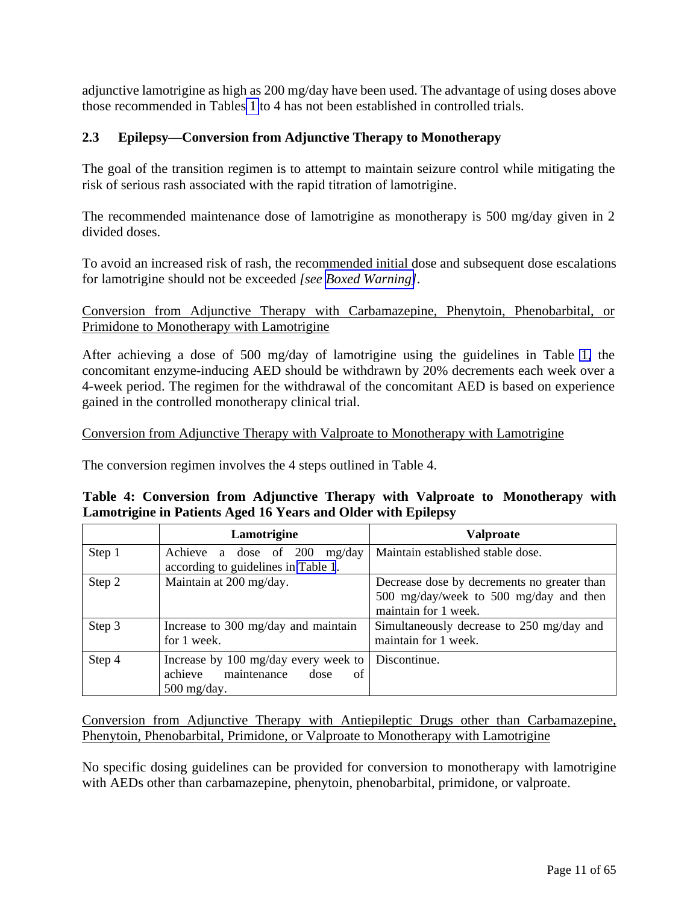adjunctive lamotrigine as high as 200 mg/day have been used. The advantage of using doses above those recommended in Tables 1 to 4 has not been established in controlled trials.

### 2.3 Epilepsy—Conversion from Adjunctive Therapy to Monotherapy

The goal of the transition regimen is to attempt to maintain seizure control while mitigating the risk of serious rash associated with the rapid titration of lamotrigine.

The recommended maintenance dose of lamotrigine as monotherapy is 500 mg/day given in 2 divided doses.

To avoid an increased risk of rash, the recommended initial dose and subsequent dose escalations for lamotrigine should not be exceeded *[see Boxed Warning]*.

Conversion from Adjunctive Therapy with Carbamazepine, Phenytoin, Phenobarbital, or Primidone to Monotherapy with Lamotrigine

After achieving a dose of 500 mg/day of lamotrigine using the guidelines in Table 1, the concomitant enzyme-inducing AED should be withdrawn by 20% decrements each week over a 4-week period. The regimen for the withdrawal of the concomitant AED is based on experience gained in the controlled monotherapy clinical trial.

Conversion from Adjunctive Therapy with Valproate to Monotherapy with Lamotrigine

The conversion regimen involves the 4 steps outlined in Table 4.

**Table 4: Conversion from Adjunctive Therapy with Valproate to Monotherapy with Lamotrigine in Patients Aged 16 Years and Older with Epilepsy**

| | Lamotrigine | Valproate |
|---|---|---|
| Step 1 | Achieve a dose of 200 mg/day according to guidelines in Table 1. | Maintain established stable dose. |
| Step 2 | Maintain at 200 mg/day. | Decrease dose by decrements no greater than 500 mg/day/week to 500 mg/day and then maintain for 1 week. |
| Step 3 | Increase to 300 mg/day and maintain for 1 week. | Simultaneously decrease to 250 mg/day and maintain for 1 week. |
| Step 4 | Increase by 100 mg/day every week to achieve maintenance dose of 500 mg/day. | Discontinue. |

Conversion from Adjunctive Therapy with Antiepileptic Drugs other than Carbamazepine, Phenytoin, Phenobarbital, Primidone, or Valproate to Monotherapy with Lamotrigine

No specific dosing guidelines can be provided for conversion to monotherapy with lamotrigine with AEDs other than carbamazepine, phenytoin, phenobarbital, primidone, or valproate.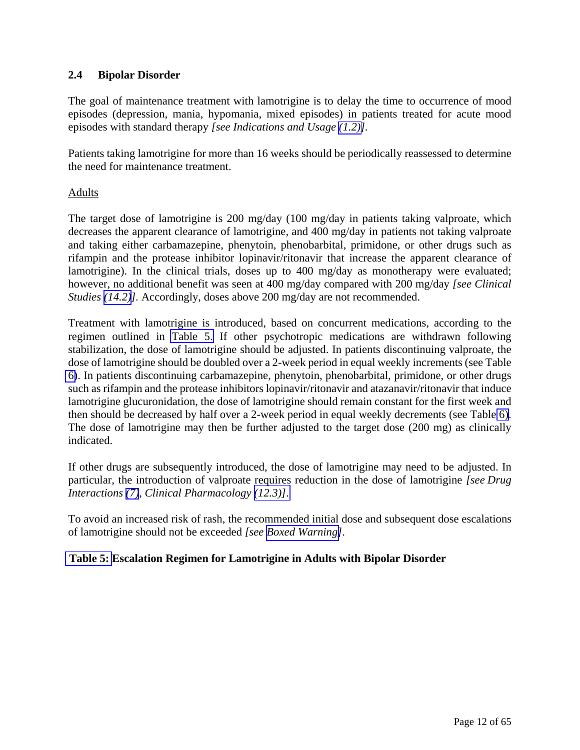### 2.4 Bipolar Disorder

The goal of maintenance treatment with lamotrigine is to delay the time to occurrence of mood episodes (depression, mania, hypomania, mixed episodes) in patients treated for acute mood episodes with standard therapy *[see Indications and Usage (1.2)]*.

Patients taking lamotrigine for more than 16 weeks should be periodically reassessed to determine the need for maintenance treatment.

Adults

The target dose of lamotrigine is 200 mg/day (100 mg/day in patients taking valproate, which decreases the apparent clearance of lamotrigine, and 400 mg/day in patients not taking valproate and taking either carbamazepine, phenytoin, phenobarbital, primidone, or other drugs such as rifampin and the protease inhibitor lopinavir/ritonavir that increase the apparent clearance of lamotrigine). In the clinical trials, doses up to 400 mg/day as monotherapy were evaluated; however, no additional benefit was seen at 400 mg/day compared with 200 mg/day *[see Clinical Studies (14.2)]*. Accordingly, doses above 200 mg/day are not recommended.

Treatment with lamotrigine is introduced, based on concurrent medications, according to the regimen outlined in Table 5. If other psychotropic medications are withdrawn following stabilization, the dose of lamotrigine should be adjusted. In patients discontinuing valproate, the dose of lamotrigine should be doubled over a 2-week period in equal weekly increments (see Table 6). In patients discontinuing carbamazepine, phenytoin, phenobarbital, primidone, or other drugs such as rifampin and the protease inhibitors lopinavir/ritonavir and atazanavir/ritonavir that induce lamotrigine glucuronidation, the dose of lamotrigine should remain constant for the first week and then should be decreased by half over a 2-week period in equal weekly decrements (see Table 6). The dose of lamotrigine may then be further adjusted to the target dose (200 mg) as clinically indicated.

If other drugs are subsequently introduced, the dose of lamotrigine may need to be adjusted. In particular, the introduction of valproate requires reduction in the dose of lamotrigine *[see Drug Interactions (7), Clinical Pharmacology (12.3)]*.

To avoid an increased risk of rash, the recommended initial dose and subsequent dose escalations of lamotrigine should not be exceeded *[see Boxed Warning]*.

**Table 5: Escalation Regimen for Lamotrigine in Adults with Bipolar Disorder**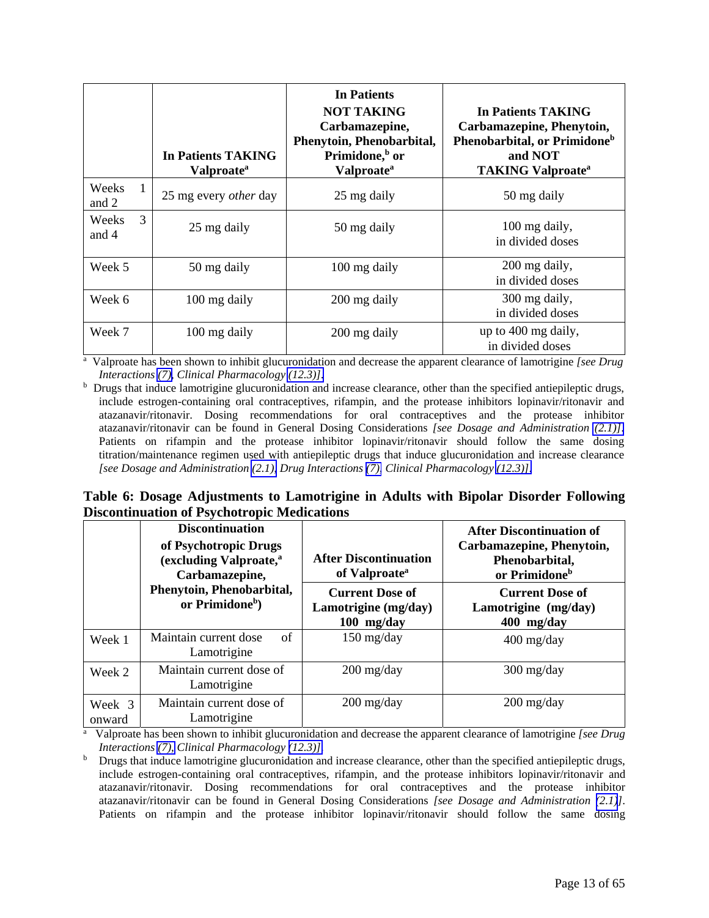| | In Patients TAKING Valproate[a] | In Patients NOT TAKING Carbamazepine, Phenytoin, Phenobarbital, Primidone,[b] or Valproate[a] | In Patients TAKING Carbamazepine, Phenytoin, Phenobarbital, or Primidone[b] and NOT TAKING Valproate[a] |
|---|---|---|---|
| Weeks 1 and 2 | 25 mg every *other* day | 25 mg daily | 50 mg daily |
| Weeks 3 and 4 | 25 mg daily | 50 mg daily | 100 mg daily, in divided doses |
| Week 5 | 50 mg daily | 100 mg daily | 200 mg daily, in divided doses |
| Week 6 | 100 mg daily | 200 mg daily | 300 mg daily, in divided doses |
| Week 7 | 100 mg daily | 200 mg daily | up to 400 mg daily, in divided doses |

[a] Valproate has been shown to inhibit glucuronidation and decrease the apparent clearance of lamotrigine *[see Drug Interactions (7), Clinical Pharmacology (12.3)]*.

[b] Drugs that induce lamotrigine glucuronidation and increase clearance, other than the specified antiepileptic drugs, include estrogen-containing oral contraceptives, rifampin, and the protease inhibitors lopinavir/ritonavir and atazanavir/ritonavir. Dosing recommendations for oral contraceptives and the protease inhibitor atazanavir/ritonavir can be found in General Dosing Considerations *[see Dosage and Administration (2.1)]*. Patients on rifampin and the protease inhibitor lopinavir/ritonavir should follow the same dosing titration/maintenance regimen used with antiepileptic drugs that induce glucuronidation and increase clearance *[see Dosage and Administration (2.1), Drug Interactions (7), Clinical Pharmacology (12.3)]*.

**Table 6: Dosage Adjustments to Lamotrigine in Adults with Bipolar Disorder Following Discontinuation of Psychotropic Medications**

| | Discontinuation of Psychotropic Drugs (excluding Valproate,[a] Carbamazepine, Phenytoin, Phenobarbital, or Primidone[b]) | After Discontinuation of Valproate[a] | After Discontinuation of Carbamazepine, Phenytoin, Phenobarbital, or Primidone[b] |
|---|---|---|---|
| | | Current Dose of Lamotrigine (mg/day) 100 mg/day | Current Dose of Lamotrigine (mg/day) 400 mg/day |
| Week 1 | Maintain current dose of Lamotrigine | 150 mg/day | 400 mg/day |
| Week 2 | Maintain current dose of Lamotrigine | 200 mg/day | 300 mg/day |
| Week 3 onward | Maintain current dose of Lamotrigine | 200 mg/day | 200 mg/day |

[a] Valproate has been shown to inhibit glucuronidation and decrease the apparent clearance of lamotrigine *[see Drug Interactions (7), Clinical Pharmacology (12.3)]*.

[b] Drugs that induce lamotrigine glucuronidation and increase clearance, other than the specified antiepileptic drugs, include estrogen-containing oral contraceptives, rifampin, and the protease inhibitors lopinavir/ritonavir and atazanavir/ritonavir. Dosing recommendations for oral contraceptives and the protease inhibitor atazanavir/ritonavir can be found in General Dosing Considerations *[see Dosage and Administration (2.1)]*. Patients on rifampin and the protease inhibitor lopinavir/ritonavir should follow the same dosing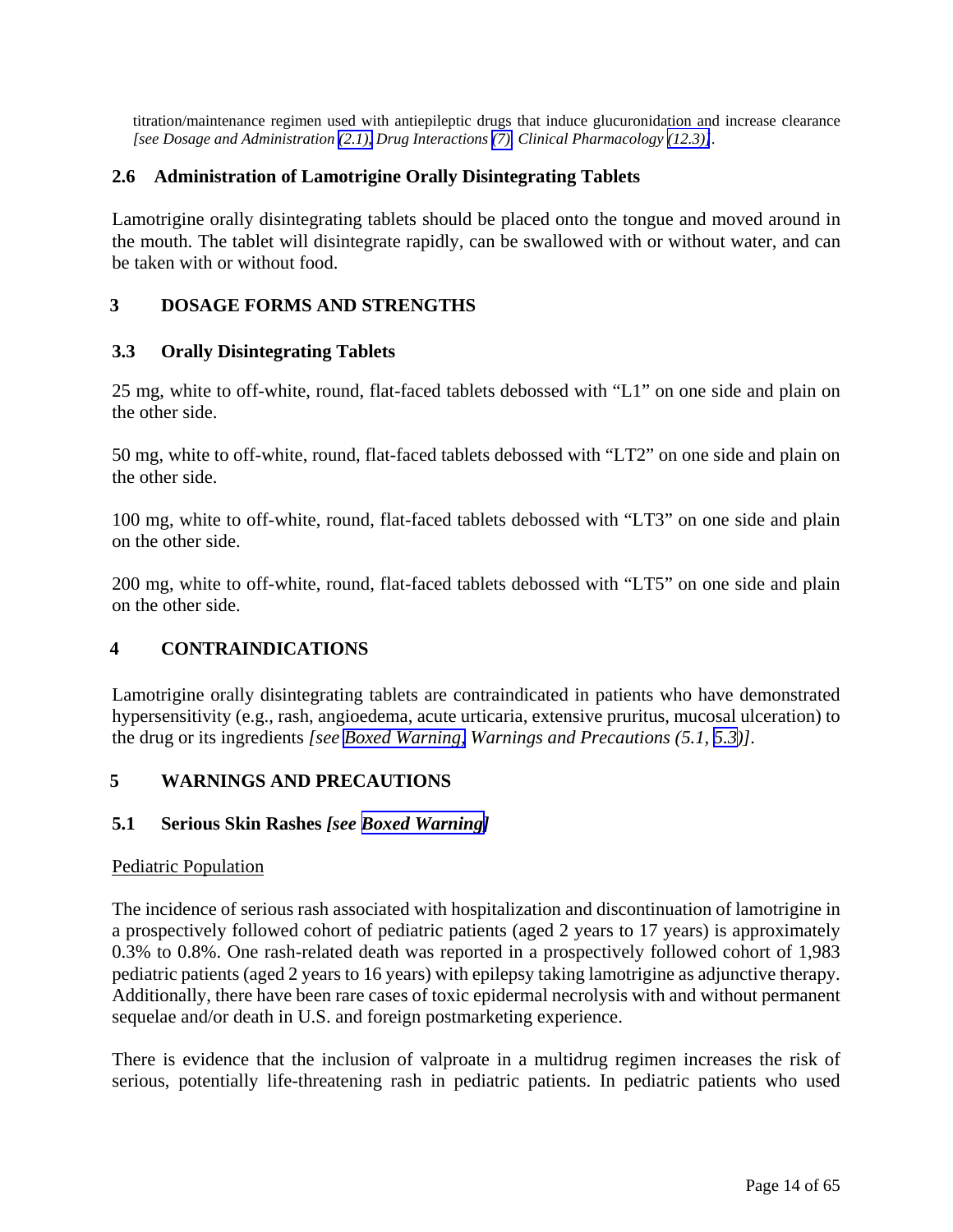titration/maintenance regimen used with antiepileptic drugs that induce glucuronidation and increase clearance *[see Dosage and Administration (2.1), Drug Interactions (7), Clinical Pharmacology (12.3)]*.

### 2.6 Administration of Lamotrigine Orally Disintegrating Tablets

Lamotrigine orally disintegrating tablets should be placed onto the tongue and moved around in the mouth. The tablet will disintegrate rapidly, can be swallowed with or without water, and can be taken with or without food.

## 3 DOSAGE FORMS AND STRENGTHS

### 3.3 Orally Disintegrating Tablets

25 mg, white to off-white, round, flat-faced tablets debossed with "L1" on one side and plain on the other side.

50 mg, white to off-white, round, flat-faced tablets debossed with "LT2" on one side and plain on the other side.

100 mg, white to off-white, round, flat-faced tablets debossed with "LT3" on one side and plain on the other side.

200 mg, white to off-white, round, flat-faced tablets debossed with "LT5" on one side and plain on the other side.

## 4 CONTRAINDICATIONS

Lamotrigine orally disintegrating tablets are contraindicated in patients who have demonstrated hypersensitivity (e.g., rash, angioedema, acute urticaria, extensive pruritus, mucosal ulceration) to the drug or its ingredients *[see Boxed Warning, Warnings and Precautions (5.1, 5.3)]*.

## 5 WARNINGS AND PRECAUTIONS

### 5.1 Serious Skin Rashes *[see Boxed Warning]*

Pediatric Population

The incidence of serious rash associated with hospitalization and discontinuation of lamotrigine in a prospectively followed cohort of pediatric patients (aged 2 years to 17 years) is approximately 0.3% to 0.8%. One rash-related death was reported in a prospectively followed cohort of 1,983 pediatric patients (aged 2 years to 16 years) with epilepsy taking lamotrigine as adjunctive therapy. Additionally, there have been rare cases of toxic epidermal necrolysis with and without permanent sequelae and/or death in U.S. and foreign postmarketing experience.

There is evidence that the inclusion of valproate in a multidrug regimen increases the risk of serious, potentially life-threatening rash in pediatric patients. In pediatric patients who used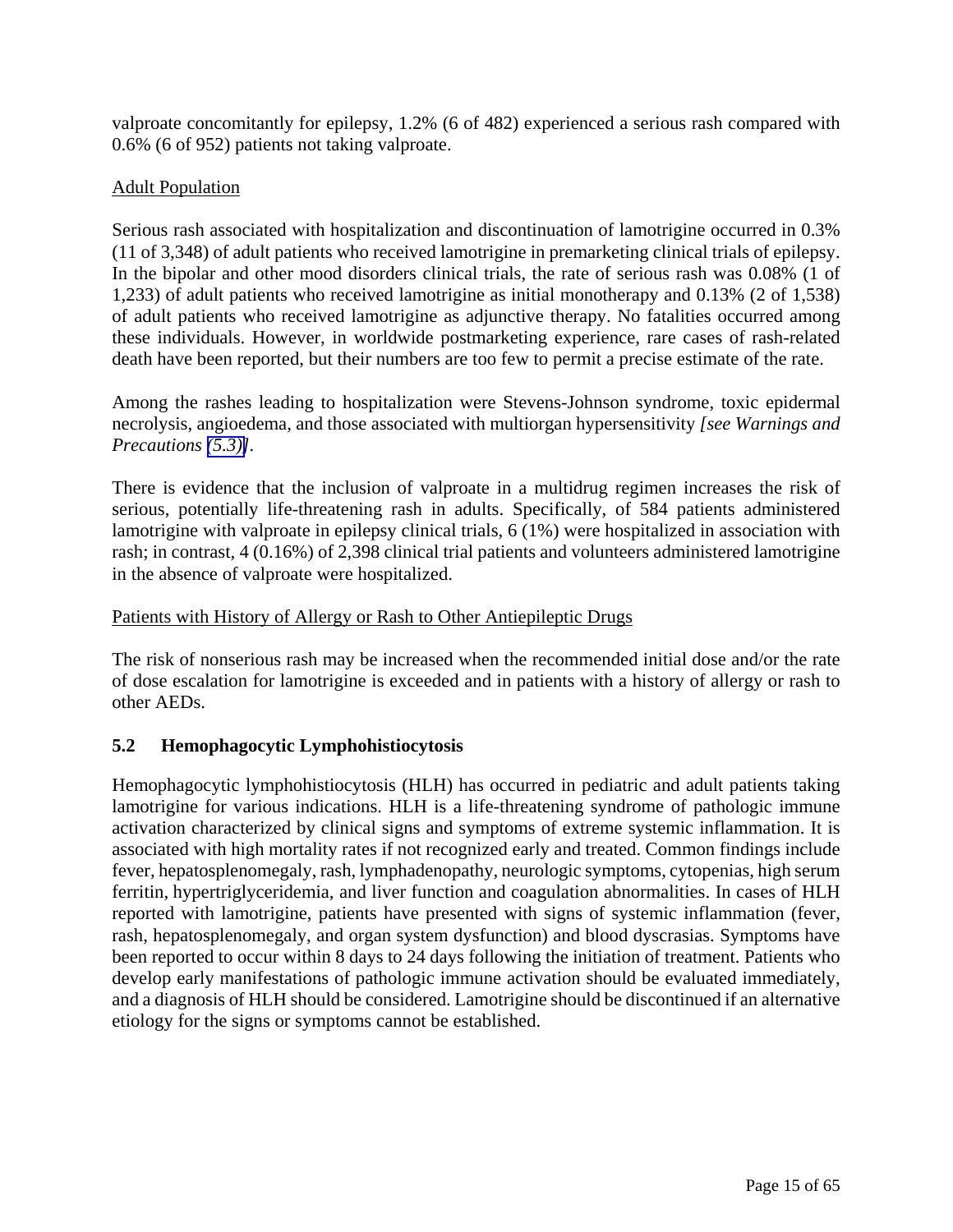valproate concomitantly for epilepsy, 1.2% (6 of 482) experienced a serious rash compared with 0.6% (6 of 952) patients not taking valproate.

Adult Population

Serious rash associated with hospitalization and discontinuation of lamotrigine occurred in 0.3% (11 of 3,348) of adult patients who received lamotrigine in premarketing clinical trials of epilepsy. In the bipolar and other mood disorders clinical trials, the rate of serious rash was 0.08% (1 of 1,233) of adult patients who received lamotrigine as initial monotherapy and 0.13% (2 of 1,538) of adult patients who received lamotrigine as adjunctive therapy. No fatalities occurred among these individuals. However, in worldwide postmarketing experience, rare cases of rash-related death have been reported, but their numbers are too few to permit a precise estimate of the rate.

Among the rashes leading to hospitalization were Stevens-Johnson syndrome, toxic epidermal necrolysis, angioedema, and those associated with multiorgan hypersensitivity *[see Warnings and Precautions (5.3)]*.

There is evidence that the inclusion of valproate in a multidrug regimen increases the risk of serious, potentially life-threatening rash in adults. Specifically, of 584 patients administered lamotrigine with valproate in epilepsy clinical trials, 6 (1%) were hospitalized in association with rash; in contrast, 4 (0.16%) of 2,398 clinical trial patients and volunteers administered lamotrigine in the absence of valproate were hospitalized.

Patients with History of Allergy or Rash to Other Antiepileptic Drugs

The risk of nonserious rash may be increased when the recommended initial dose and/or the rate of dose escalation for lamotrigine is exceeded and in patients with a history of allergy or rash to other AEDs.

### 5.2 Hemophagocytic Lymphohistiocytosis

Hemophagocytic lymphohistiocytosis (HLH) has occurred in pediatric and adult patients taking lamotrigine for various indications. HLH is a life-threatening syndrome of pathologic immune activation characterized by clinical signs and symptoms of extreme systemic inflammation. It is associated with high mortality rates if not recognized early and treated. Common findings include fever, hepatosplenomegaly, rash, lymphadenopathy, neurologic symptoms, cytopenias, high serum ferritin, hypertriglyceridemia, and liver function and coagulation abnormalities. In cases of HLH reported with lamotrigine, patients have presented with signs of systemic inflammation (fever, rash, hepatosplenomegaly, and organ system dysfunction) and blood dyscrasias. Symptoms have been reported to occur within 8 days to 24 days following the initiation of treatment. Patients who develop early manifestations of pathologic immune activation should be evaluated immediately, and a diagnosis of HLH should be considered. Lamotrigine should be discontinued if an alternative etiology for the signs or symptoms cannot be established.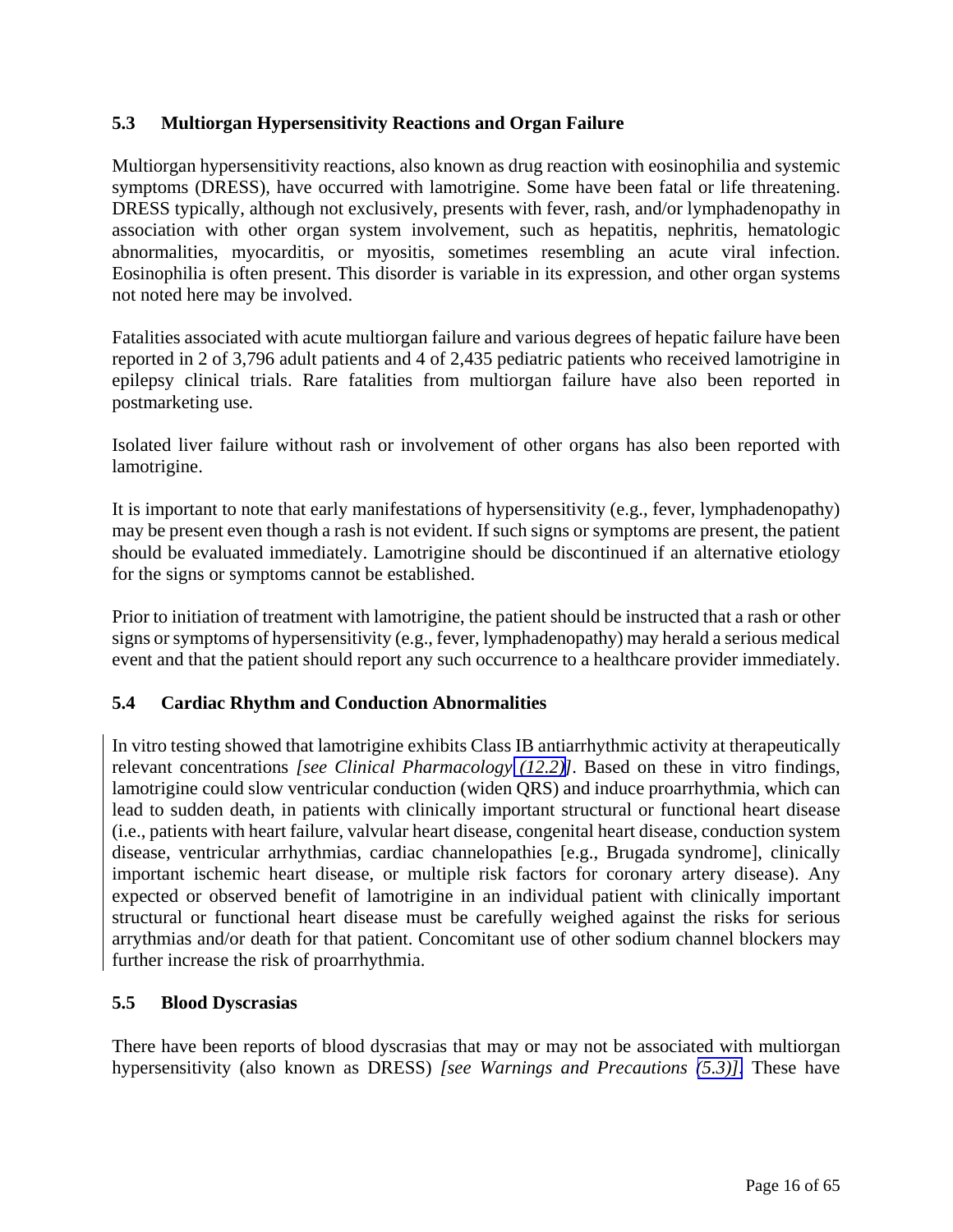### 5.3 Multiorgan Hypersensitivity Reactions and Organ Failure

Multiorgan hypersensitivity reactions, also known as drug reaction with eosinophilia and systemic symptoms (DRESS), have occurred with lamotrigine. Some have been fatal or life threatening. DRESS typically, although not exclusively, presents with fever, rash, and/or lymphadenopathy in association with other organ system involvement, such as hepatitis, nephritis, hematologic abnormalities, myocarditis, or myositis, sometimes resembling an acute viral infection. Eosinophilia is often present. This disorder is variable in its expression, and other organ systems not noted here may be involved.

Fatalities associated with acute multiorgan failure and various degrees of hepatic failure have been reported in 2 of 3,796 adult patients and 4 of 2,435 pediatric patients who received lamotrigine in epilepsy clinical trials. Rare fatalities from multiorgan failure have also been reported in postmarketing use.

Isolated liver failure without rash or involvement of other organs has also been reported with lamotrigine.

It is important to note that early manifestations of hypersensitivity (e.g., fever, lymphadenopathy) may be present even though a rash is not evident. If such signs or symptoms are present, the patient should be evaluated immediately. Lamotrigine should be discontinued if an alternative etiology for the signs or symptoms cannot be established.

Prior to initiation of treatment with lamotrigine, the patient should be instructed that a rash or other signs or symptoms of hypersensitivity (e.g., fever, lymphadenopathy) may herald a serious medical event and that the patient should report any such occurrence to a healthcare provider immediately.

### 5.4 Cardiac Rhythm and Conduction Abnormalities

In vitro testing showed that lamotrigine exhibits Class IB antiarrhythmic activity at therapeutically relevant concentrations *[see Clinical Pharmacology (12.2)]*. Based on these in vitro findings, lamotrigine could slow ventricular conduction (widen QRS) and induce proarrhythmia, which can lead to sudden death, in patients with clinically important structural or functional heart disease (i.e., patients with heart failure, valvular heart disease, congenital heart disease, conduction system disease, ventricular arrhythmias, cardiac channelopathies [e.g., Brugada syndrome], clinically important ischemic heart disease, or multiple risk factors for coronary artery disease). Any expected or observed benefit of lamotrigine in an individual patient with clinically important structural or functional heart disease must be carefully weighed against the risks for serious arrythmias and/or death for that patient. Concomitant use of other sodium channel blockers may further increase the risk of proarrhythmia.

### 5.5 Blood Dyscrasias

There have been reports of blood dyscrasias that may or may not be associated with multiorgan hypersensitivity (also known as DRESS) *[see Warnings and Precautions (5.3)]*. These have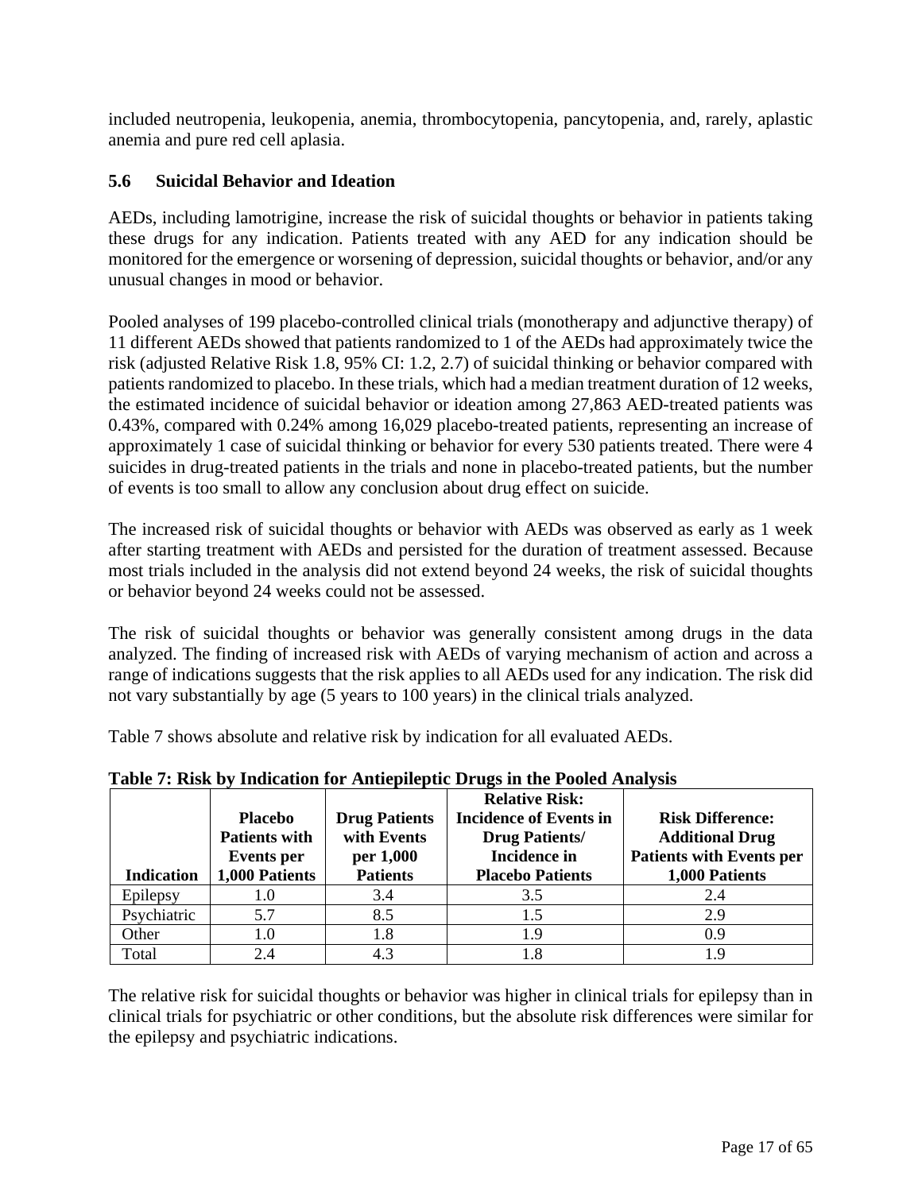included neutropenia, leukopenia, anemia, thrombocytopenia, pancytopenia, and, rarely, aplastic anemia and pure red cell aplasia.

### 5.6 Suicidal Behavior and Ideation

AEDs, including lamotrigine, increase the risk of suicidal thoughts or behavior in patients taking these drugs for any indication. Patients treated with any AED for any indication should be monitored for the emergence or worsening of depression, suicidal thoughts or behavior, and/or any unusual changes in mood or behavior.

Pooled analyses of 199 placebo-controlled clinical trials (monotherapy and adjunctive therapy) of 11 different AEDs showed that patients randomized to 1 of the AEDs had approximately twice the risk (adjusted Relative Risk 1.8, 95% CI: 1.2, 2.7) of suicidal thinking or behavior compared with patients randomized to placebo. In these trials, which had a median treatment duration of 12 weeks, the estimated incidence of suicidal behavior or ideation among 27,863 AED-treated patients was 0.43%, compared with 0.24% among 16,029 placebo-treated patients, representing an increase of approximately 1 case of suicidal thinking or behavior for every 530 patients treated. There were 4 suicides in drug-treated patients in the trials and none in placebo-treated patients, but the number of events is too small to allow any conclusion about drug effect on suicide.

The increased risk of suicidal thoughts or behavior with AEDs was observed as early as 1 week after starting treatment with AEDs and persisted for the duration of treatment assessed. Because most trials included in the analysis did not extend beyond 24 weeks, the risk of suicidal thoughts or behavior beyond 24 weeks could not be assessed.

The risk of suicidal thoughts or behavior was generally consistent among drugs in the data analyzed. The finding of increased risk with AEDs of varying mechanism of action and across a range of indications suggests that the risk applies to all AEDs used for any indication. The risk did not vary substantially by age (5 years to 100 years) in the clinical trials analyzed.

Table 7 shows absolute and relative risk by indication for all evaluated AEDs.

**Table 7: Risk by Indication for Antiepileptic Drugs in the Pooled Analysis**

| Indication | Placebo Patients with Events per 1,000 Patients | Drug Patients with Events per 1,000 Patients | Relative Risk: Incidence of Events in Drug Patients/ Incidence in Placebo Patients | Risk Difference: Additional Drug Patients with Events per 1,000 Patients |
|---|---|---|---|---|
| Epilepsy | 1.0 | 3.4 | 3.5 | 2.4 |
| Psychiatric | 5.7 | 8.5 | 1.5 | 2.9 |
| Other | 1.0 | 1.8 | 1.9 | 0.9 |
| Total | 2.4 | 4.3 | 1.8 | 1.9 |

The relative risk for suicidal thoughts or behavior was higher in clinical trials for epilepsy than in clinical trials for psychiatric or other conditions, but the absolute risk differences were similar for the epilepsy and psychiatric indications.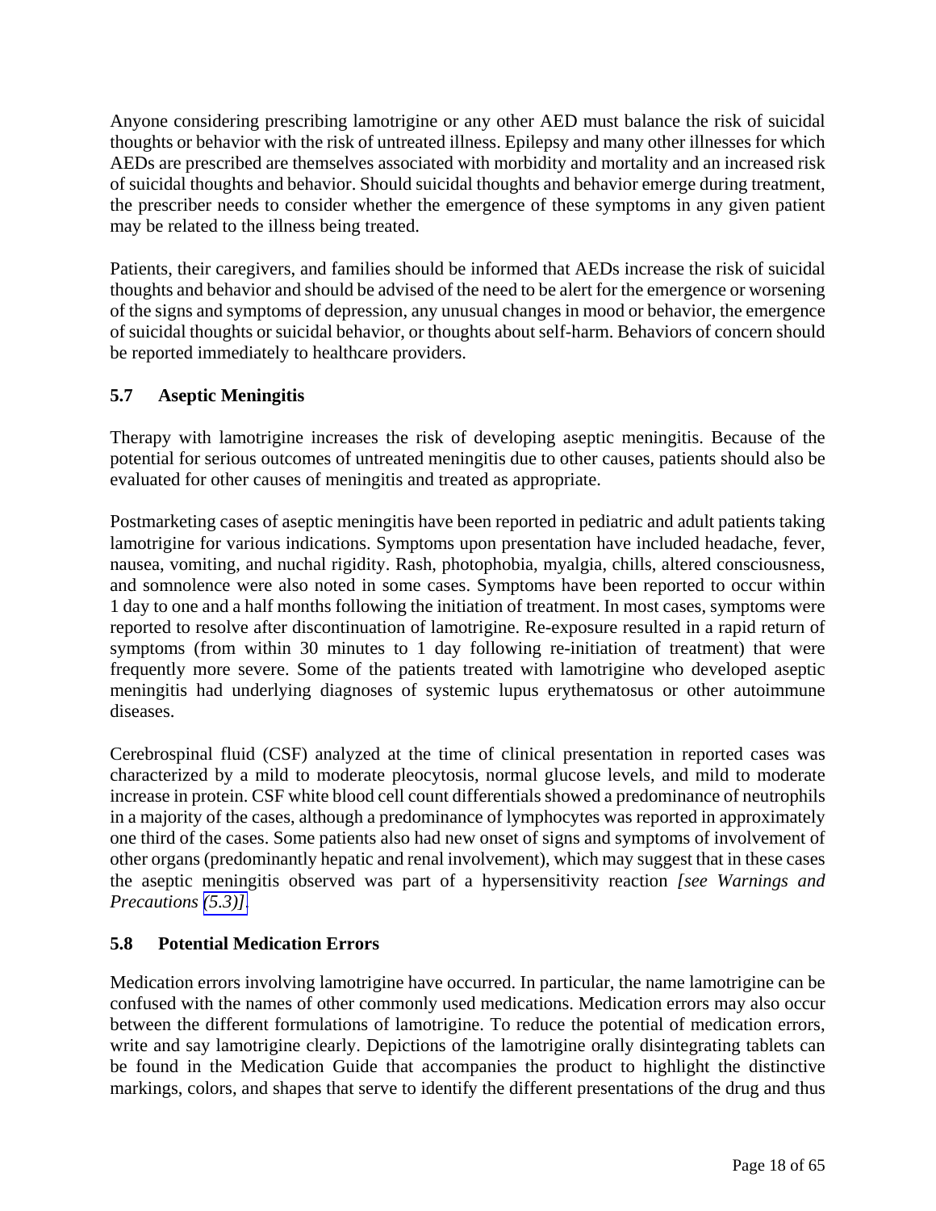Anyone considering prescribing lamotrigine or any other AED must balance the risk of suicidal thoughts or behavior with the risk of untreated illness. Epilepsy and many other illnesses for which AEDs are prescribed are themselves associated with morbidity and mortality and an increased risk of suicidal thoughts and behavior. Should suicidal thoughts and behavior emerge during treatment, the prescriber needs to consider whether the emergence of these symptoms in any given patient may be related to the illness being treated.

Patients, their caregivers, and families should be informed that AEDs increase the risk of suicidal thoughts and behavior and should be advised of the need to be alert for the emergence or worsening of the signs and symptoms of depression, any unusual changes in mood or behavior, the emergence of suicidal thoughts or suicidal behavior, or thoughts about self-harm. Behaviors of concern should be reported immediately to healthcare providers.

### 5.7 Aseptic Meningitis

Therapy with lamotrigine increases the risk of developing aseptic meningitis. Because of the potential for serious outcomes of untreated meningitis due to other causes, patients should also be evaluated for other causes of meningitis and treated as appropriate.

Postmarketing cases of aseptic meningitis have been reported in pediatric and adult patients taking lamotrigine for various indications. Symptoms upon presentation have included headache, fever, nausea, vomiting, and nuchal rigidity. Rash, photophobia, myalgia, chills, altered consciousness, and somnolence were also noted in some cases. Symptoms have been reported to occur within 1 day to one and a half months following the initiation of treatment. In most cases, symptoms were reported to resolve after discontinuation of lamotrigine. Re-exposure resulted in a rapid return of symptoms (from within 30 minutes to 1 day following re-initiation of treatment) that were frequently more severe. Some of the patients treated with lamotrigine who developed aseptic meningitis had underlying diagnoses of systemic lupus erythematosus or other autoimmune diseases.

Cerebrospinal fluid (CSF) analyzed at the time of clinical presentation in reported cases was characterized by a mild to moderate pleocytosis, normal glucose levels, and mild to moderate increase in protein. CSF white blood cell count differentials showed a predominance of neutrophils in a majority of the cases, although a predominance of lymphocytes was reported in approximately one third of the cases. Some patients also had new onset of signs and symptoms of involvement of other organs (predominantly hepatic and renal involvement), which may suggest that in these cases the aseptic meningitis observed was part of a hypersensitivity reaction *[see Warnings and Precautions (5.3)]*.

### 5.8 Potential Medication Errors

Medication errors involving lamotrigine have occurred. In particular, the name lamotrigine can be confused with the names of other commonly used medications. Medication errors may also occur between the different formulations of lamotrigine. To reduce the potential of medication errors, write and say lamotrigine clearly. Depictions of the lamotrigine orally disintegrating tablets can be found in the Medication Guide that accompanies the product to highlight the distinctive markings, colors, and shapes that serve to identify the different presentations of the drug and thus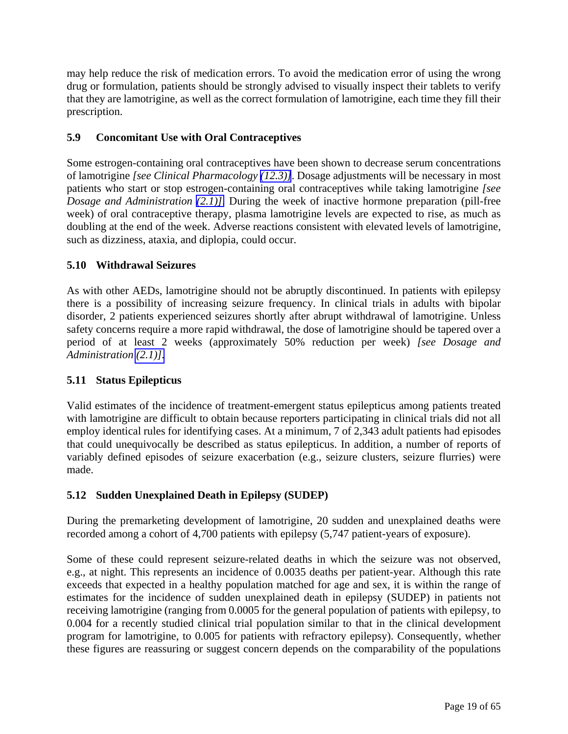may help reduce the risk of medication errors. To avoid the medication error of using the wrong drug or formulation, patients should be strongly advised to visually inspect their tablets to verify that they are lamotrigine, as well as the correct formulation of lamotrigine, each time they fill their prescription.

### 5.9 Concomitant Use with Oral Contraceptives

Some estrogen-containing oral contraceptives have been shown to decrease serum concentrations of lamotrigine *[see Clinical Pharmacology (12.3)]*. Dosage adjustments will be necessary in most patients who start or stop estrogen-containing oral contraceptives while taking lamotrigine *[see Dosage and Administration (2.1)]*. During the week of inactive hormone preparation (pill-free week) of oral contraceptive therapy, plasma lamotrigine levels are expected to rise, as much as doubling at the end of the week. Adverse reactions consistent with elevated levels of lamotrigine, such as dizziness, ataxia, and diplopia, could occur.

### 5.10 Withdrawal Seizures

As with other AEDs, lamotrigine should not be abruptly discontinued. In patients with epilepsy there is a possibility of increasing seizure frequency. In clinical trials in adults with bipolar disorder, 2 patients experienced seizures shortly after abrupt withdrawal of lamotrigine. Unless safety concerns require a more rapid withdrawal, the dose of lamotrigine should be tapered over a period of at least 2 weeks (approximately 50% reduction per week) *[see Dosage and Administration (2.1)]*.

### 5.11 Status Epilepticus

Valid estimates of the incidence of treatment-emergent status epilepticus among patients treated with lamotrigine are difficult to obtain because reporters participating in clinical trials did not all employ identical rules for identifying cases. At a minimum, 7 of 2,343 adult patients had episodes that could unequivocally be described as status epilepticus. In addition, a number of reports of variably defined episodes of seizure exacerbation (e.g., seizure clusters, seizure flurries) were made.

### 5.12 Sudden Unexplained Death in Epilepsy (SUDEP)

During the premarketing development of lamotrigine, 20 sudden and unexplained deaths were recorded among a cohort of 4,700 patients with epilepsy (5,747 patient-years of exposure).

Some of these could represent seizure-related deaths in which the seizure was not observed, e.g., at night. This represents an incidence of 0.0035 deaths per patient-year. Although this rate exceeds that expected in a healthy population matched for age and sex, it is within the range of estimates for the incidence of sudden unexplained death in epilepsy (SUDEP) in patients not receiving lamotrigine (ranging from 0.0005 for the general population of patients with epilepsy, to 0.004 for a recently studied clinical trial population similar to that in the clinical development program for lamotrigine, to 0.005 for patients with refractory epilepsy). Consequently, whether these figures are reassuring or suggest concern depends on the comparability of the populations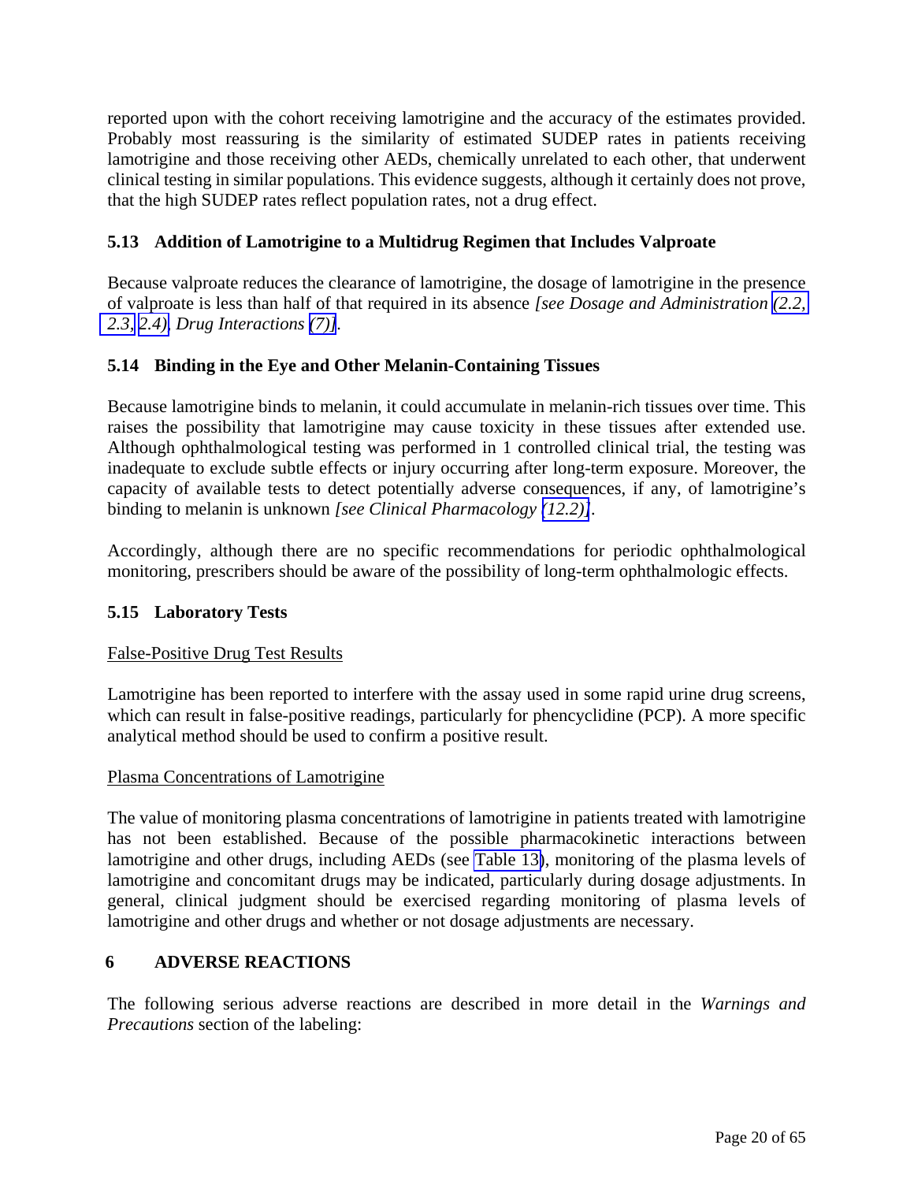reported upon with the cohort receiving lamotrigine and the accuracy of the estimates provided. Probably most reassuring is the similarity of estimated SUDEP rates in patients receiving lamotrigine and those receiving other AEDs, chemically unrelated to each other, that underwent clinical testing in similar populations. This evidence suggests, although it certainly does not prove, that the high SUDEP rates reflect population rates, not a drug effect.

### 5.13 Addition of Lamotrigine to a Multidrug Regimen that Includes Valproate

Because valproate reduces the clearance of lamotrigine, the dosage of lamotrigine in the presence of valproate is less than half of that required in its absence *[see Dosage and Administration (2.2, 2.3, 2.4), Drug Interactions (7)]*.

### 5.14 Binding in the Eye and Other Melanin-Containing Tissues

Because lamotrigine binds to melanin, it could accumulate in melanin-rich tissues over time. This raises the possibility that lamotrigine may cause toxicity in these tissues after extended use. Although ophthalmological testing was performed in 1 controlled clinical trial, the testing was inadequate to exclude subtle effects or injury occurring after long-term exposure. Moreover, the capacity of available tests to detect potentially adverse consequences, if any, of lamotrigine's binding to melanin is unknown *[see Clinical Pharmacology (12.2)]*.

Accordingly, although there are no specific recommendations for periodic ophthalmological monitoring, prescribers should be aware of the possibility of long-term ophthalmologic effects.

### 5.15 Laboratory Tests

False-Positive Drug Test Results

Lamotrigine has been reported to interfere with the assay used in some rapid urine drug screens, which can result in false-positive readings, particularly for phencyclidine (PCP). A more specific analytical method should be used to confirm a positive result.

Plasma Concentrations of Lamotrigine

The value of monitoring plasma concentrations of lamotrigine in patients treated with lamotrigine has not been established. Because of the possible pharmacokinetic interactions between lamotrigine and other drugs, including AEDs (see Table 13), monitoring of the plasma levels of lamotrigine and concomitant drugs may be indicated, particularly during dosage adjustments. In general, clinical judgment should be exercised regarding monitoring of plasma levels of lamotrigine and other drugs and whether or not dosage adjustments are necessary.

## 6 ADVERSE REACTIONS

The following serious adverse reactions are described in more detail in the *Warnings and Precautions* section of the labeling: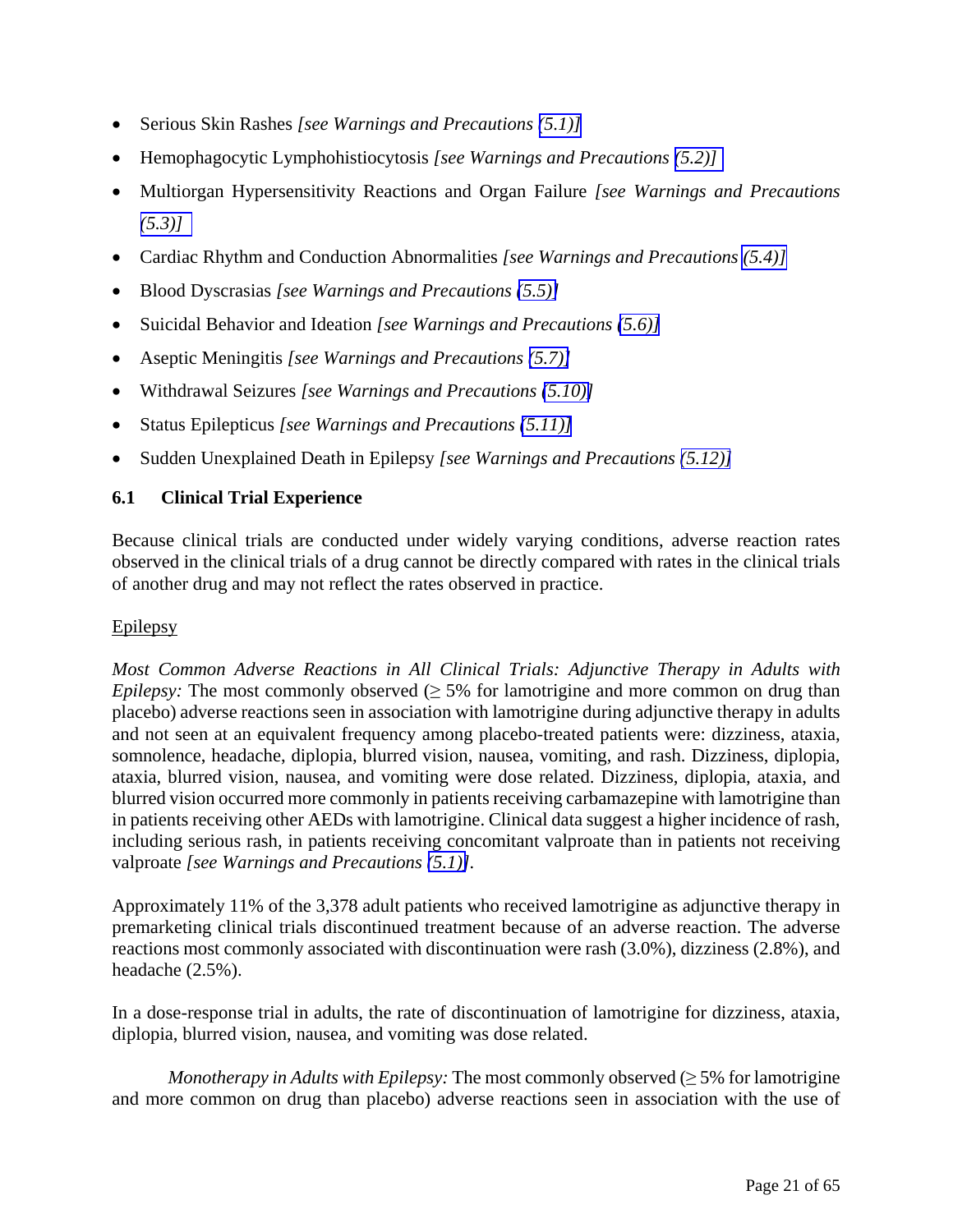- Serious Skin Rashes *[see Warnings and Precautions (5.1)]*
- Hemophagocytic Lymphohistiocytosis *[see Warnings and Precautions (5.2)]*
- Multiorgan Hypersensitivity Reactions and Organ Failure *[see Warnings and Precautions (5.3)]*
- Cardiac Rhythm and Conduction Abnormalities *[see Warnings and Precautions (5.4)]*
- Blood Dyscrasias *[see Warnings and Precautions (5.5)]*
- Suicidal Behavior and Ideation *[see Warnings and Precautions (5.6)]*
- Aseptic Meningitis *[see Warnings and Precautions (5.7)]*
- Withdrawal Seizures *[see Warnings and Precautions (5.10)]*
- Status Epilepticus *[see Warnings and Precautions (5.11)]*
- Sudden Unexplained Death in Epilepsy *[see Warnings and Precautions (5.12)]*

### 6.1 Clinical Trial Experience

Because clinical trials are conducted under widely varying conditions, adverse reaction rates observed in the clinical trials of a drug cannot be directly compared with rates in the clinical trials of another drug and may not reflect the rates observed in practice.

Epilepsy

*Most Common Adverse Reactions in All Clinical Trials: Adjunctive Therapy in Adults with Epilepsy:* The most commonly observed (≥ 5% for lamotrigine and more common on drug than placebo) adverse reactions seen in association with lamotrigine during adjunctive therapy in adults and not seen at an equivalent frequency among placebo-treated patients were: dizziness, ataxia, somnolence, headache, diplopia, blurred vision, nausea, vomiting, and rash. Dizziness, diplopia, ataxia, blurred vision, nausea, and vomiting were dose related. Dizziness, diplopia, ataxia, and blurred vision occurred more commonly in patients receiving carbamazepine with lamotrigine than in patients receiving other AEDs with lamotrigine. Clinical data suggest a higher incidence of rash, including serious rash, in patients receiving concomitant valproate than in patients not receiving valproate *[see Warnings and Precautions (5.1)]*.

Approximately 11% of the 3,378 adult patients who received lamotrigine as adjunctive therapy in premarketing clinical trials discontinued treatment because of an adverse reaction. The adverse reactions most commonly associated with discontinuation were rash (3.0%), dizziness (2.8%), and headache (2.5%).

In a dose-response trial in adults, the rate of discontinuation of lamotrigine for dizziness, ataxia, diplopia, blurred vision, nausea, and vomiting was dose related.

*Monotherapy in Adults with Epilepsy:* The most commonly observed (≥ 5% for lamotrigine and more common on drug than placebo) adverse reactions seen in association with the use of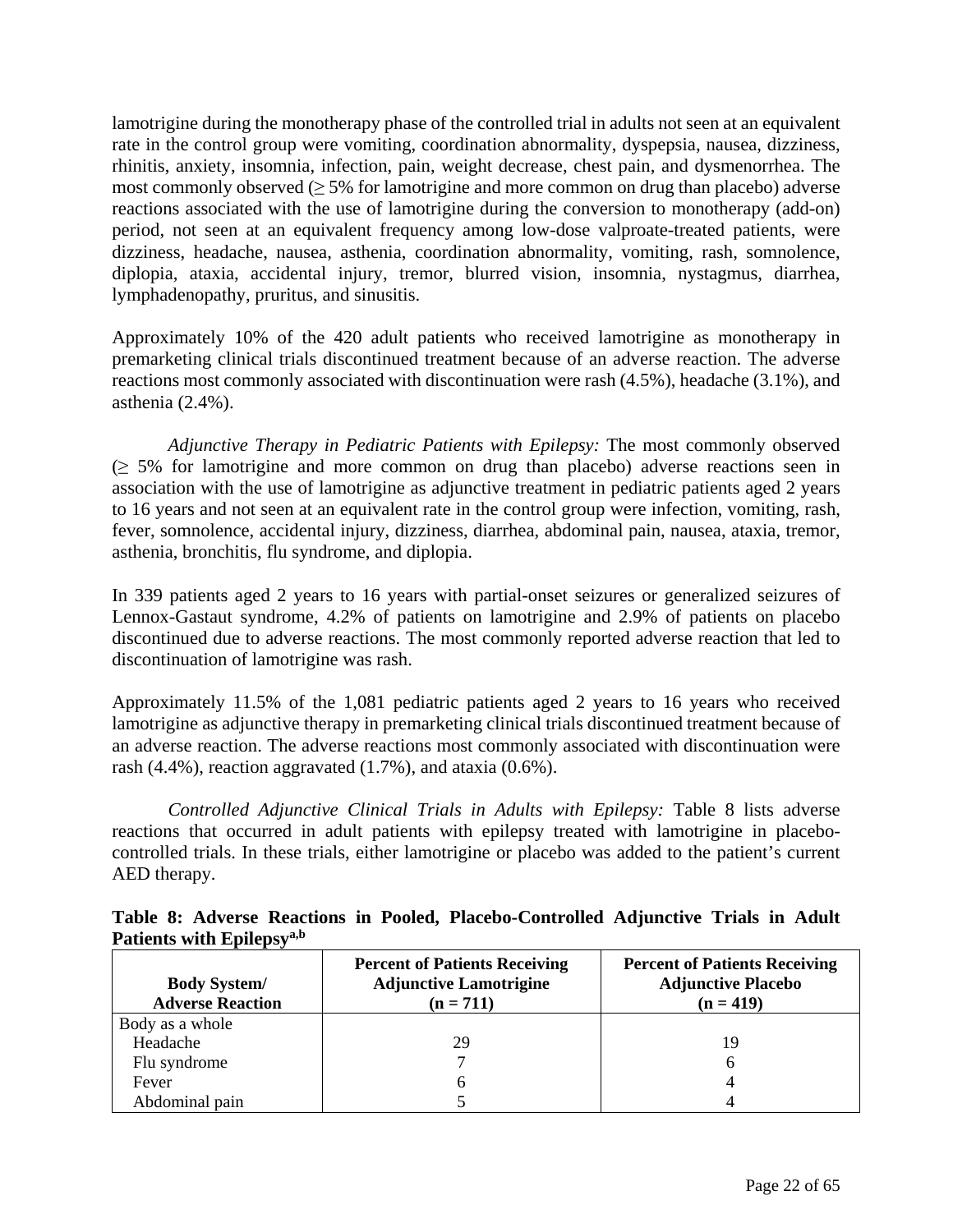lamotrigine during the monotherapy phase of the controlled trial in adults not seen at an equivalent rate in the control group were vomiting, coordination abnormality, dyspepsia, nausea, dizziness, rhinitis, anxiety, insomnia, infection, pain, weight decrease, chest pain, and dysmenorrhea. The most commonly observed (≥ 5% for lamotrigine and more common on drug than placebo) adverse reactions associated with the use of lamotrigine during the conversion to monotherapy (add-on) period, not seen at an equivalent frequency among low-dose valproate-treated patients, were dizziness, headache, nausea, asthenia, coordination abnormality, vomiting, rash, somnolence, diplopia, ataxia, accidental injury, tremor, blurred vision, insomnia, nystagmus, diarrhea, lymphadenopathy, pruritus, and sinusitis.

Approximately 10% of the 420 adult patients who received lamotrigine as monotherapy in premarketing clinical trials discontinued treatment because of an adverse reaction. The adverse reactions most commonly associated with discontinuation were rash (4.5%), headache (3.1%), and asthenia (2.4%).

*Adjunctive Therapy in Pediatric Patients with Epilepsy:* The most commonly observed (≥ 5% for lamotrigine and more common on drug than placebo) adverse reactions seen in association with the use of lamotrigine as adjunctive treatment in pediatric patients aged 2 years to 16 years and not seen at an equivalent rate in the control group were infection, vomiting, rash, fever, somnolence, accidental injury, dizziness, diarrhea, abdominal pain, nausea, ataxia, tremor, asthenia, bronchitis, flu syndrome, and diplopia.

In 339 patients aged 2 years to 16 years with partial-onset seizures or generalized seizures of Lennox-Gastaut syndrome, 4.2% of patients on lamotrigine and 2.9% of patients on placebo discontinued due to adverse reactions. The most commonly reported adverse reaction that led to discontinuation of lamotrigine was rash.

Approximately 11.5% of the 1,081 pediatric patients aged 2 years to 16 years who received lamotrigine as adjunctive therapy in premarketing clinical trials discontinued treatment because of an adverse reaction. The adverse reactions most commonly associated with discontinuation were rash (4.4%), reaction aggravated (1.7%), and ataxia (0.6%).

*Controlled Adjunctive Clinical Trials in Adults with Epilepsy:* Table 8 lists adverse reactions that occurred in adult patients with epilepsy treated with lamotrigine in placebo-controlled trials. In these trials, either lamotrigine or placebo was added to the patient's current AED therapy.

**Table 8: Adverse Reactions in Pooled, Placebo-Controlled Adjunctive Trials in Adult Patients with Epilepsy[a,b]**

| Body System/ Adverse Reaction | Percent of Patients Receiving Adjunctive Lamotrigine (n = 711) | Percent of Patients Receiving Adjunctive Placebo (n = 419) |
|---|---|---|
| Body as a whole | | |
| Headache | 29 | 19 |
| Flu syndrome | 7 | 6 |
| Fever | 6 | 4 |
| Abdominal pain | 5 | 4 |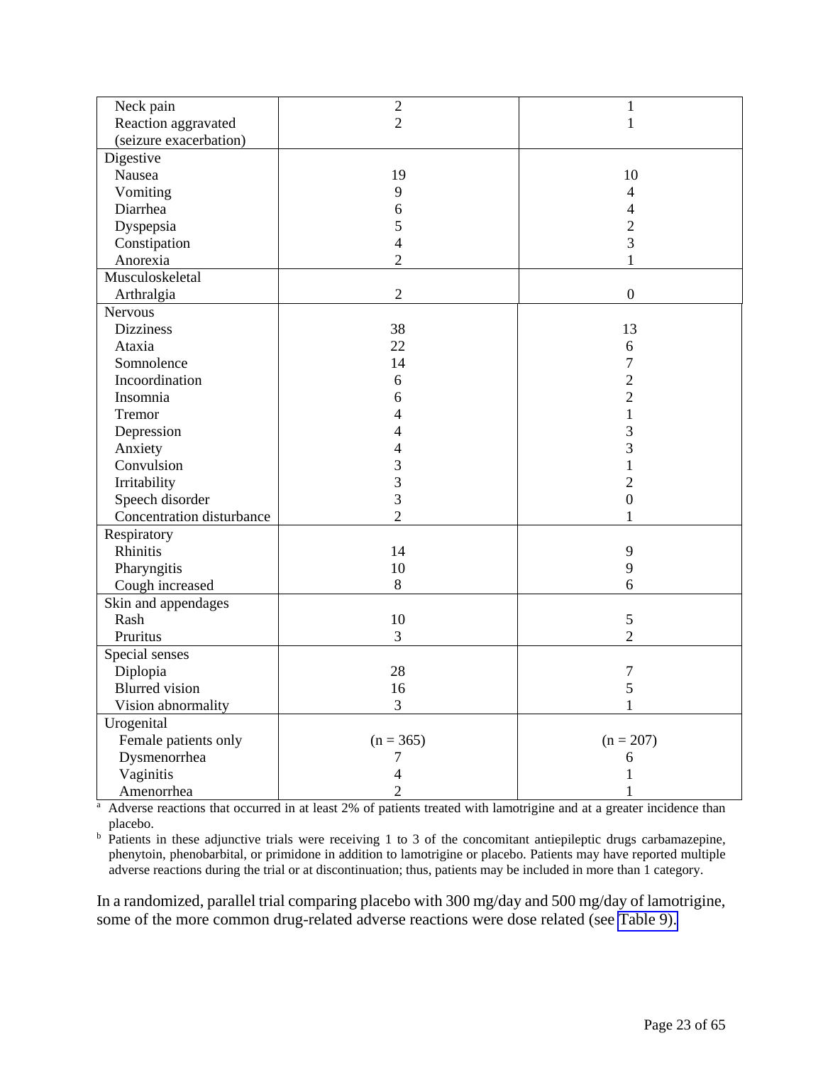| | | |
|---|---|---|
| Neck pain | 2 | 1 |
| Reaction aggravated (seizure exacerbation) | 2 | 1 |
| Digestive | | |
| Nausea | 19 | 10 |
| Vomiting | 9 | 4 |
| Diarrhea | 6 | 4 |
| Dyspepsia | 5 | 2 |
| Constipation | 4 | 3 |
| Anorexia | 2 | 1 |
| Musculoskeletal | | |
| Arthralgia | 2 | 0 |
| Nervous | | |
| Dizziness | 38 | 13 |
| Ataxia | 22 | 6 |
| Somnolence | 14 | 7 |
| Incoordination | 6 | 2 |
| Insomnia | 6 | 2 |
| Tremor | 4 | 1 |
| Depression | 4 | 3 |
| Anxiety | 4 | 3 |
| Convulsion | 3 | 1 |
| Irritability | 3 | 2 |
| Speech disorder | 3 | 0 |
| Concentration disturbance | 2 | 1 |
| Respiratory | | |
| Rhinitis | 14 | 9 |
| Pharyngitis | 10 | 9 |
| Cough increased | 8 | 6 |
| Skin and appendages | | |
| Rash | 10 | 5 |
| Pruritus | 3 | 2 |
| Special senses | | |
| Diplopia | 28 | 7 |
| Blurred vision | 16 | 5 |
| Vision abnormality | 3 | 1 |
| Urogenital | | |
| Female patients only | (n = 365) | (n = 207) |
| Dysmenorrhea | 7 | 6 |
| Vaginitis | 4 | 1 |
| Amenorrhea | 2 | 1 |

[a] Adverse reactions that occurred in at least 2% of patients treated with lamotrigine and at a greater incidence than placebo.

[b] Patients in these adjunctive trials were receiving 1 to 3 of the concomitant antiepileptic drugs carbamazepine, phenytoin, phenobarbital, or primidone in addition to lamotrigine or placebo. Patients may have reported multiple adverse reactions during the trial or at discontinuation; thus, patients may be included in more than 1 category.

In a randomized, parallel trial comparing placebo with 300 mg/day and 500 mg/day of lamotrigine, some of the more common drug-related adverse reactions were dose related (see Table 9).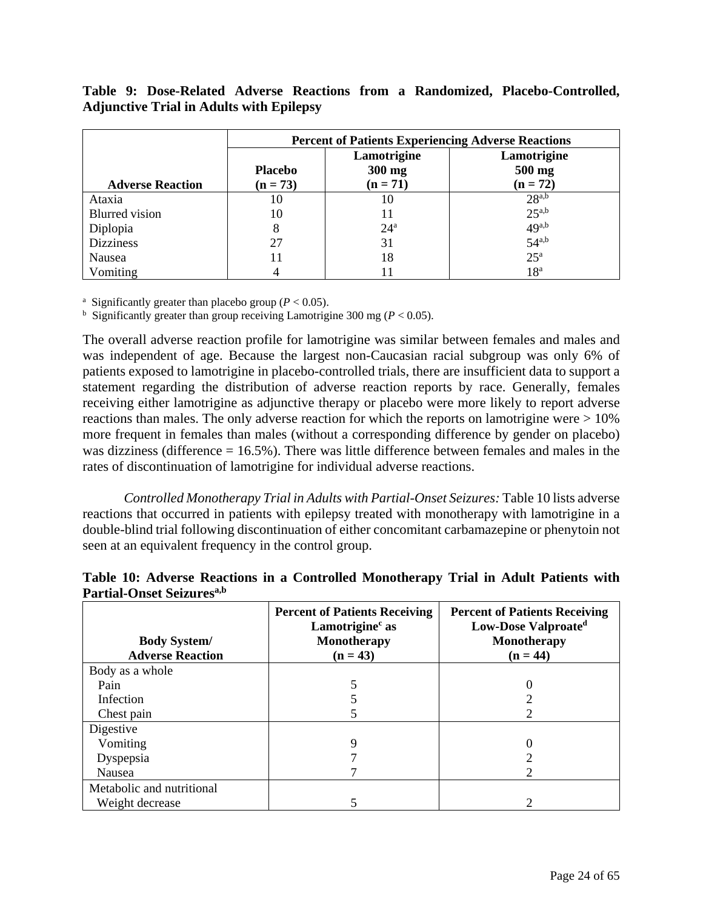**Table 9: Dose-Related Adverse Reactions from a Randomized, Placebo-Controlled, Adjunctive Trial in Adults with Epilepsy**

| Adverse Reaction | Percent of Patients Experiencing Adverse Reactions | | |
|---|---|---|---|
| | Placebo (n = 73) | Lamotrigine 300 mg (n = 71) | Lamotrigine 500 mg (n = 72) |
| Ataxia | 10 | 10 | 28[a,b] |
| Blurred vision | 10 | 11 | 25[a,b] |
| Diplopia | 8 | 24[a] | 49[a,b] |
| Dizziness | 27 | 31 | 54[a,b] |
| Nausea | 11 | 18 | 25[a] |
| Vomiting | 4 | 11 | 18[a] |

[a] Significantly greater than placebo group ($P < 0.05$).
[b] Significantly greater than group receiving Lamotrigine 300 mg ($P < 0.05$).

The overall adverse reaction profile for lamotrigine was similar between females and males and was independent of age. Because the largest non-Caucasian racial subgroup was only 6% of patients exposed to lamotrigine in placebo-controlled trials, there are insufficient data to support a statement regarding the distribution of adverse reaction reports by race. Generally, females receiving either lamotrigine as adjunctive therapy or placebo were more likely to report adverse reactions than males. The only adverse reaction for which the reports on lamotrigine were > 10% more frequent in females than males (without a corresponding difference by gender on placebo) was dizziness (difference = 16.5%). There was little difference between females and males in the rates of discontinuation of lamotrigine for individual adverse reactions.

*Controlled Monotherapy Trial in Adults with Partial-Onset Seizures:* Table 10 lists adverse reactions that occurred in patients with epilepsy treated with monotherapy with lamotrigine in a double-blind trial following discontinuation of either concomitant carbamazepine or phenytoin not seen at an equivalent frequency in the control group.

**Table 10: Adverse Reactions in a Controlled Monotherapy Trial in Adult Patients with Partial-Onset Seizures[a,b]**

| Body System/ Adverse Reaction | Percent of Patients Receiving Lamotrigine[c] as Monotherapy (n = 43) | Percent of Patients Receiving Low-Dose Valproate[d] Monotherapy (n = 44) |
|---|---|---|
| Body as a whole | | |
| Pain | 5 | 0 |
| Infection | 5 | 2 |
| Chest pain | 5 | 2 |
| Digestive | | |
| Vomiting | 9 | 0 |
| Dyspepsia | 7 | 2 |
| Nausea | 7 | 2 |
| Metabolic and nutritional | | |
| Weight decrease | 5 | 2 |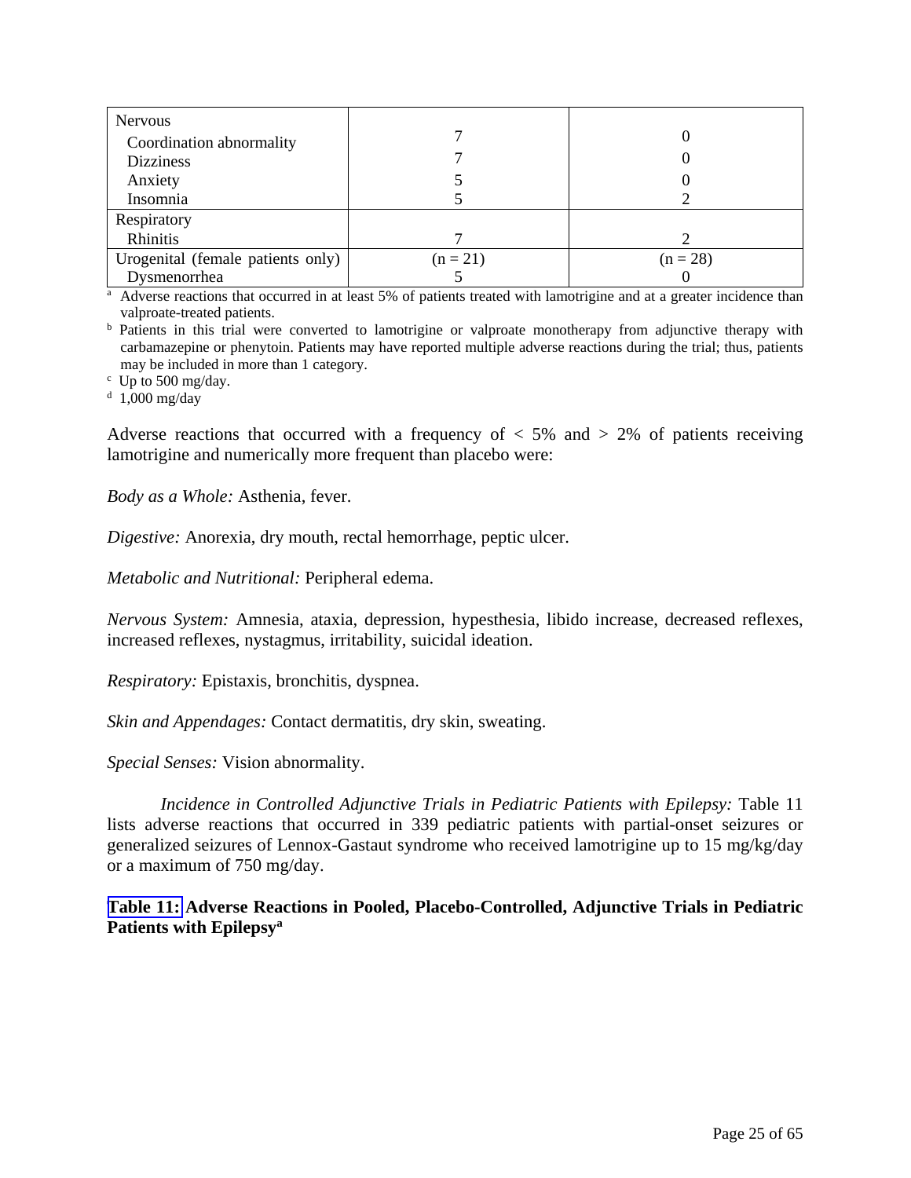| | | |
|---|---|---|
| Nervous | | |
| Coordination abnormality | 7 | 0 |
| Dizziness | 7 | 0 |
| Anxiety | 5 | 0 |
| Insomnia | 5 | 2 |
| Respiratory | | |
| Rhinitis | 7 | 2 |
| Urogenital (female patients only) | (n = 21) | (n = 28) |
| Dysmenorrhea | 5 | 0 |

[a] Adverse reactions that occurred in at least 5% of patients treated with lamotrigine and at a greater incidence than valproate-treated patients.

[b] Patients in this trial were converted to lamotrigine or valproate monotherapy from adjunctive therapy with carbamazepine or phenytoin. Patients may have reported multiple adverse reactions during the trial; thus, patients may be included in more than 1 category.

[c] Up to 500 mg/day.

[d] 1,000 mg/day

Adverse reactions that occurred with a frequency of < 5% and > 2% of patients receiving lamotrigine and numerically more frequent than placebo were:

*Body as a Whole:* Asthenia, fever.

*Digestive:* Anorexia, dry mouth, rectal hemorrhage, peptic ulcer.

*Metabolic and Nutritional:* Peripheral edema.

*Nervous System:* Amnesia, ataxia, depression, hypesthesia, libido increase, decreased reflexes, increased reflexes, nystagmus, irritability, suicidal ideation.

*Respiratory:* Epistaxis, bronchitis, dyspnea.

*Skin and Appendages:* Contact dermatitis, dry skin, sweating.

*Special Senses:* Vision abnormality.

*Incidence in Controlled Adjunctive Trials in Pediatric Patients with Epilepsy:* Table 11 lists adverse reactions that occurred in 339 pediatric patients with partial-onset seizures or generalized seizures of Lennox-Gastaut syndrome who received lamotrigine up to 15 mg/kg/day or a maximum of 750 mg/day.

**Table 11: Adverse Reactions in Pooled, Placebo-Controlled, Adjunctive Trials in Pediatric Patients with Epilepsy[a]**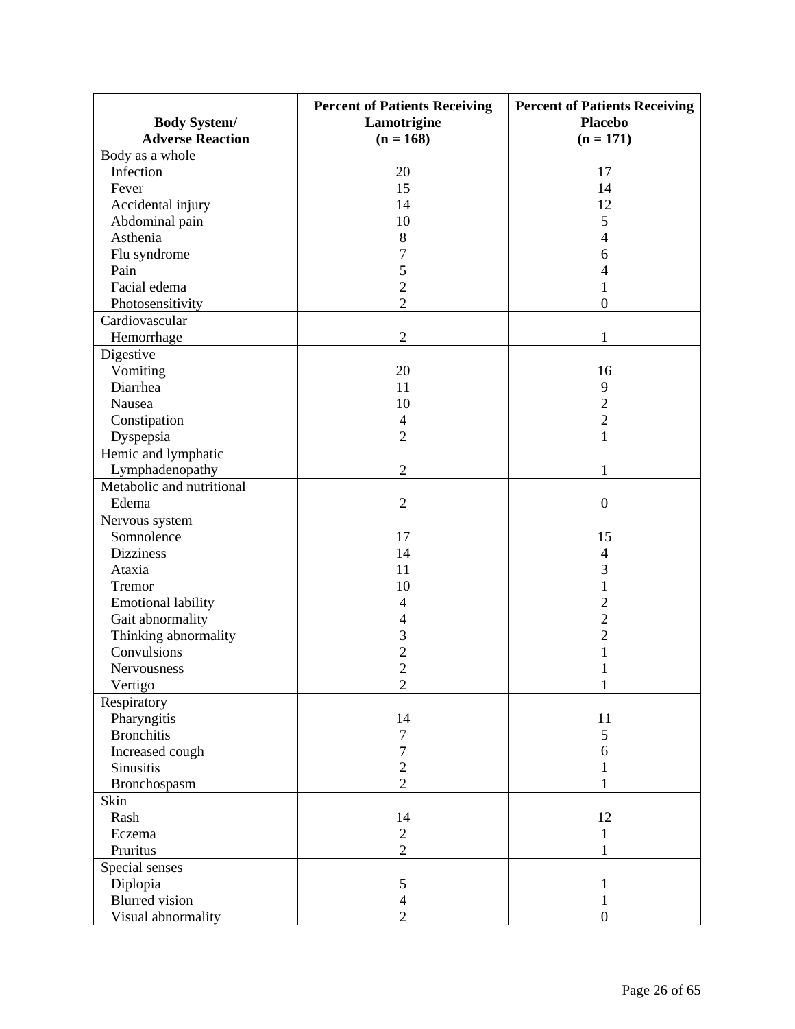| Body System/ Adverse Reaction | Percent of Patients Receiving Lamotrigine (n = 168) | Percent of Patients Receiving Placebo (n = 171) |
|---|---|---|
| Body as a whole | | |
| Infection | 20 | 17 |
| Fever | 15 | 14 |
| Accidental injury | 14 | 12 |
| Abdominal pain | 10 | 5 |
| Asthenia | 8 | 4 |
| Flu syndrome | 7 | 6 |
| Pain | 5 | 4 |
| Facial edema | 2 | 1 |
| Photosensitivity | 2 | 0 |
| Cardiovascular | | |
| Hemorrhage | 2 | 1 |
| Digestive | | |
| Vomiting | 20 | 16 |
| Diarrhea | 11 | 9 |
| Nausea | 10 | 2 |
| Constipation | 4 | 2 |
| Dyspepsia | 2 | 1 |
| Hemic and lymphatic | | |
| Lymphadenopathy | 2 | 1 |
| Metabolic and nutritional | | |
| Edema | 2 | 0 |
| Nervous system | | |
| Somnolence | 17 | 15 |
| Dizziness | 14 | 4 |
| Ataxia | 11 | 3 |
| Tremor | 10 | 1 |
| Emotional lability | 4 | 2 |
| Gait abnormality | 4 | 2 |
| Thinking abnormality | 3 | 2 |
| Convulsions | 2 | 1 |
| Nervousness | 2 | 1 |
| Vertigo | 2 | 1 |
| Respiratory | | |
| Pharyngitis | 14 | 11 |
| Bronchitis | 7 | 5 |
| Increased cough | 7 | 6 |
| Sinusitis | 2 | 1 |
| Bronchospasm | 2 | 1 |
| Skin | | |
| Rash | 14 | 12 |
| Eczema | 2 | 1 |
| Pruritus | 2 | 1 |
| Special senses | | |
| Diplopia | 5 | 1 |
| Blurred vision | 4 | 1 |
| Visual abnormality | 2 | 0 |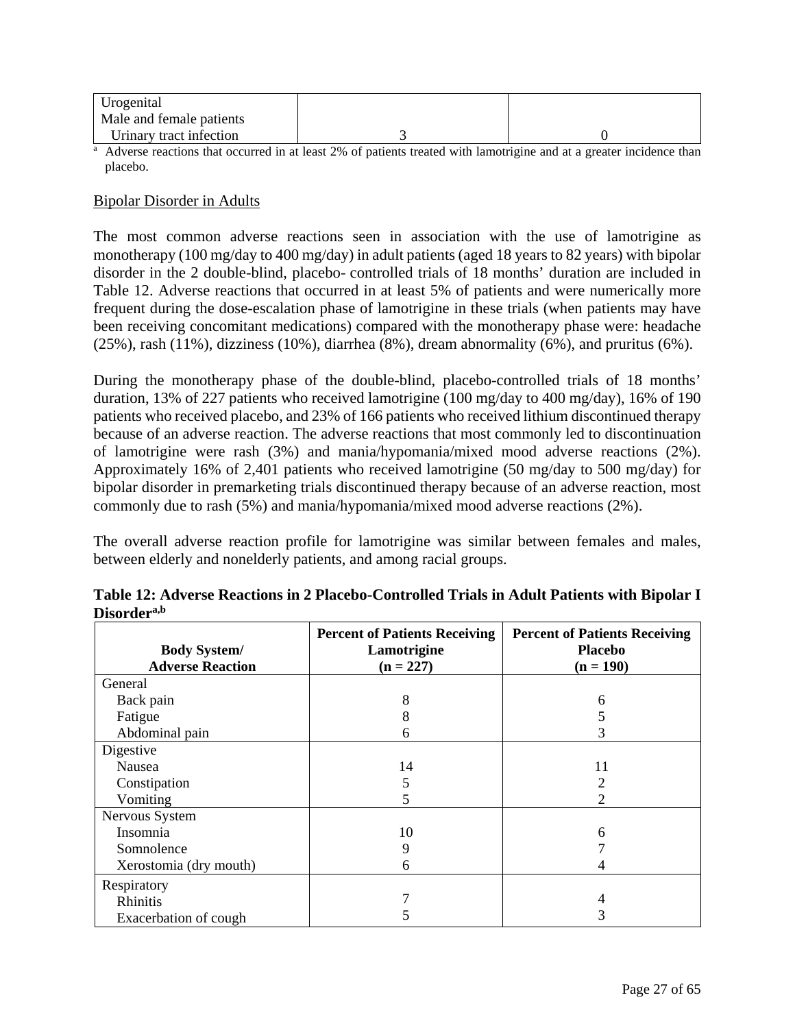| | | |
|---|---|---|
| Urogenital | | |
| Male and female patients | | |
| Urinary tract infection | 3 | 0 |

[a] Adverse reactions that occurred in at least 2% of patients treated with lamotrigine and at a greater incidence than placebo.

Bipolar Disorder in Adults

The most common adverse reactions seen in association with the use of lamotrigine as monotherapy (100 mg/day to 400 mg/day) in adult patients (aged 18 years to 82 years) with bipolar disorder in the 2 double-blind, placebo- controlled trials of 18 months' duration are included in Table 12. Adverse reactions that occurred in at least 5% of patients and were numerically more frequent during the dose-escalation phase of lamotrigine in these trials (when patients may have been receiving concomitant medications) compared with the monotherapy phase were: headache (25%), rash (11%), dizziness (10%), diarrhea (8%), dream abnormality (6%), and pruritus (6%).

During the monotherapy phase of the double-blind, placebo-controlled trials of 18 months' duration, 13% of 227 patients who received lamotrigine (100 mg/day to 400 mg/day), 16% of 190 patients who received placebo, and 23% of 166 patients who received lithium discontinued therapy because of an adverse reaction. The adverse reactions that most commonly led to discontinuation of lamotrigine were rash (3%) and mania/hypomania/mixed mood adverse reactions (2%). Approximately 16% of 2,401 patients who received lamotrigine (50 mg/day to 500 mg/day) for bipolar disorder in premarketing trials discontinued therapy because of an adverse reaction, most commonly due to rash (5%) and mania/hypomania/mixed mood adverse reactions (2%).

The overall adverse reaction profile for lamotrigine was similar between females and males, between elderly and nonelderly patients, and among racial groups.

**Table 12: Adverse Reactions in 2 Placebo-Controlled Trials in Adult Patients with Bipolar I Disorder[a,b]**

| Body System/ Adverse Reaction | Percent of Patients Receiving Lamotrigine (n = 227) | Percent of Patients Receiving Placebo (n = 190) |
|---|---|---|
| General | | |
| Back pain | 8 | 6 |
| Fatigue | 8 | 5 |
| Abdominal pain | 6 | 3 |
| Digestive | | |
| Nausea | 14 | 11 |
| Constipation | 5 | 2 |
| Vomiting | 5 | 2 |
| Nervous System | | |
| Insomnia | 10 | 6 |
| Somnolence | 9 | 7 |
| Xerostomia (dry mouth) | 6 | 4 |
| Respiratory | | |
| Rhinitis | 7 | 4 |
| Exacerbation of cough | 5 | 3 |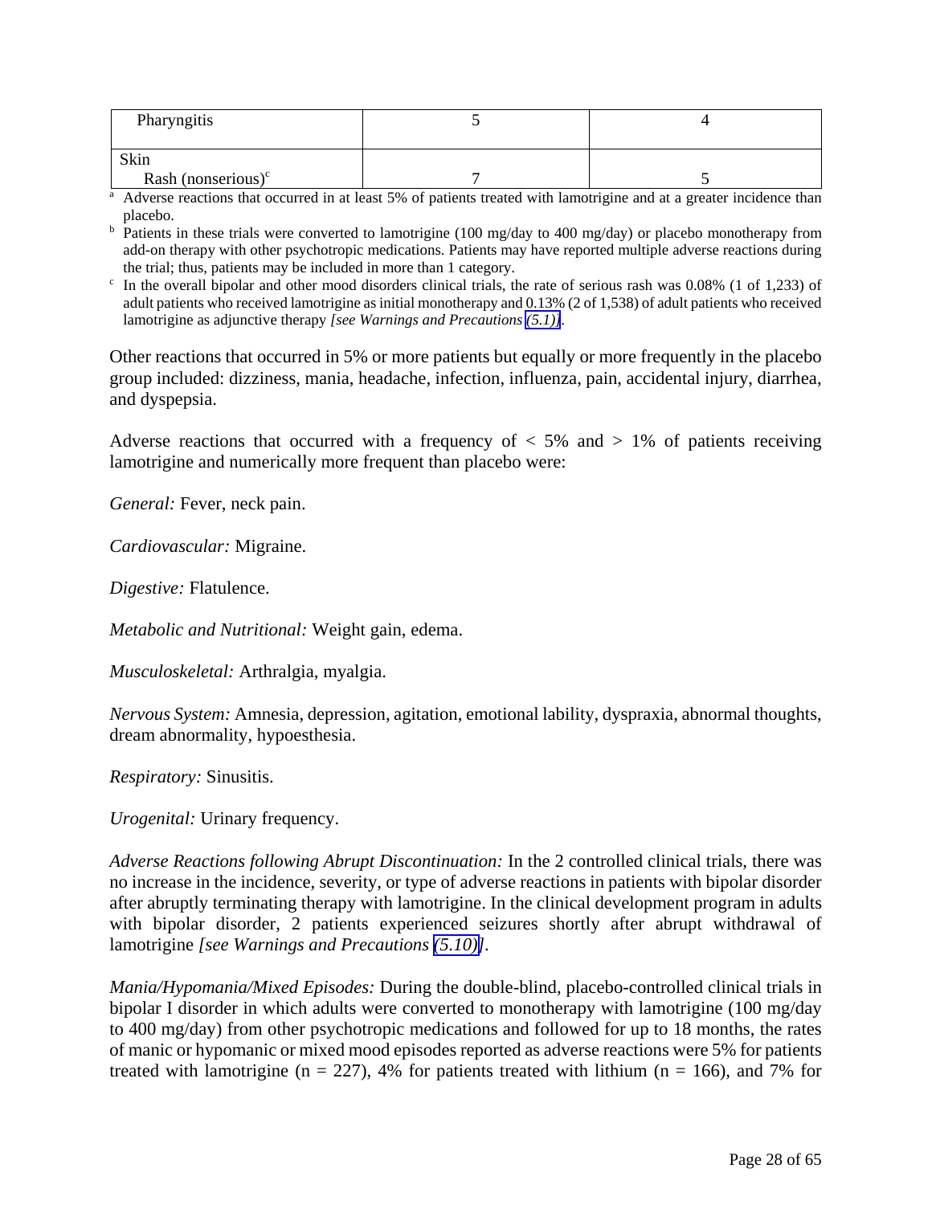| | | |
|---|---|---|
| Pharyngitis | 5 | 4 |
| Skin<br>Rash (nonserious)[c] | 7 | 5 |

[a] Adverse reactions that occurred in at least 5% of patients treated with lamotrigine and at a greater incidence than placebo.

[b] Patients in these trials were converted to lamotrigine (100 mg/day to 400 mg/day) or placebo monotherapy from add-on therapy with other psychotropic medications. Patients may have reported multiple adverse reactions during the trial; thus, patients may be included in more than 1 category.

[c] In the overall bipolar and other mood disorders clinical trials, the rate of serious rash was 0.08% (1 of 1,233) of adult patients who received lamotrigine as initial monotherapy and 0.13% (2 of 1,538) of adult patients who received lamotrigine as adjunctive therapy *[see Warnings and Precautions (5.1)]*.

Other reactions that occurred in 5% or more patients but equally or more frequently in the placebo group included: dizziness, mania, headache, infection, influenza, pain, accidental injury, diarrhea, and dyspepsia.

Adverse reactions that occurred with a frequency of < 5% and > 1% of patients receiving lamotrigine and numerically more frequent than placebo were:

*General:* Fever, neck pain.

*Cardiovascular:* Migraine.

*Digestive:* Flatulence.

*Metabolic and Nutritional:* Weight gain, edema.

*Musculoskeletal:* Arthralgia, myalgia.

*Nervous System:* Amnesia, depression, agitation, emotional lability, dyspraxia, abnormal thoughts, dream abnormality, hypoesthesia.

*Respiratory:* Sinusitis.

*Urogenital:* Urinary frequency.

*Adverse Reactions following Abrupt Discontinuation:* In the 2 controlled clinical trials, there was no increase in the incidence, severity, or type of adverse reactions in patients with bipolar disorder after abruptly terminating therapy with lamotrigine. In the clinical development program in adults with bipolar disorder, 2 patients experienced seizures shortly after abrupt withdrawal of lamotrigine *[see Warnings and Precautions (5.10)]*.

*Mania/Hypomania/Mixed Episodes:* During the double-blind, placebo-controlled clinical trials in bipolar I disorder in which adults were converted to monotherapy with lamotrigine (100 mg/day to 400 mg/day) from other psychotropic medications and followed for up to 18 months, the rates of manic or hypomanic or mixed mood episodes reported as adverse reactions were 5% for patients treated with lamotrigine (n = 227), 4% for patients treated with lithium (n = 166), and 7% for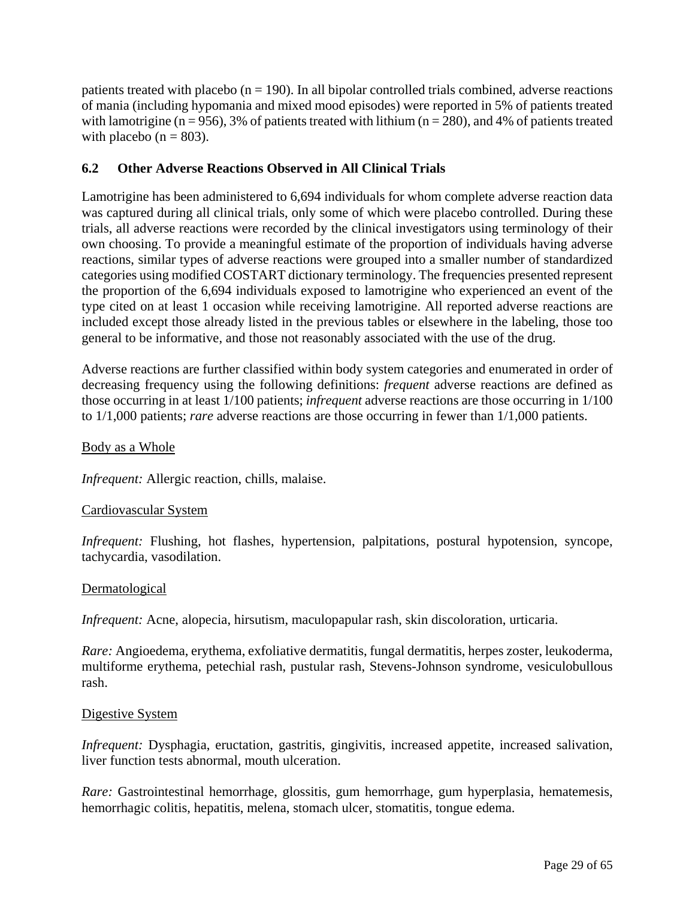patients treated with placebo (n = 190). In all bipolar controlled trials combined, adverse reactions of mania (including hypomania and mixed mood episodes) were reported in 5% of patients treated with lamotrigine (n = 956), 3% of patients treated with lithium (n = 280), and 4% of patients treated with placebo (n = 803).

## 6.2 Other Adverse Reactions Observed in All Clinical Trials

Lamotrigine has been administered to 6,694 individuals for whom complete adverse reaction data was captured during all clinical trials, only some of which were placebo controlled. During these trials, all adverse reactions were recorded by the clinical investigators using terminology of their own choosing. To provide a meaningful estimate of the proportion of individuals having adverse reactions, similar types of adverse reactions were grouped into a smaller number of standardized categories using modified COSTART dictionary terminology. The frequencies presented represent the proportion of the 6,694 individuals exposed to lamotrigine who experienced an event of the type cited on at least 1 occasion while receiving lamotrigine. All reported adverse reactions are included except those already listed in the previous tables or elsewhere in the labeling, those too general to be informative, and those not reasonably associated with the use of the drug.

Adverse reactions are further classified within body system categories and enumerated in order of decreasing frequency using the following definitions: *frequent* adverse reactions are defined as those occurring in at least 1/100 patients; *infrequent* adverse reactions are those occurring in 1/100 to 1/1,000 patients; *rare* adverse reactions are those occurring in fewer than 1/1,000 patients.

Body as a Whole

*Infrequent:* Allergic reaction, chills, malaise.

Cardiovascular System

*Infrequent:* Flushing, hot flashes, hypertension, palpitations, postural hypotension, syncope, tachycardia, vasodilation.

Dermatological

*Infrequent:* Acne, alopecia, hirsutism, maculopapular rash, skin discoloration, urticaria.

*Rare:* Angioedema, erythema, exfoliative dermatitis, fungal dermatitis, herpes zoster, leukoderma, multiforme erythema, petechial rash, pustular rash, Stevens-Johnson syndrome, vesiculobullous rash.

Digestive System

*Infrequent:* Dysphagia, eructation, gastritis, gingivitis, increased appetite, increased salivation, liver function tests abnormal, mouth ulceration.

*Rare:* Gastrointestinal hemorrhage, glossitis, gum hemorrhage, gum hyperplasia, hematemesis, hemorrhagic colitis, hepatitis, melena, stomach ulcer, stomatitis, tongue edema.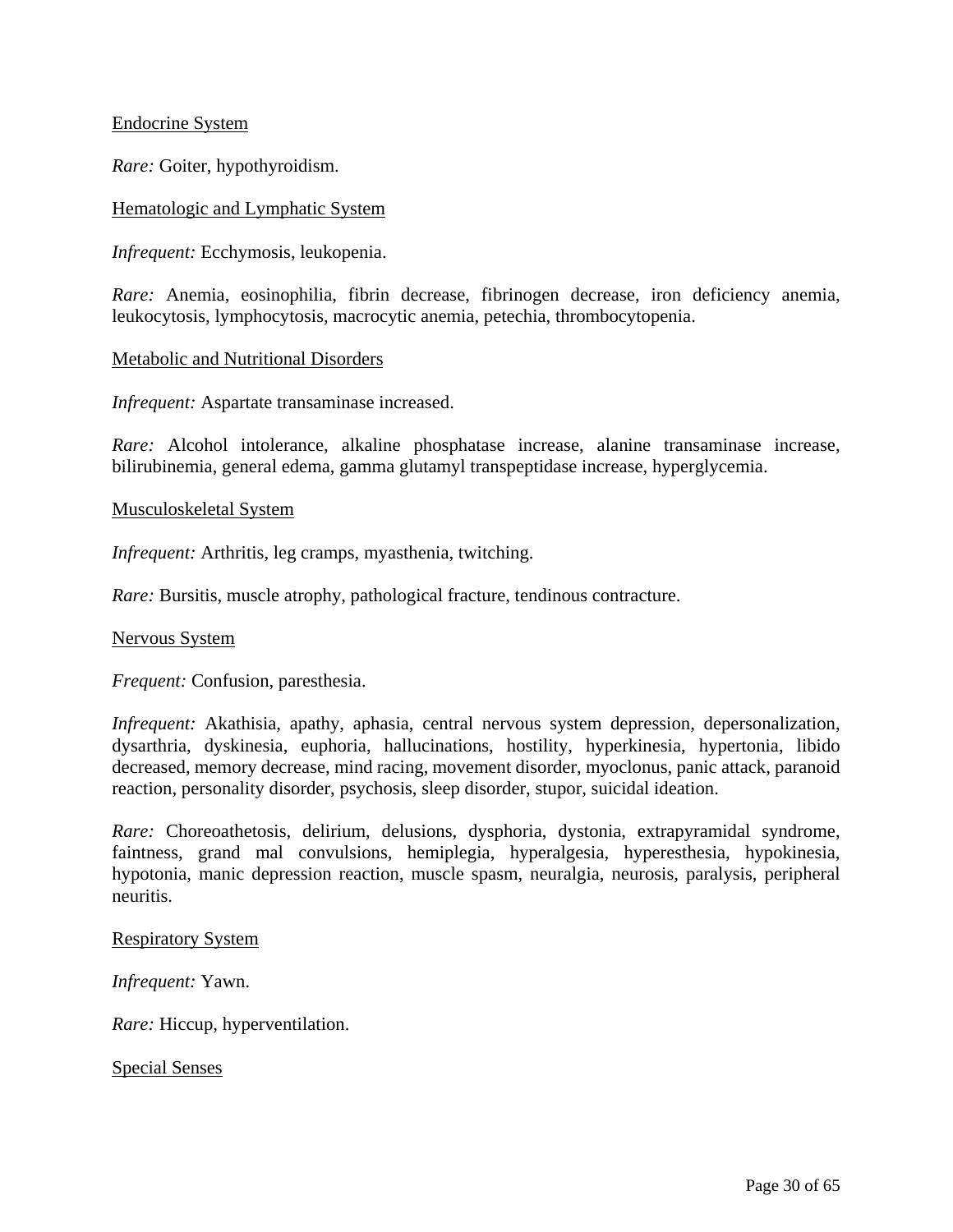<u>Endocrine System</u>

*Rare:* Goiter, hypothyroidism.

<u>Hematologic and Lymphatic System</u>

*Infrequent:* Ecchymosis, leukopenia.

*Rare:* Anemia, eosinophilia, fibrin decrease, fibrinogen decrease, iron deficiency anemia, leukocytosis, lymphocytosis, macrocytic anemia, petechia, thrombocytopenia.

<u>Metabolic and Nutritional Disorders</u>

*Infrequent:* Aspartate transaminase increased.

*Rare:* Alcohol intolerance, alkaline phosphatase increase, alanine transaminase increase, bilirubinemia, general edema, gamma glutamyl transpeptidase increase, hyperglycemia.

<u>Musculoskeletal System</u>

*Infrequent:* Arthritis, leg cramps, myasthenia, twitching.

*Rare:* Bursitis, muscle atrophy, pathological fracture, tendinous contracture.

<u>Nervous System</u>

*Frequent:* Confusion, paresthesia.

*Infrequent:* Akathisia, apathy, aphasia, central nervous system depression, depersonalization, dysarthria, dyskinesia, euphoria, hallucinations, hostility, hyperkinesia, hypertonia, libido decreased, memory decrease, mind racing, movement disorder, myoclonus, panic attack, paranoid reaction, personality disorder, psychosis, sleep disorder, stupor, suicidal ideation.

*Rare:* Choreoathetosis, delirium, delusions, dysphoria, dystonia, extrapyramidal syndrome, faintness, grand mal convulsions, hemiplegia, hyperalgesia, hyperesthesia, hypokinesia, hypotonia, manic depression reaction, muscle spasm, neuralgia, neurosis, paralysis, peripheral neuritis.

<u>Respiratory System</u>

*Infrequent:* Yawn.

*Rare:* Hiccup, hyperventilation.

<u>Special Senses</u>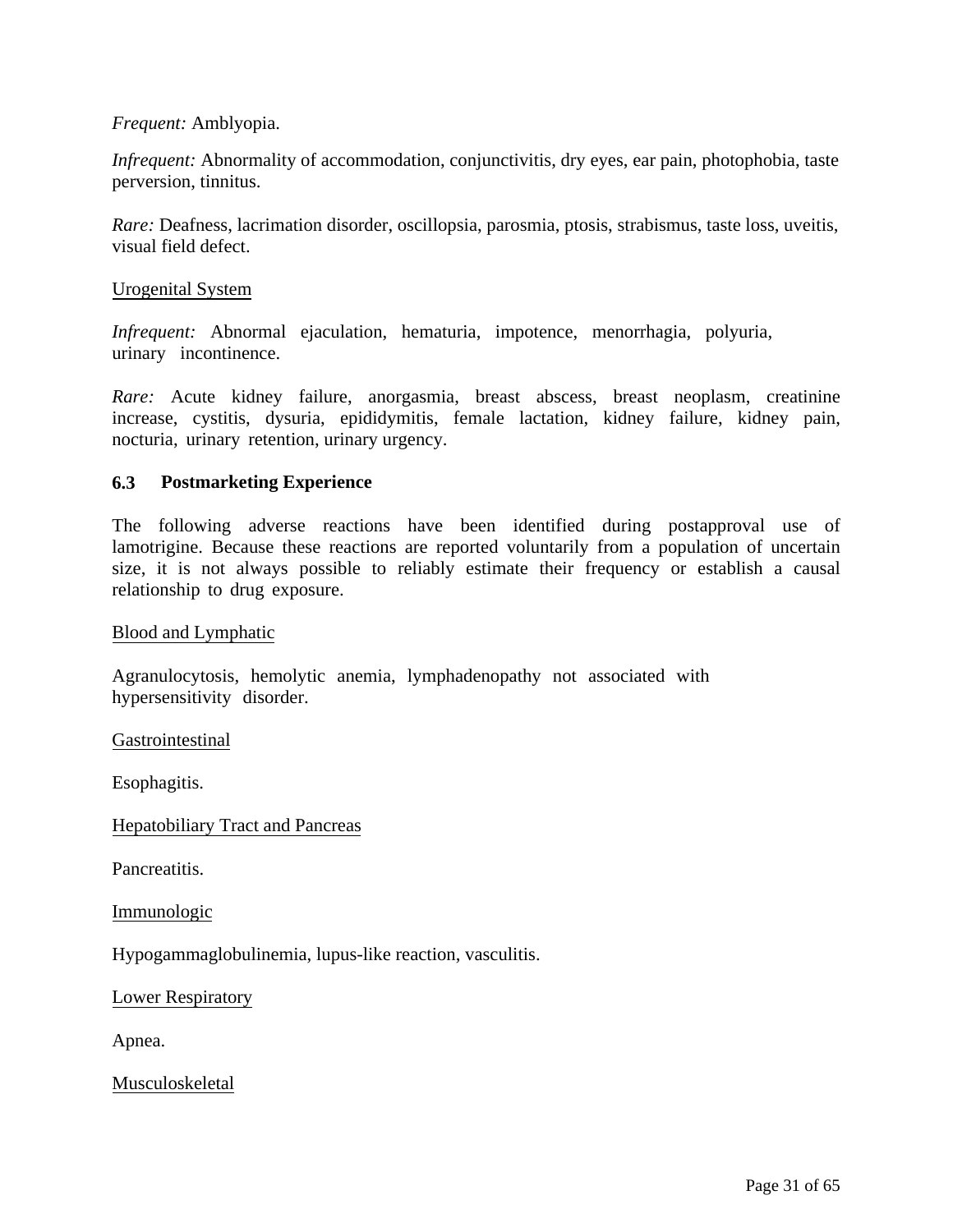*Frequent:* Amblyopia.

*Infrequent:* Abnormality of accommodation, conjunctivitis, dry eyes, ear pain, photophobia, taste perversion, tinnitus.

*Rare:* Deafness, lacrimation disorder, oscillopsia, parosmia, ptosis, strabismus, taste loss, uveitis, visual field defect.

Urogenital System

*Infrequent:* Abnormal ejaculation, hematuria, impotence, menorrhagia, polyuria, urinary incontinence.

*Rare:* Acute kidney failure, anorgasmia, breast abscess, breast neoplasm, creatinine increase, cystitis, dysuria, epididymitis, female lactation, kidney failure, kidney pain, nocturia, urinary retention, urinary urgency.

### 6.3 Postmarketing Experience

The following adverse reactions have been identified during postapproval use of lamotrigine. Because these reactions are reported voluntarily from a population of uncertain size, it is not always possible to reliably estimate their frequency or establish a causal relationship to drug exposure.

Blood and Lymphatic

Agranulocytosis, hemolytic anemia, lymphadenopathy not associated with hypersensitivity disorder.

Gastrointestinal

Esophagitis.

Hepatobiliary Tract and Pancreas

Pancreatitis.

Immunologic

Hypogammaglobulinemia, lupus-like reaction, vasculitis.

Lower Respiratory

Apnea.

Musculoskeletal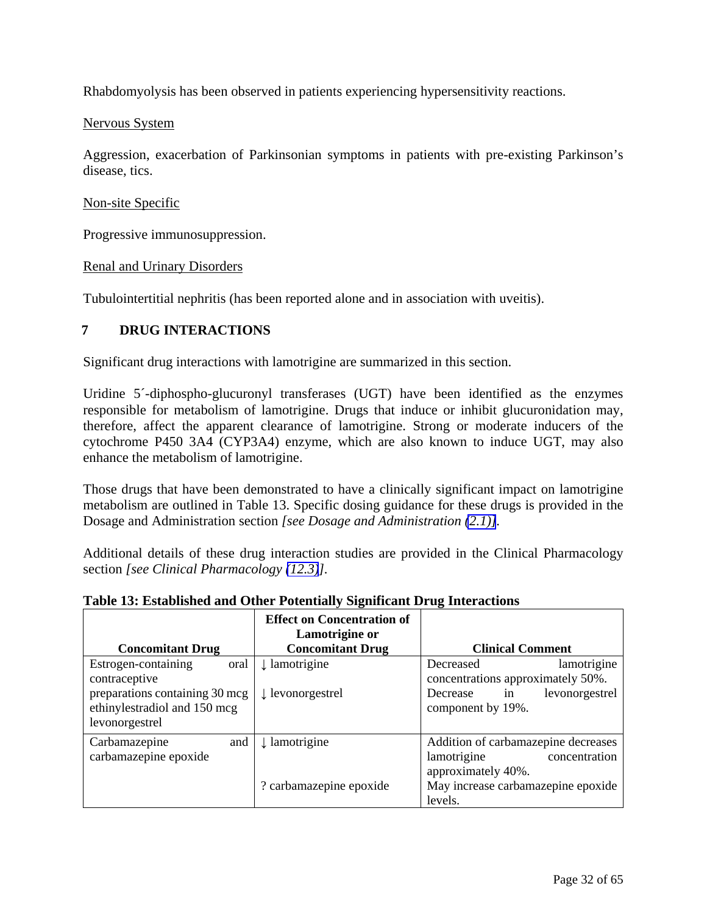Rhabdomyolysis has been observed in patients experiencing hypersensitivity reactions.

Nervous System

Aggression, exacerbation of Parkinsonian symptoms in patients with pre-existing Parkinson's disease, tics.

Non-site Specific

Progressive immunosuppression.

Renal and Urinary Disorders

Tubulointertitial nephritis (has been reported alone and in association with uveitis).

## 7 DRUG INTERACTIONS

Significant drug interactions with lamotrigine are summarized in this section.

Uridine 5´-diphospho-glucuronyl transferases (UGT) have been identified as the enzymes responsible for metabolism of lamotrigine. Drugs that induce or inhibit glucuronidation may, therefore, affect the apparent clearance of lamotrigine. Strong or moderate inducers of the cytochrome P450 3A4 (CYP3A4) enzyme, which are also known to induce UGT, may also enhance the metabolism of lamotrigine.

Those drugs that have been demonstrated to have a clinically significant impact on lamotrigine metabolism are outlined in Table 13. Specific dosing guidance for these drugs is provided in the Dosage and Administration section *[see Dosage and Administration (2.1)]*.

Additional details of these drug interaction studies are provided in the Clinical Pharmacology section *[see Clinical Pharmacology (12.3)]*.

**Table 13: Established and Other Potentially Significant Drug Interactions**

| Concomitant Drug | Effect on Concentration of Lamotrigine or Concomitant Drug | Clinical Comment |
|---|---|---|
| Estrogen-containing oral contraceptive preparations containing 30 mcg ethinylestradiol and 150 mcg levonorgestrel | ↓ lamotrigine<br>↓ levonorgestrel | Decreased lamotrigine concentrations approximately 50%.<br>Decrease in levonorgestrel component by 19%. |
| Carbamazepine and carbamazepine epoxide | ↓ lamotrigine<br>? carbamazepine epoxide | Addition of carbamazepine decreases lamotrigine concentration approximately 40%.<br>May increase carbamazepine epoxide levels. |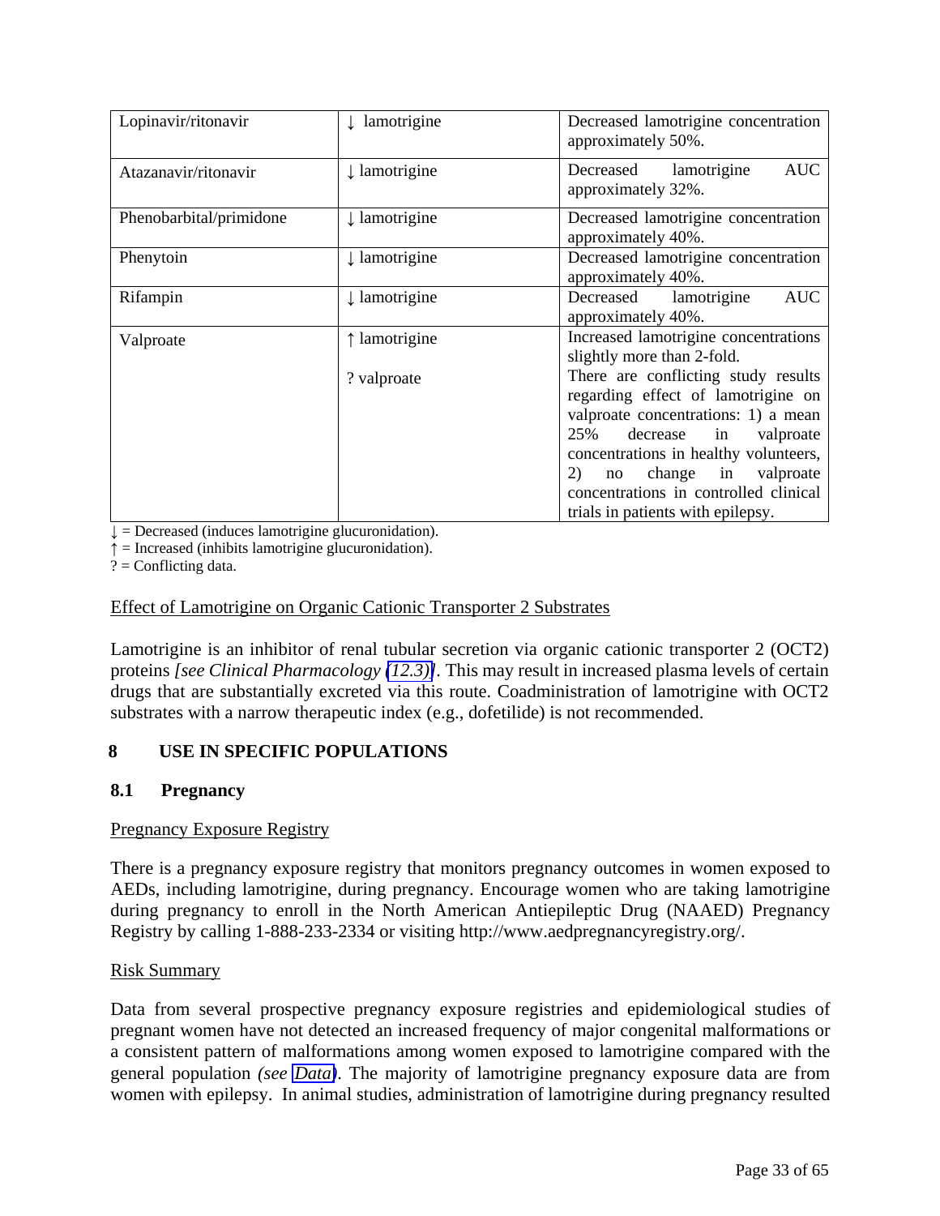| | | |
|---|---|---|
| Lopinavir/ritonavir | ↓ lamotrigine | Decreased lamotrigine concentration approximately 50%. |
| Atazanavir/ritonavir | ↓ lamotrigine | Decreased lamotrigine AUC approximately 32%. |
| Phenobarbital/primidone | ↓ lamotrigine | Decreased lamotrigine concentration approximately 40%. |
| Phenytoin | ↓ lamotrigine | Decreased lamotrigine concentration approximately 40%. |
| Rifampin | ↓ lamotrigine | Decreased lamotrigine AUC approximately 40%. |
| Valproate | ↑ lamotrigine<br><br>? valproate | Increased lamotrigine concentrations slightly more than 2-fold.<br>There are conflicting study results regarding effect of lamotrigine on valproate concentrations: 1) a mean 25% decrease in valproate concentrations in healthy volunteers, 2) no change in valproate concentrations in controlled clinical trials in patients with epilepsy. |

↓ = Decreased (induces lamotrigine glucuronidation).
↑ = Increased (inhibits lamotrigine glucuronidation).
? = Conflicting data.

Effect of Lamotrigine on Organic Cationic Transporter 2 Substrates

Lamotrigine is an inhibitor of renal tubular secretion via organic cationic transporter 2 (OCT2) proteins *[see Clinical Pharmacology (12.3)]*. This may result in increased plasma levels of certain drugs that are substantially excreted via this route. Coadministration of lamotrigine with OCT2 substrates with a narrow therapeutic index (e.g., dofetilide) is not recommended.

## 8 USE IN SPECIFIC POPULATIONS

### 8.1 Pregnancy

Pregnancy Exposure Registry

There is a pregnancy exposure registry that monitors pregnancy outcomes in women exposed to AEDs, including lamotrigine, during pregnancy. Encourage women who are taking lamotrigine during pregnancy to enroll in the North American Antiepileptic Drug (NAAED) Pregnancy Registry by calling 1-888-233-2334 or visiting http://www.aedpregnancyregistry.org/.

Risk Summary

Data from several prospective pregnancy exposure registries and epidemiological studies of pregnant women have not detected an increased frequency of major congenital malformations or a consistent pattern of malformations among women exposed to lamotrigine compared with the general population *(see Data)*. The majority of lamotrigine pregnancy exposure data are from women with epilepsy. In animal studies, administration of lamotrigine during pregnancy resulted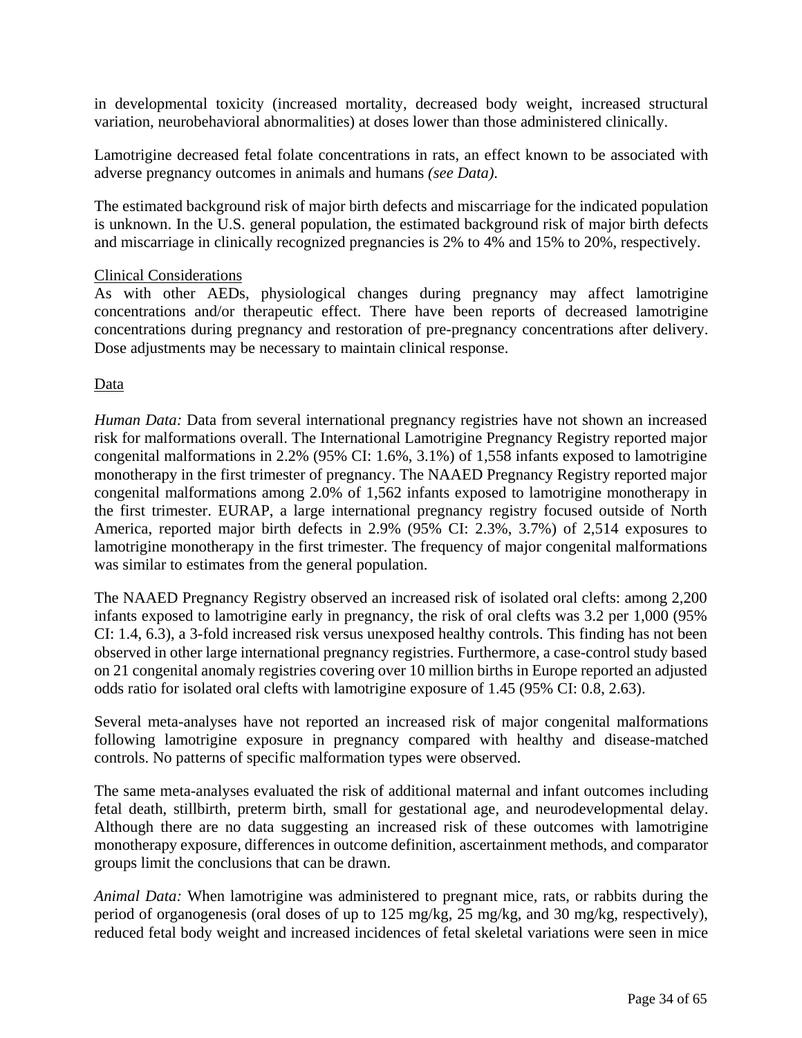in developmental toxicity (increased mortality, decreased body weight, increased structural variation, neurobehavioral abnormalities) at doses lower than those administered clinically.

Lamotrigine decreased fetal folate concentrations in rats, an effect known to be associated with adverse pregnancy outcomes in animals and humans *(see Data)*.

The estimated background risk of major birth defects and miscarriage for the indicated population is unknown. In the U.S. general population, the estimated background risk of major birth defects and miscarriage in clinically recognized pregnancies is 2% to 4% and 15% to 20%, respectively.

Clinical Considerations

As with other AEDs, physiological changes during pregnancy may affect lamotrigine concentrations and/or therapeutic effect. There have been reports of decreased lamotrigine concentrations during pregnancy and restoration of pre-pregnancy concentrations after delivery. Dose adjustments may be necessary to maintain clinical response.

Data

*Human Data:* Data from several international pregnancy registries have not shown an increased risk for malformations overall. The International Lamotrigine Pregnancy Registry reported major congenital malformations in 2.2% (95% CI: 1.6%, 3.1%) of 1,558 infants exposed to lamotrigine monotherapy in the first trimester of pregnancy. The NAAED Pregnancy Registry reported major congenital malformations among 2.0% of 1,562 infants exposed to lamotrigine monotherapy in the first trimester. EURAP, a large international pregnancy registry focused outside of North America, reported major birth defects in 2.9% (95% CI: 2.3%, 3.7%) of 2,514 exposures to lamotrigine monotherapy in the first trimester. The frequency of major congenital malformations was similar to estimates from the general population.

The NAAED Pregnancy Registry observed an increased risk of isolated oral clefts: among 2,200 infants exposed to lamotrigine early in pregnancy, the risk of oral clefts was 3.2 per 1,000 (95% CI: 1.4, 6.3), a 3-fold increased risk versus unexposed healthy controls. This finding has not been observed in other large international pregnancy registries. Furthermore, a case-control study based on 21 congenital anomaly registries covering over 10 million births in Europe reported an adjusted odds ratio for isolated oral clefts with lamotrigine exposure of 1.45 (95% CI: 0.8, 2.63).

Several meta-analyses have not reported an increased risk of major congenital malformations following lamotrigine exposure in pregnancy compared with healthy and disease-matched controls. No patterns of specific malformation types were observed.

The same meta-analyses evaluated the risk of additional maternal and infant outcomes including fetal death, stillbirth, preterm birth, small for gestational age, and neurodevelopmental delay. Although there are no data suggesting an increased risk of these outcomes with lamotrigine monotherapy exposure, differences in outcome definition, ascertainment methods, and comparator groups limit the conclusions that can be drawn.

*Animal Data:* When lamotrigine was administered to pregnant mice, rats, or rabbits during the period of organogenesis (oral doses of up to 125 mg/kg, 25 mg/kg, and 30 mg/kg, respectively), reduced fetal body weight and increased incidences of fetal skeletal variations were seen in mice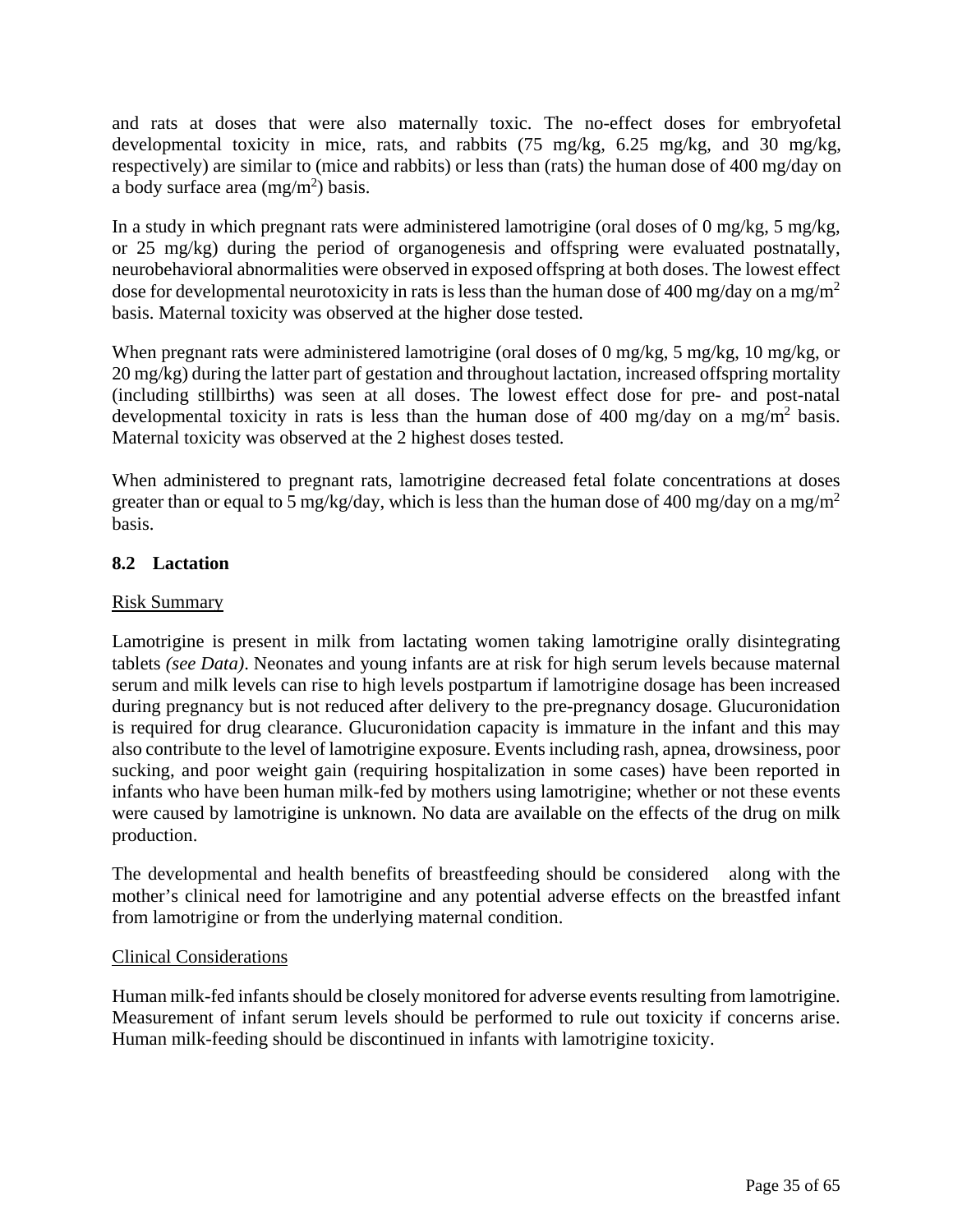and rats at doses that were also maternally toxic. The no-effect doses for embryofetal developmental toxicity in mice, rats, and rabbits (75 mg/kg, 6.25 mg/kg, and 30 mg/kg, respectively) are similar to (mice and rabbits) or less than (rats) the human dose of 400 mg/day on a body surface area ($mg/m^2$) basis.

In a study in which pregnant rats were administered lamotrigine (oral doses of 0 mg/kg, 5 mg/kg, or 25 mg/kg) during the period of organogenesis and offspring were evaluated postnatally, neurobehavioral abnormalities were observed in exposed offspring at both doses. The lowest effect dose for developmental neurotoxicity in rats is less than the human dose of 400 mg/day on a $mg/m^2$ basis. Maternal toxicity was observed at the higher dose tested.

When pregnant rats were administered lamotrigine (oral doses of 0 mg/kg, 5 mg/kg, 10 mg/kg, or 20 mg/kg) during the latter part of gestation and throughout lactation, increased offspring mortality (including stillbirths) was seen at all doses. The lowest effect dose for pre- and post-natal developmental toxicity in rats is less than the human dose of 400 mg/day on a $mg/m^2$ basis. Maternal toxicity was observed at the 2 highest doses tested.

When administered to pregnant rats, lamotrigine decreased fetal folate concentrations at doses greater than or equal to 5 mg/kg/day, which is less than the human dose of 400 mg/day on a $mg/m^2$ basis.

### 8.2 Lactation

Risk Summary

Lamotrigine is present in milk from lactating women taking lamotrigine orally disintegrating tablets *(see Data)*. Neonates and young infants are at risk for high serum levels because maternal serum and milk levels can rise to high levels postpartum if lamotrigine dosage has been increased during pregnancy but is not reduced after delivery to the pre-pregnancy dosage. Glucuronidation is required for drug clearance. Glucuronidation capacity is immature in the infant and this may also contribute to the level of lamotrigine exposure. Events including rash, apnea, drowsiness, poor sucking, and poor weight gain (requiring hospitalization in some cases) have been reported in infants who have been human milk-fed by mothers using lamotrigine; whether or not these events were caused by lamotrigine is unknown. No data are available on the effects of the drug on milk production.

The developmental and health benefits of breastfeeding should be considered along with the mother's clinical need for lamotrigine and any potential adverse effects on the breastfed infant from lamotrigine or from the underlying maternal condition.

Clinical Considerations

Human milk-fed infants should be closely monitored for adverse events resulting from lamotrigine. Measurement of infant serum levels should be performed to rule out toxicity if concerns arise. Human milk-feeding should be discontinued in infants with lamotrigine toxicity.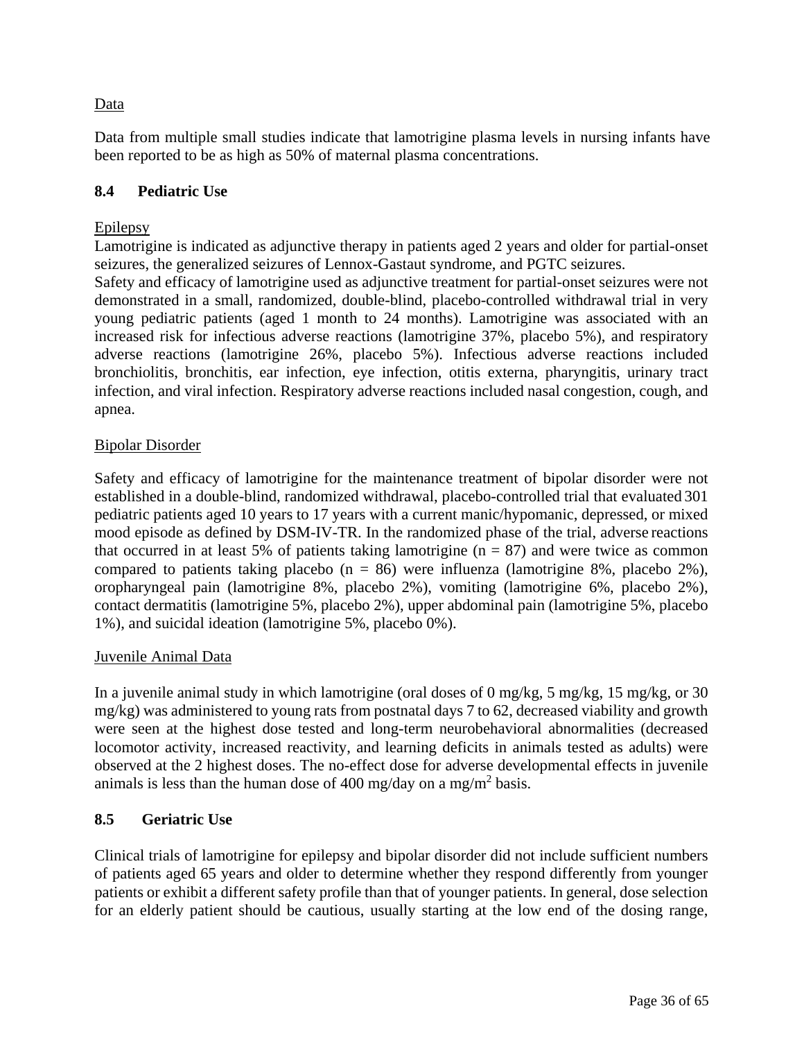Data

Data from multiple small studies indicate that lamotrigine plasma levels in nursing infants have been reported to be as high as 50% of maternal plasma concentrations.

## 8.4 Pediatric Use

Epilepsy

Lamotrigine is indicated as adjunctive therapy in patients aged 2 years and older for partial-onset seizures, the generalized seizures of Lennox-Gastaut syndrome, and PGTC seizures.

Safety and efficacy of lamotrigine used as adjunctive treatment for partial-onset seizures were not demonstrated in a small, randomized, double-blind, placebo-controlled withdrawal trial in very young pediatric patients (aged 1 month to 24 months). Lamotrigine was associated with an increased risk for infectious adverse reactions (lamotrigine 37%, placebo 5%), and respiratory adverse reactions (lamotrigine 26%, placebo 5%). Infectious adverse reactions included bronchiolitis, bronchitis, ear infection, eye infection, otitis externa, pharyngitis, urinary tract infection, and viral infection. Respiratory adverse reactions included nasal congestion, cough, and apnea.

Bipolar Disorder

Safety and efficacy of lamotrigine for the maintenance treatment of bipolar disorder were not established in a double-blind, randomized withdrawal, placebo-controlled trial that evaluated 301 pediatric patients aged 10 years to 17 years with a current manic/hypomanic, depressed, or mixed mood episode as defined by DSM-IV-TR. In the randomized phase of the trial, adverse reactions that occurred in at least 5% of patients taking lamotrigine (n = 87) and were twice as common compared to patients taking placebo (n = 86) were influenza (lamotrigine 8%, placebo 2%), oropharyngeal pain (lamotrigine 8%, placebo 2%), vomiting (lamotrigine 6%, placebo 2%), contact dermatitis (lamotrigine 5%, placebo 2%), upper abdominal pain (lamotrigine 5%, placebo 1%), and suicidal ideation (lamotrigine 5%, placebo 0%).

Juvenile Animal Data

In a juvenile animal study in which lamotrigine (oral doses of 0 mg/kg, 5 mg/kg, 15 mg/kg, or 30 mg/kg) was administered to young rats from postnatal days 7 to 62, decreased viability and growth were seen at the highest dose tested and long-term neurobehavioral abnormalities (decreased locomotor activity, increased reactivity, and learning deficits in animals tested as adults) were observed at the 2 highest doses. The no-effect dose for adverse developmental effects in juvenile animals is less than the human dose of 400 mg/day on a $mg/m^2$ basis.

## 8.5 Geriatric Use

Clinical trials of lamotrigine for epilepsy and bipolar disorder did not include sufficient numbers of patients aged 65 years and older to determine whether they respond differently from younger patients or exhibit a different safety profile than that of younger patients. In general, dose selection for an elderly patient should be cautious, usually starting at the low end of the dosing range,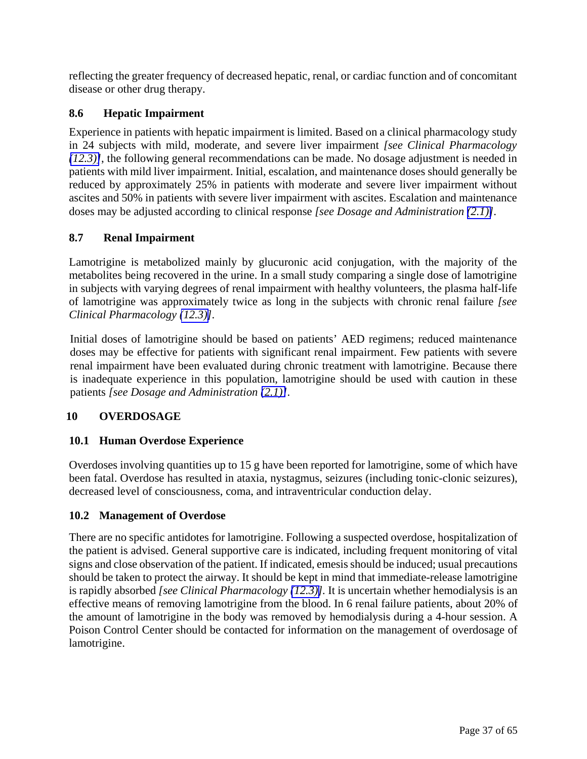reflecting the greater frequency of decreased hepatic, renal, or cardiac function and of concomitant disease or other drug therapy.

### 8.6 Hepatic Impairment

Experience in patients with hepatic impairment is limited. Based on a clinical pharmacology study in 24 subjects with mild, moderate, and severe liver impairment *[see Clinical Pharmacology (12.3)]*, the following general recommendations can be made. No dosage adjustment is needed in patients with mild liver impairment. Initial, escalation, and maintenance doses should generally be reduced by approximately 25% in patients with moderate and severe liver impairment without ascites and 50% in patients with severe liver impairment with ascites. Escalation and maintenance doses may be adjusted according to clinical response *[see Dosage and Administration (2.1)]*.

### 8.7 Renal Impairment

Lamotrigine is metabolized mainly by glucuronic acid conjugation, with the majority of the metabolites being recovered in the urine. In a small study comparing a single dose of lamotrigine in subjects with varying degrees of renal impairment with healthy volunteers, the plasma half-life of lamotrigine was approximately twice as long in the subjects with chronic renal failure *[see Clinical Pharmacology (12.3)]*.

Initial doses of lamotrigine should be based on patients' AED regimens; reduced maintenance doses may be effective for patients with significant renal impairment. Few patients with severe renal impairment have been evaluated during chronic treatment with lamotrigine. Because there is inadequate experience in this population, lamotrigine should be used with caution in these patients *[see Dosage and Administration (2.1)]*.

## 10 OVERDOSAGE

### 10.1 Human Overdose Experience

Overdoses involving quantities up to 15 g have been reported for lamotrigine, some of which have been fatal. Overdose has resulted in ataxia, nystagmus, seizures (including tonic-clonic seizures), decreased level of consciousness, coma, and intraventricular conduction delay.

### 10.2 Management of Overdose

There are no specific antidotes for lamotrigine. Following a suspected overdose, hospitalization of the patient is advised. General supportive care is indicated, including frequent monitoring of vital signs and close observation of the patient. If indicated, emesis should be induced; usual precautions should be taken to protect the airway. It should be kept in mind that immediate-release lamotrigine is rapidly absorbed *[see Clinical Pharmacology (12.3)]*. It is uncertain whether hemodialysis is an effective means of removing lamotrigine from the blood. In 6 renal failure patients, about 20% of the amount of lamotrigine in the body was removed by hemodialysis during a 4-hour session. A Poison Control Center should be contacted for information on the management of overdosage of lamotrigine.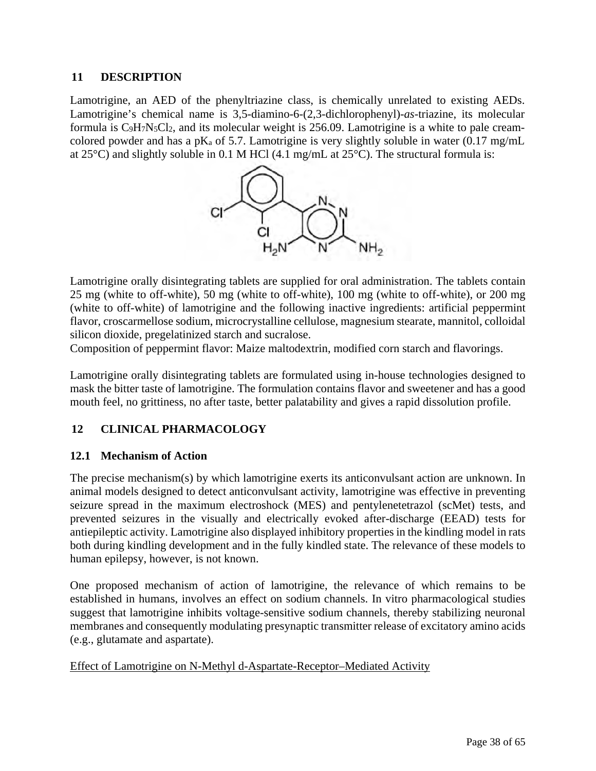## 11 DESCRIPTION

Lamotrigine, an AED of the phenyltriazine class, is chemically unrelated to existing AEDs. Lamotrigine's chemical name is 3,5-diamino-6-(2,3-dichlorophenyl)-*as*-triazine, its molecular formula is $C_9H_7N_5Cl_2$, and its molecular weight is 256.09. Lamotrigine is a white to pale cream-colored powder and has a $pK_a$ of 5.7. Lamotrigine is very slightly soluble in water (0.17 mg/mL at 25°C) and slightly soluble in 0.1 M HCl (4.1 mg/mL at 25°C). The structural formula is:

Lamotrigine orally disintegrating tablets are supplied for oral administration. The tablets contain 25 mg (white to off-white), 50 mg (white to off-white), 100 mg (white to off-white), or 200 mg (white to off-white) of lamotrigine and the following inactive ingredients: artificial peppermint flavor, croscarmellose sodium, microcrystalline cellulose, magnesium stearate, mannitol, colloidal silicon dioxide, pregelatinized starch and sucralose.
Composition of peppermint flavor: Maize maltodextrin, modified corn starch and flavorings.

Lamotrigine orally disintegrating tablets are formulated using in-house technologies designed to mask the bitter taste of lamotrigine. The formulation contains flavor and sweetener and has a good mouth feel, no grittiness, no after taste, better palatability and gives a rapid dissolution profile.

## 12 CLINICAL PHARMACOLOGY

### 12.1 Mechanism of Action

The precise mechanism(s) by which lamotrigine exerts its anticonvulsant action are unknown. In animal models designed to detect anticonvulsant activity, lamotrigine was effective in preventing seizure spread in the maximum electroshock (MES) and pentylenetetrazol (scMet) tests, and prevented seizures in the visually and electrically evoked after-discharge (EEAD) tests for antiepileptic activity. Lamotrigine also displayed inhibitory properties in the kindling model in rats both during kindling development and in the fully kindled state. The relevance of these models to human epilepsy, however, is not known.

One proposed mechanism of action of lamotrigine, the relevance of which remains to be established in humans, involves an effect on sodium channels. In vitro pharmacological studies suggest that lamotrigine inhibits voltage-sensitive sodium channels, thereby stabilizing neuronal membranes and consequently modulating presynaptic transmitter release of excitatory amino acids (e.g., glutamate and aspartate).

Effect of Lamotrigine on N-Methyl d-Aspartate-Receptor–Mediated Activity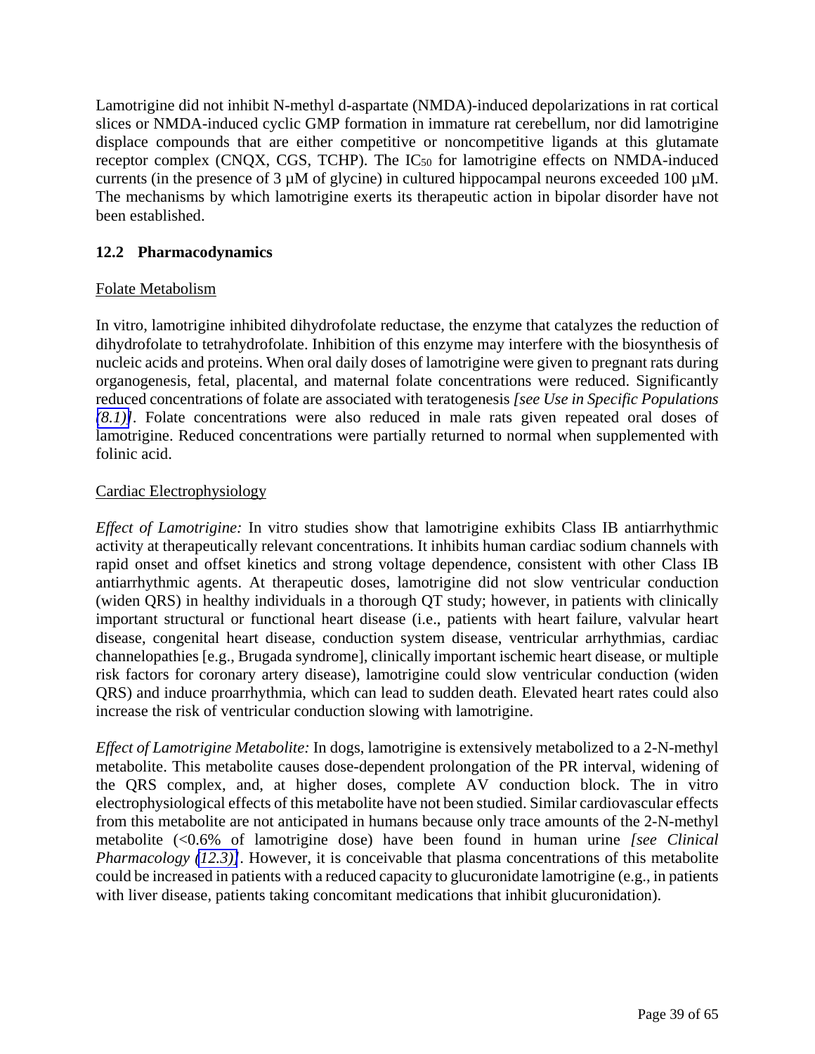Lamotrigine did not inhibit N-methyl d-aspartate (NMDA)-induced depolarizations in rat cortical slices or NMDA-induced cyclic GMP formation in immature rat cerebellum, nor did lamotrigine displace compounds that are either competitive or noncompetitive ligands at this glutamate receptor complex (CNQX, CGS, TCHP). The $IC_{50}$ for lamotrigine effects on NMDA-induced currents (in the presence of 3 µM of glycine) in cultured hippocampal neurons exceeded 100 µM. The mechanisms by which lamotrigine exerts its therapeutic action in bipolar disorder have not been established.

### 12.2 Pharmacodynamics

Folate Metabolism

In vitro, lamotrigine inhibited dihydrofolate reductase, the enzyme that catalyzes the reduction of dihydrofolate to tetrahydrofolate. Inhibition of this enzyme may interfere with the biosynthesis of nucleic acids and proteins. When oral daily doses of lamotrigine were given to pregnant rats during organogenesis, fetal, placental, and maternal folate concentrations were reduced. Significantly reduced concentrations of folate are associated with teratogenesis *[see Use in Specific Populations (8.1)]*. Folate concentrations were also reduced in male rats given repeated oral doses of lamotrigine. Reduced concentrations were partially returned to normal when supplemented with folinic acid.

Cardiac Electrophysiology

*Effect of Lamotrigine:* In vitro studies show that lamotrigine exhibits Class IB antiarrhythmic activity at therapeutically relevant concentrations. It inhibits human cardiac sodium channels with rapid onset and offset kinetics and strong voltage dependence, consistent with other Class IB antiarrhythmic agents. At therapeutic doses, lamotrigine did not slow ventricular conduction (widen QRS) in healthy individuals in a thorough QT study; however, in patients with clinically important structural or functional heart disease (i.e., patients with heart failure, valvular heart disease, congenital heart disease, conduction system disease, ventricular arrhythmias, cardiac channelopathies [e.g., Brugada syndrome], clinically important ischemic heart disease, or multiple risk factors for coronary artery disease), lamotrigine could slow ventricular conduction (widen QRS) and induce proarrhythmia, which can lead to sudden death. Elevated heart rates could also increase the risk of ventricular conduction slowing with lamotrigine.

*Effect of Lamotrigine Metabolite:* In dogs, lamotrigine is extensively metabolized to a 2-N-methyl metabolite. This metabolite causes dose-dependent prolongation of the PR interval, widening of the QRS complex, and, at higher doses, complete AV conduction block. The in vitro electrophysiological effects of this metabolite have not been studied. Similar cardiovascular effects from this metabolite are not anticipated in humans because only trace amounts of the 2-N-methyl metabolite (<0.6% of lamotrigine dose) have been found in human urine *[see Clinical Pharmacology (12.3)]*. However, it is conceivable that plasma concentrations of this metabolite could be increased in patients with a reduced capacity to glucuronidate lamotrigine (e.g., in patients with liver disease, patients taking concomitant medications that inhibit glucuronidation).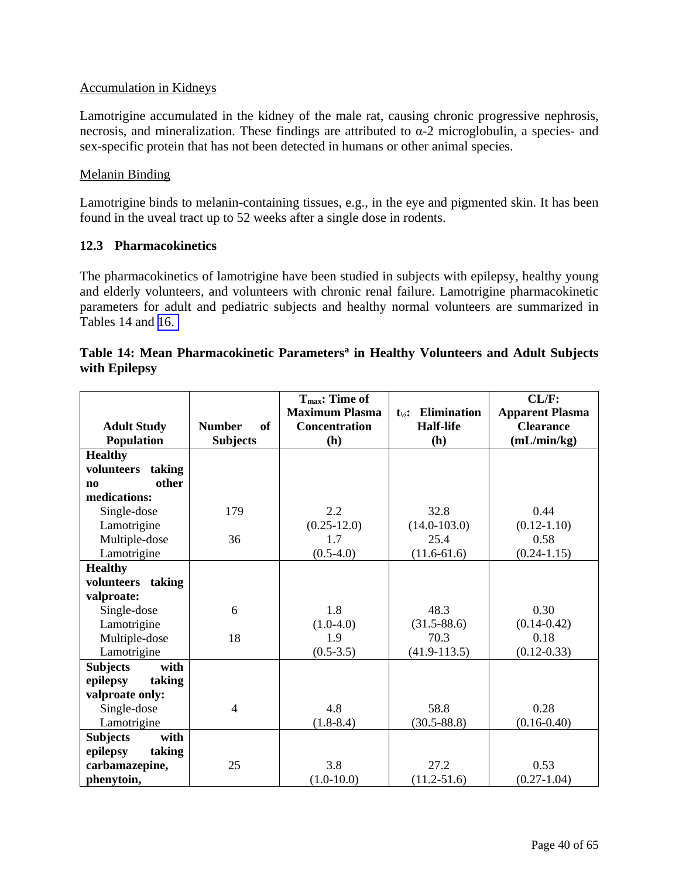Accumulation in Kidneys

Lamotrigine accumulated in the kidney of the male rat, causing chronic progressive nephrosis, necrosis, and mineralization. These findings are attributed to α-2 microglobulin, a species- and sex-specific protein that has not been detected in humans or other animal species.

Melanin Binding

Lamotrigine binds to melanin-containing tissues, e.g., in the eye and pigmented skin. It has been found in the uveal tract up to 52 weeks after a single dose in rodents.

### 12.3 Pharmacokinetics

The pharmacokinetics of lamotrigine have been studied in subjects with epilepsy, healthy young and elderly volunteers, and volunteers with chronic renal failure. Lamotrigine pharmacokinetic parameters for adult and pediatric subjects and healthy normal volunteers are summarized in Tables 14 and 16.

**Table 14: Mean Pharmacokinetic Parameters[a] in Healthy Volunteers and Adult Subjects with Epilepsy**

| Adult Study Population | Number of Subjects | $T_{max}$: Time of Maximum Plasma Concentration (h) | $t_{½}$: Elimination Half-life (h) | CL/F: Apparent Plasma Clearance (mL/min/kg) |
|---|---|---|---|---|
| **Healthy volunteers taking no other medications:** | | | | |
| Single-dose Lamotrigine | 179 | 2.2 (0.25-12.0) | 32.8 (14.0-103.0) | 0.44 (0.12-1.10) |
| Multiple-dose Lamotrigine | 36 | 1.7 (0.5-4.0) | 25.4 (11.6-61.6) | 0.58 (0.24-1.15) |
| **Healthy volunteers taking valproate:** | | | | |
| Single-dose Lamotrigine | 6 | 1.8 (1.0-4.0) | 48.3 (31.5-88.6) | 0.30 (0.14-0.42) |
| Multiple-dose Lamotrigine | 18 | 1.9 (0.5-3.5) | 70.3 (41.9-113.5) | 0.18 (0.12-0.33) |
| **Subjects with epilepsy taking valproate only:** | | | | |
| Single-dose Lamotrigine | 4 | 4.8 (1.8-8.4) | 58.8 (30.5-88.8) | 0.28 (0.16-0.40) |
| **Subjects with epilepsy taking carbamazepine, phenytoin,** | 25 | 3.8 (1.0-10.0) | 27.2 (11.2-51.6) | 0.53 (0.27-1.04) |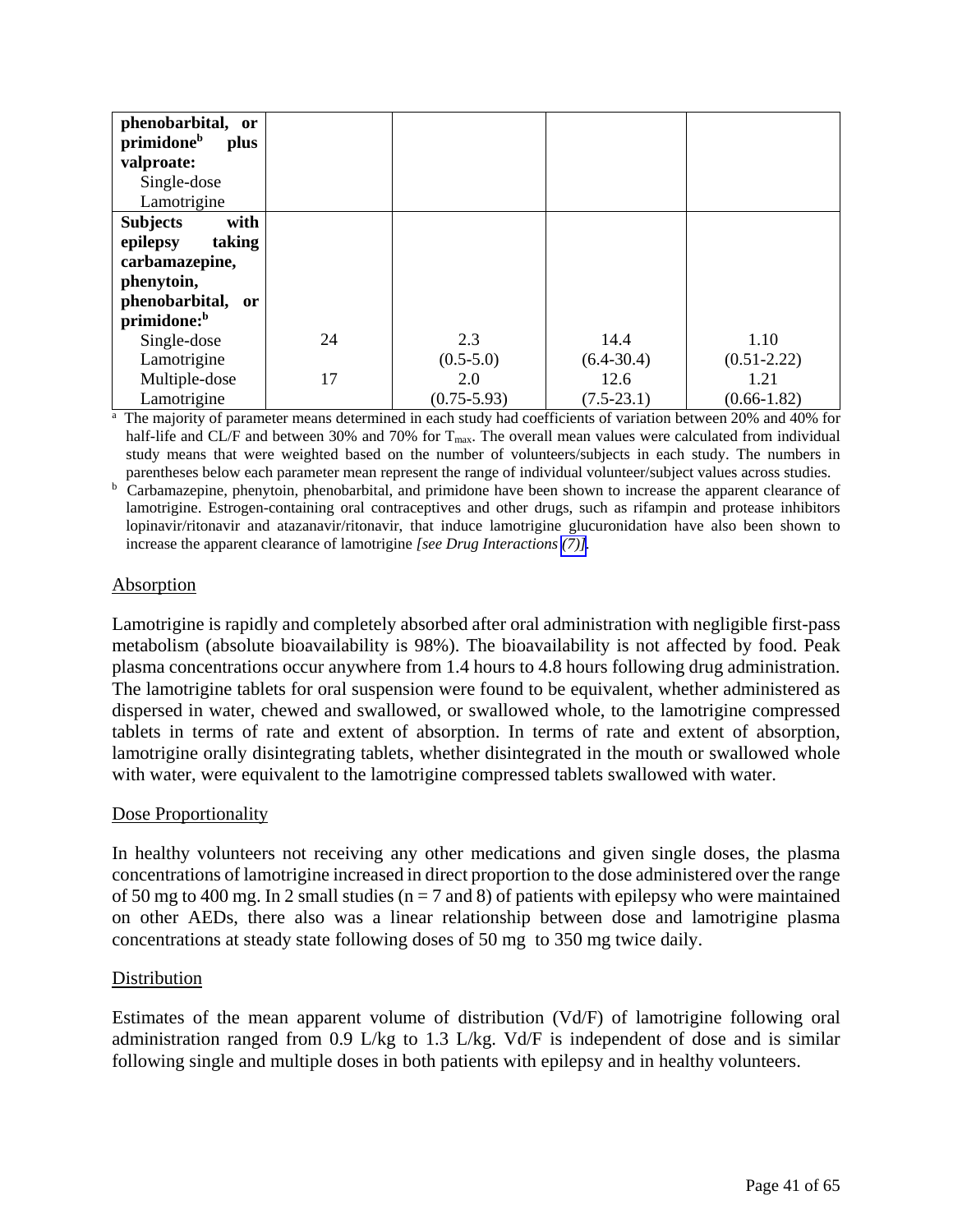| | | | | |
|---|---|---|---|---|
| **phenobarbital, or primidone[b] plus valproate:** Single-dose Lamotrigine | | | | |
| **Subjects with epilepsy taking carbamazepine, phenytoin, phenobarbital, or primidone:[b]** | | | | |
| Single-dose Lamotrigine | 24 | 2.3 (0.5-5.0) | 14.4 (6.4-30.4) | 1.10 (0.51-2.22) |
| Multiple-dose Lamotrigine | 17 | 2.0 (0.75-5.93) | 12.6 (7.5-23.1) | 1.21 (0.66-1.82) |

[a] The majority of parameter means determined in each study had coefficients of variation between 20% and 40% for half-life and CL/F and between 30% and 70% for $T_{max}$. The overall mean values were calculated from individual study means that were weighted based on the number of volunteers/subjects in each study. The numbers in parentheses below each parameter mean represent the range of individual volunteer/subject values across studies.

[b] Carbamazepine, phenytoin, phenobarbital, and primidone have been shown to increase the apparent clearance of lamotrigine. Estrogen-containing oral contraceptives and other drugs, such as rifampin and protease inhibitors lopinavir/ritonavir and atazanavir/ritonavir, that induce lamotrigine glucuronidation have also been shown to increase the apparent clearance of lamotrigine *[see Drug Interactions (7)]*.

Absorption

Lamotrigine is rapidly and completely absorbed after oral administration with negligible first-pass metabolism (absolute bioavailability is 98%). The bioavailability is not affected by food. Peak plasma concentrations occur anywhere from 1.4 hours to 4.8 hours following drug administration. The lamotrigine tablets for oral suspension were found to be equivalent, whether administered as dispersed in water, chewed and swallowed, or swallowed whole, to the lamotrigine compressed tablets in terms of rate and extent of absorption. In terms of rate and extent of absorption, lamotrigine orally disintegrating tablets, whether disintegrated in the mouth or swallowed whole with water, were equivalent to the lamotrigine compressed tablets swallowed with water.

Dose Proportionality

In healthy volunteers not receiving any other medications and given single doses, the plasma concentrations of lamotrigine increased in direct proportion to the dose administered over the range of 50 mg to 400 mg. In 2 small studies (n = 7 and 8) of patients with epilepsy who were maintained on other AEDs, there also was a linear relationship between dose and lamotrigine plasma concentrations at steady state following doses of 50 mg to 350 mg twice daily.

Distribution

Estimates of the mean apparent volume of distribution (Vd/F) of lamotrigine following oral administration ranged from 0.9 L/kg to 1.3 L/kg. Vd/F is independent of dose and is similar following single and multiple doses in both patients with epilepsy and in healthy volunteers.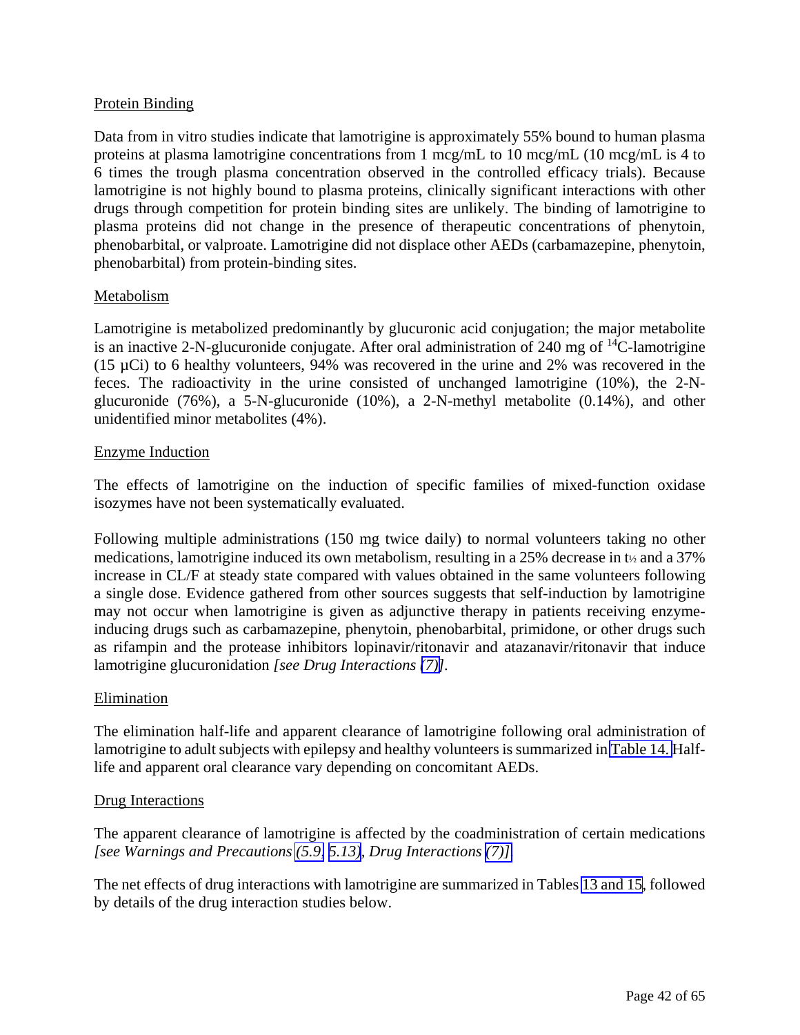Protein Binding

Data from in vitro studies indicate that lamotrigine is approximately 55% bound to human plasma proteins at plasma lamotrigine concentrations from 1 mcg/mL to 10 mcg/mL (10 mcg/mL is 4 to 6 times the trough plasma concentration observed in the controlled efficacy trials). Because lamotrigine is not highly bound to plasma proteins, clinically significant interactions with other drugs through competition for protein binding sites are unlikely. The binding of lamotrigine to plasma proteins did not change in the presence of therapeutic concentrations of phenytoin, phenobarbital, or valproate. Lamotrigine did not displace other AEDs (carbamazepine, phenytoin, phenobarbital) from protein-binding sites.

Metabolism

Lamotrigine is metabolized predominantly by glucuronic acid conjugation; the major metabolite is an inactive 2-N-glucuronide conjugate. After oral administration of 240 mg of $^{14}$C-lamotrigine (15 µCi) to 6 healthy volunteers, 94% was recovered in the urine and 2% was recovered in the feces. The radioactivity in the urine consisted of unchanged lamotrigine (10%), the 2-N-glucuronide (76%), a 5-N-glucuronide (10%), a 2-N-methyl metabolite (0.14%), and other unidentified minor metabolites (4%).

Enzyme Induction

The effects of lamotrigine on the induction of specific families of mixed-function oxidase isozymes have not been systematically evaluated.

Following multiple administrations (150 mg twice daily) to normal volunteers taking no other medications, lamotrigine induced its own metabolism, resulting in a 25% decrease in $t_{½}$ and a 37% increase in CL/F at steady state compared with values obtained in the same volunteers following a single dose. Evidence gathered from other sources suggests that self-induction by lamotrigine may not occur when lamotrigine is given as adjunctive therapy in patients receiving enzyme-inducing drugs such as carbamazepine, phenytoin, phenobarbital, primidone, or other drugs such as rifampin and the protease inhibitors lopinavir/ritonavir and atazanavir/ritonavir that induce lamotrigine glucuronidation *[see Drug Interactions (7)]*.

Elimination

The elimination half-life and apparent clearance of lamotrigine following oral administration of lamotrigine to adult subjects with epilepsy and healthy volunteers is summarized in Table 14. Half-life and apparent oral clearance vary depending on concomitant AEDs.

Drug Interactions

The apparent clearance of lamotrigine is affected by the coadministration of certain medications *[see Warnings and Precautions (5.9, 5.13), Drug Interactions (7)]*.

The net effects of drug interactions with lamotrigine are summarized in Tables 13 and 15, followed by details of the drug interaction studies below.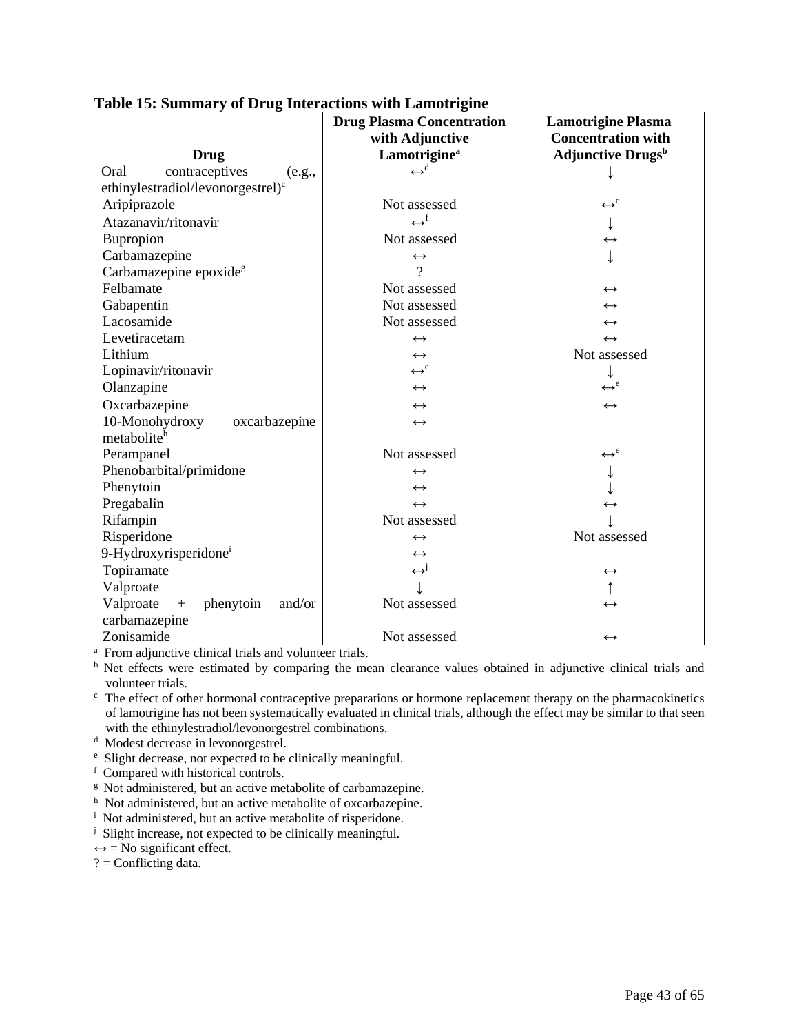**Table 15: Summary of Drug Interactions with Lamotrigine**

| Drug | Drug Plasma Concentration with Adjunctive Lamotrigine[a] | Lamotrigine Plasma Concentration with Adjunctive Drugs[b] |
|---|---|---|
| Oral contraceptives (e.g., ethinylestradiol/levonorgestrel)[c] | ↔[d] | ↓ |
| Aripiprazole | Not assessed | ↔[e] |
| Atazanavir/ritonavir | ↔[f] | ↓ |
| Bupropion | Not assessed | ↔ |
| Carbamazepine | ↔ | ↓ |
| Carbamazepine epoxide[g] | ? | |
| Felbamate | Not assessed | ↔ |
| Gabapentin | Not assessed | ↔ |
| Lacosamide | Not assessed | ↔ |
| Levetiracetam | ↔ | ↔ |
| Lithium | ↔ | Not assessed |
| Lopinavir/ritonavir | ↔[e] | ↓ |
| Olanzapine | ↔ | ↔[e] |
| Oxcarbazepine | ↔ | ↔ |
| 10-Monohydroxy oxcarbazepine metabolite[h] | ↔ | |
| Perampanel | Not assessed | ↔[e] |
| Phenobarbital/primidone | ↔ | ↓ |
| Phenytoin | ↔ | ↓ |
| Pregabalin | ↔ | ↔ |
| Rifampin | Not assessed | ↓ |
| Risperidone | ↔ | Not assessed |
| 9-Hydroxyrisperidone[i] | ↔ | |
| Topiramate | ↔[j] | ↔ |
| Valproate | ↓ | ↑ |
| Valproate + phenytoin and/or carbamazepine | Not assessed | ↔ |
| Zonisamide | Not assessed | ↔ |

[a] From adjunctive clinical trials and volunteer trials.

[b] Net effects were estimated by comparing the mean clearance values obtained in adjunctive clinical trials and volunteer trials.

[c] The effect of other hormonal contraceptive preparations or hormone replacement therapy on the pharmacokinetics of lamotrigine has not been systematically evaluated in clinical trials, although the effect may be similar to that seen with the ethinylestradiol/levonorgestrel combinations.

[d] Modest decrease in levonorgestrel.

[e] Slight decrease, not expected to be clinically meaningful.

[f] Compared with historical controls.

[g] Not administered, but an active metabolite of carbamazepine.

[h] Not administered, but an active metabolite of oxcarbazepine.

[i] Not administered, but an active metabolite of risperidone.

[j] Slight increase, not expected to be clinically meaningful.

↔ = No significant effect.

? = Conflicting data.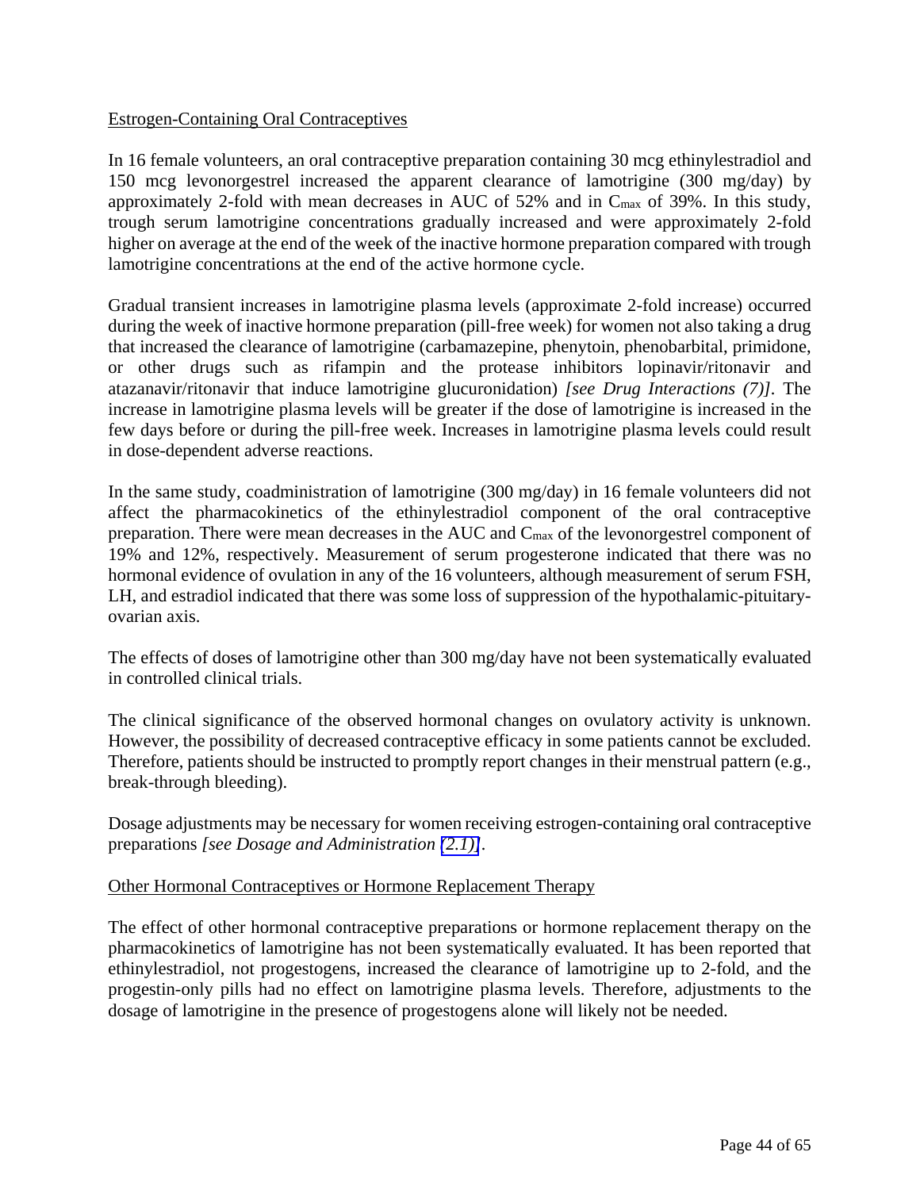Estrogen-Containing Oral Contraceptives

In 16 female volunteers, an oral contraceptive preparation containing 30 mcg ethinylestradiol and 150 mcg levonorgestrel increased the apparent clearance of lamotrigine (300 mg/day) by approximately 2-fold with mean decreases in AUC of 52% and in $C_{max}$ of 39%. In this study, trough serum lamotrigine concentrations gradually increased and were approximately 2-fold higher on average at the end of the week of the inactive hormone preparation compared with trough lamotrigine concentrations at the end of the active hormone cycle.

Gradual transient increases in lamotrigine plasma levels (approximate 2-fold increase) occurred during the week of inactive hormone preparation (pill-free week) for women not also taking a drug that increased the clearance of lamotrigine (carbamazepine, phenytoin, phenobarbital, primidone, or other drugs such as rifampin and the protease inhibitors lopinavir/ritonavir and atazanavir/ritonavir that induce lamotrigine glucuronidation) *[see Drug Interactions (7)]*. The increase in lamotrigine plasma levels will be greater if the dose of lamotrigine is increased in the few days before or during the pill-free week. Increases in lamotrigine plasma levels could result in dose-dependent adverse reactions.

In the same study, coadministration of lamotrigine (300 mg/day) in 16 female volunteers did not affect the pharmacokinetics of the ethinylestradiol component of the oral contraceptive preparation. There were mean decreases in the AUC and $C_{max}$ of the levonorgestrel component of 19% and 12%, respectively. Measurement of serum progesterone indicated that there was no hormonal evidence of ovulation in any of the 16 volunteers, although measurement of serum FSH, LH, and estradiol indicated that there was some loss of suppression of the hypothalamic-pituitary-ovarian axis.

The effects of doses of lamotrigine other than 300 mg/day have not been systematically evaluated in controlled clinical trials.

The clinical significance of the observed hormonal changes on ovulatory activity is unknown. However, the possibility of decreased contraceptive efficacy in some patients cannot be excluded. Therefore, patients should be instructed to promptly report changes in their menstrual pattern (e.g., break-through bleeding).

Dosage adjustments may be necessary for women receiving estrogen-containing oral contraceptive preparations *[see Dosage and Administration (2.1)]*.

Other Hormonal Contraceptives or Hormone Replacement Therapy

The effect of other hormonal contraceptive preparations or hormone replacement therapy on the pharmacokinetics of lamotrigine has not been systematically evaluated. It has been reported that ethinylestradiol, not progestogens, increased the clearance of lamotrigine up to 2-fold, and the progestin-only pills had no effect on lamotrigine plasma levels. Therefore, adjustments to the dosage of lamotrigine in the presence of progestogens alone will likely not be needed.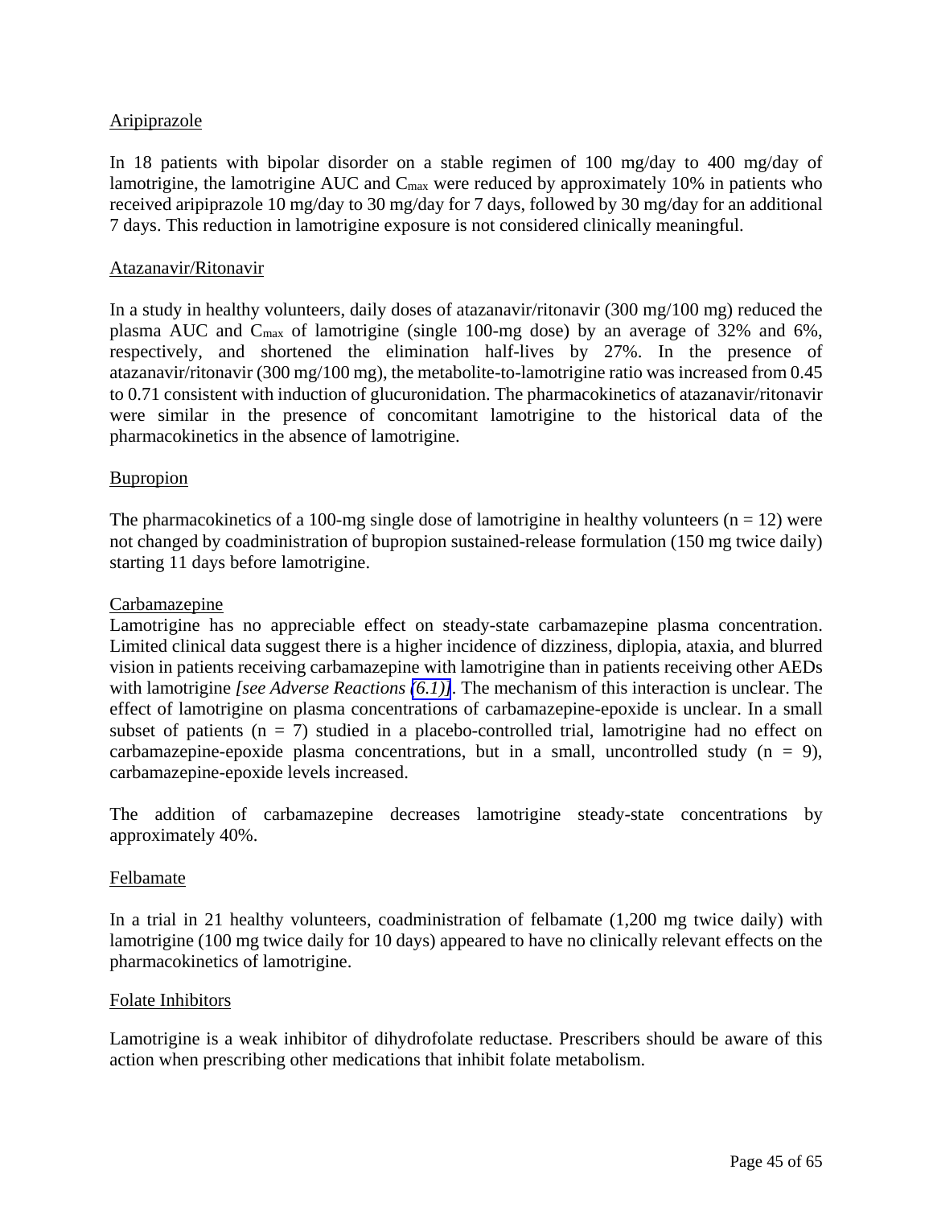Aripiprazole

In 18 patients with bipolar disorder on a stable regimen of 100 mg/day to 400 mg/day of lamotrigine, the lamotrigine AUC and $C_{max}$ were reduced by approximately 10% in patients who received aripiprazole 10 mg/day to 30 mg/day for 7 days, followed by 30 mg/day for an additional 7 days. This reduction in lamotrigine exposure is not considered clinically meaningful.

Atazanavir/Ritonavir

In a study in healthy volunteers, daily doses of atazanavir/ritonavir (300 mg/100 mg) reduced the plasma AUC and $C_{max}$ of lamotrigine (single 100-mg dose) by an average of 32% and 6%, respectively, and shortened the elimination half-lives by 27%. In the presence of atazanavir/ritonavir (300 mg/100 mg), the metabolite-to-lamotrigine ratio was increased from 0.45 to 0.71 consistent with induction of glucuronidation. The pharmacokinetics of atazanavir/ritonavir were similar in the presence of concomitant lamotrigine to the historical data of the pharmacokinetics in the absence of lamotrigine.

Bupropion

The pharmacokinetics of a 100-mg single dose of lamotrigine in healthy volunteers (n = 12) were not changed by coadministration of bupropion sustained-release formulation (150 mg twice daily) starting 11 days before lamotrigine.

Carbamazepine

Lamotrigine has no appreciable effect on steady-state carbamazepine plasma concentration. Limited clinical data suggest there is a higher incidence of dizziness, diplopia, ataxia, and blurred vision in patients receiving carbamazepine with lamotrigine than in patients receiving other AEDs with lamotrigine *[see Adverse Reactions (6.1)]*. The mechanism of this interaction is unclear. The effect of lamotrigine on plasma concentrations of carbamazepine-epoxide is unclear. In a small subset of patients (n = 7) studied in a placebo-controlled trial, lamotrigine had no effect on carbamazepine-epoxide plasma concentrations, but in a small, uncontrolled study (n = 9), carbamazepine-epoxide levels increased.

The addition of carbamazepine decreases lamotrigine steady-state concentrations by approximately 40%.

Felbamate

In a trial in 21 healthy volunteers, coadministration of felbamate (1,200 mg twice daily) with lamotrigine (100 mg twice daily for 10 days) appeared to have no clinically relevant effects on the pharmacokinetics of lamotrigine.

Folate Inhibitors

Lamotrigine is a weak inhibitor of dihydrofolate reductase. Prescribers should be aware of this action when prescribing other medications that inhibit folate metabolism.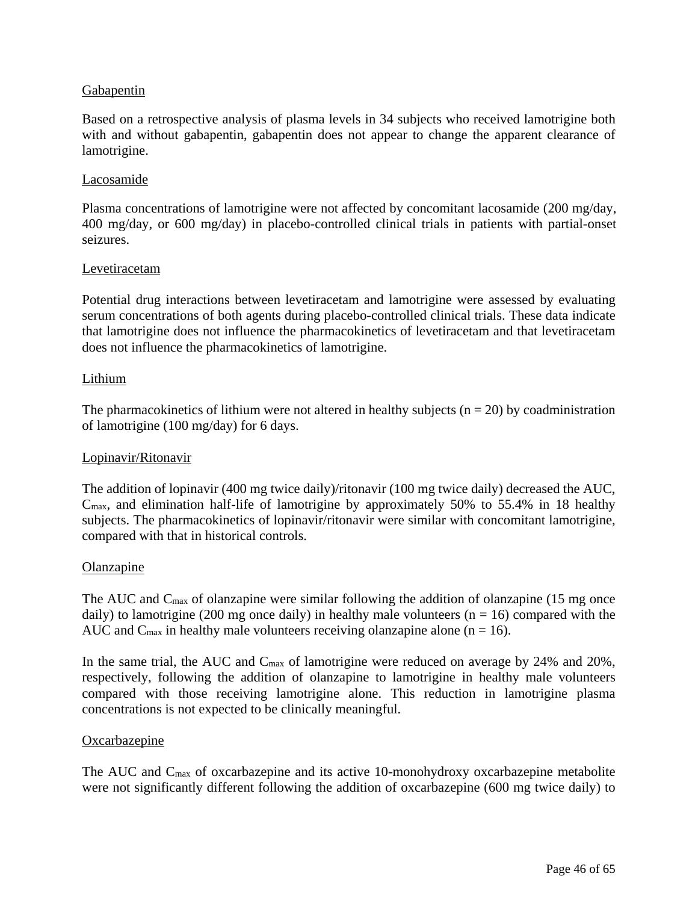Gabapentin

Based on a retrospective analysis of plasma levels in 34 subjects who received lamotrigine both with and without gabapentin, gabapentin does not appear to change the apparent clearance of lamotrigine.

Lacosamide

Plasma concentrations of lamotrigine were not affected by concomitant lacosamide (200 mg/day, 400 mg/day, or 600 mg/day) in placebo-controlled clinical trials in patients with partial-onset seizures.

Levetiracetam

Potential drug interactions between levetiracetam and lamotrigine were assessed by evaluating serum concentrations of both agents during placebo-controlled clinical trials. These data indicate that lamotrigine does not influence the pharmacokinetics of levetiracetam and that levetiracetam does not influence the pharmacokinetics of lamotrigine.

Lithium

The pharmacokinetics of lithium were not altered in healthy subjects ($n = 20$) by coadministration of lamotrigine (100 mg/day) for 6 days.

Lopinavir/Ritonavir

The addition of lopinavir (400 mg twice daily)/ritonavir (100 mg twice daily) decreased the AUC, $C_{max}$, and elimination half-life of lamotrigine by approximately 50% to 55.4% in 18 healthy subjects. The pharmacokinetics of lopinavir/ritonavir were similar with concomitant lamotrigine, compared with that in historical controls.

Olanzapine

The AUC and $C_{max}$ of olanzapine were similar following the addition of olanzapine (15 mg once daily) to lamotrigine (200 mg once daily) in healthy male volunteers ($n = 16$) compared with the AUC and $C_{max}$ in healthy male volunteers receiving olanzapine alone ($n = 16$).

In the same trial, the AUC and $C_{max}$ of lamotrigine were reduced on average by 24% and 20%, respectively, following the addition of olanzapine to lamotrigine in healthy male volunteers compared with those receiving lamotrigine alone. This reduction in lamotrigine plasma concentrations is not expected to be clinically meaningful.

Oxcarbazepine

The AUC and $C_{max}$ of oxcarbazepine and its active 10-monohydroxy oxcarbazepine metabolite were not significantly different following the addition of oxcarbazepine (600 mg twice daily) to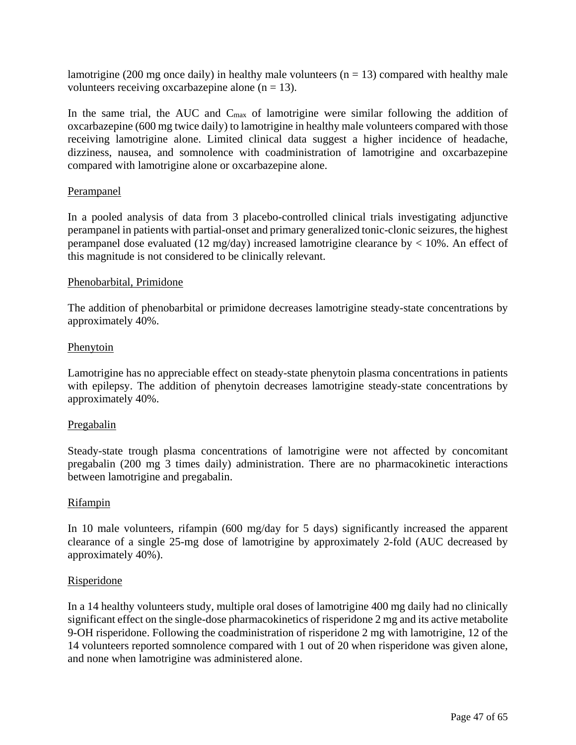lamotrigine (200 mg once daily) in healthy male volunteers (n = 13) compared with healthy male volunteers receiving oxcarbazepine alone (n = 13).

In the same trial, the AUC and $C_{max}$ of lamotrigine were similar following the addition of oxcarbazepine (600 mg twice daily) to lamotrigine in healthy male volunteers compared with those receiving lamotrigine alone. Limited clinical data suggest a higher incidence of headache, dizziness, nausea, and somnolence with coadministration of lamotrigine and oxcarbazepine compared with lamotrigine alone or oxcarbazepine alone.

Perampanel

In a pooled analysis of data from 3 placebo-controlled clinical trials investigating adjunctive perampanel in patients with partial-onset and primary generalized tonic-clonic seizures, the highest perampanel dose evaluated (12 mg/day) increased lamotrigine clearance by < 10%. An effect of this magnitude is not considered to be clinically relevant.

Phenobarbital, Primidone

The addition of phenobarbital or primidone decreases lamotrigine steady-state concentrations by approximately 40%.

Phenytoin

Lamotrigine has no appreciable effect on steady-state phenytoin plasma concentrations in patients with epilepsy. The addition of phenytoin decreases lamotrigine steady-state concentrations by approximately 40%.

Pregabalin

Steady-state trough plasma concentrations of lamotrigine were not affected by concomitant pregabalin (200 mg 3 times daily) administration. There are no pharmacokinetic interactions between lamotrigine and pregabalin.

Rifampin

In 10 male volunteers, rifampin (600 mg/day for 5 days) significantly increased the apparent clearance of a single 25-mg dose of lamotrigine by approximately 2-fold (AUC decreased by approximately 40%).

Risperidone

In a 14 healthy volunteers study, multiple oral doses of lamotrigine 400 mg daily had no clinically significant effect on the single-dose pharmacokinetics of risperidone 2 mg and its active metabolite 9-OH risperidone. Following the coadministration of risperidone 2 mg with lamotrigine, 12 of the 14 volunteers reported somnolence compared with 1 out of 20 when risperidone was given alone, and none when lamotrigine was administered alone.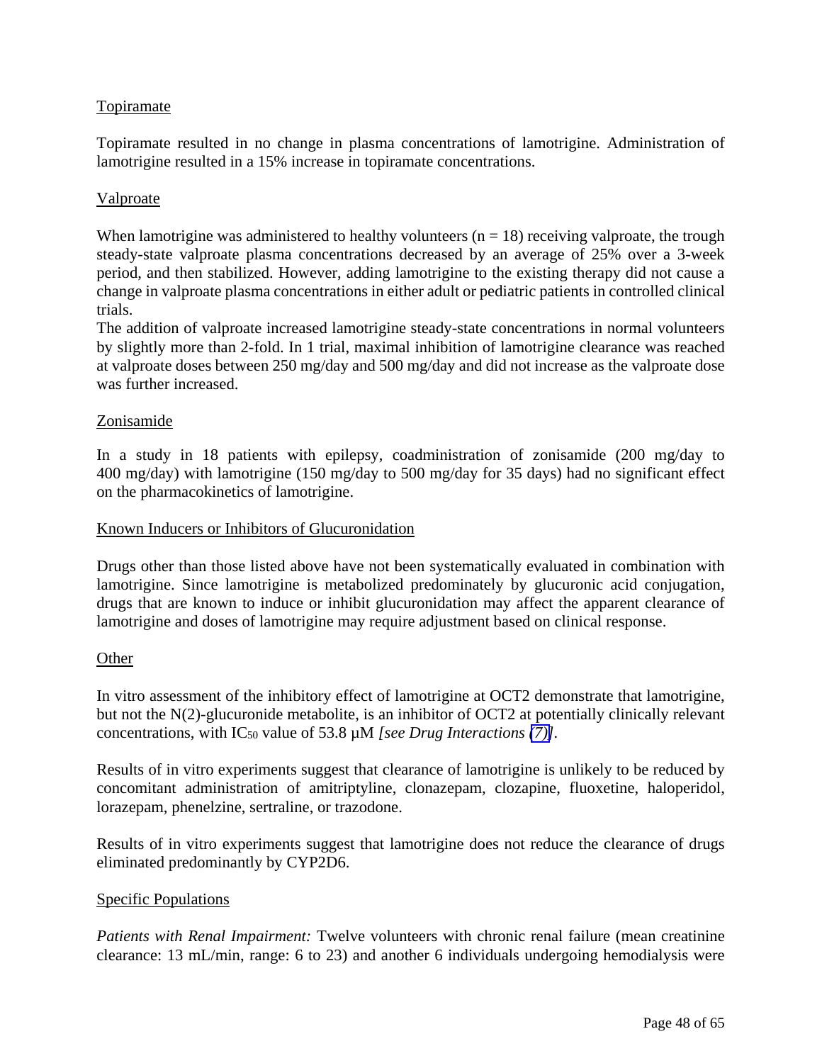Topiramate

Topiramate resulted in no change in plasma concentrations of lamotrigine. Administration of lamotrigine resulted in a 15% increase in topiramate concentrations.

Valproate

When lamotrigine was administered to healthy volunteers ($n = 18$) receiving valproate, the trough steady-state valproate plasma concentrations decreased by an average of 25% over a 3-week period, and then stabilized. However, adding lamotrigine to the existing therapy did not cause a change in valproate plasma concentrations in either adult or pediatric patients in controlled clinical trials.
The addition of valproate increased lamotrigine steady-state concentrations in normal volunteers by slightly more than 2-fold. In 1 trial, maximal inhibition of lamotrigine clearance was reached at valproate doses between 250 mg/day and 500 mg/day and did not increase as the valproate dose was further increased.

Zonisamide

In a study in 18 patients with epilepsy, coadministration of zonisamide (200 mg/day to 400 mg/day) with lamotrigine (150 mg/day to 500 mg/day for 35 days) had no significant effect on the pharmacokinetics of lamotrigine.

Known Inducers or Inhibitors of Glucuronidation

Drugs other than those listed above have not been systematically evaluated in combination with lamotrigine. Since lamotrigine is metabolized predominately by glucuronic acid conjugation, drugs that are known to induce or inhibit glucuronidation may affect the apparent clearance of lamotrigine and doses of lamotrigine may require adjustment based on clinical response.

Other

In vitro assessment of the inhibitory effect of lamotrigine at OCT2 demonstrate that lamotrigine, but not the N(2)-glucuronide metabolite, is an inhibitor of OCT2 at potentially clinically relevant concentrations, with $IC_{50}$ value of 53.8 µM *[see Drug Interactions (7)]*.

Results of in vitro experiments suggest that clearance of lamotrigine is unlikely to be reduced by concomitant administration of amitriptyline, clonazepam, clozapine, fluoxetine, haloperidol, lorazepam, phenelzine, sertraline, or trazodone.

Results of in vitro experiments suggest that lamotrigine does not reduce the clearance of drugs eliminated predominantly by CYP2D6.

Specific Populations

*Patients with Renal Impairment:* Twelve volunteers with chronic renal failure (mean creatinine clearance: 13 mL/min, range: 6 to 23) and another 6 individuals undergoing hemodialysis were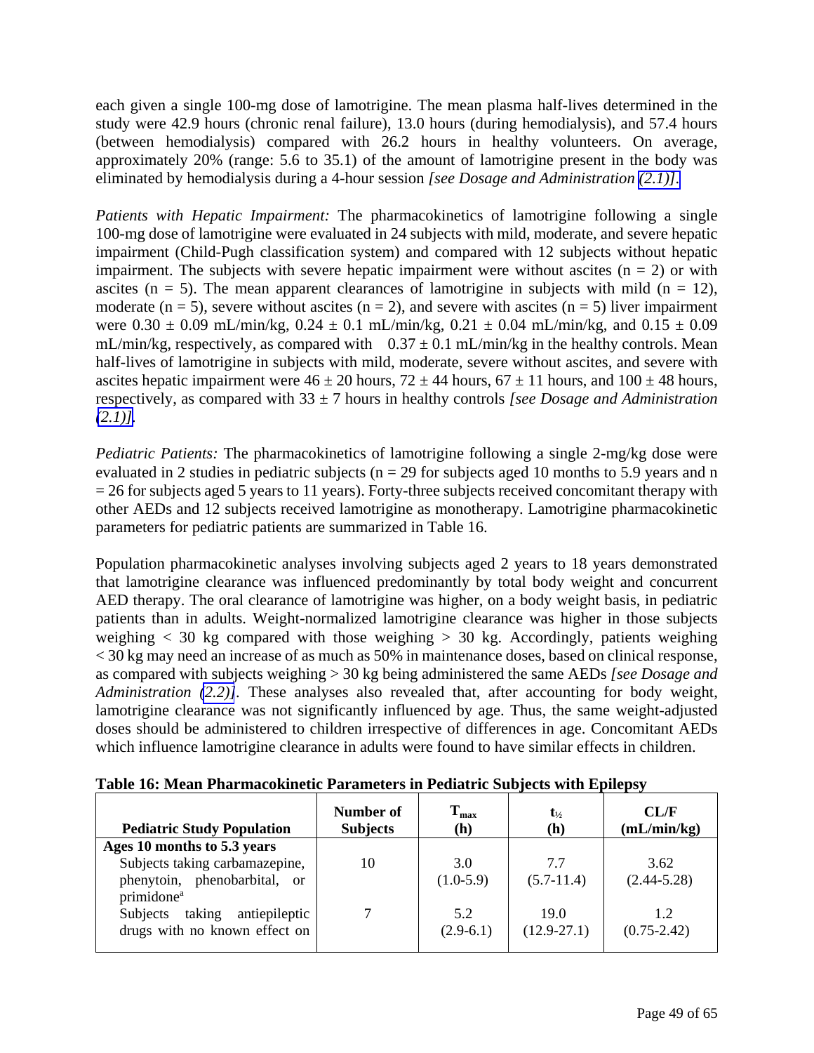each given a single 100-mg dose of lamotrigine. The mean plasma half-lives determined in the study were 42.9 hours (chronic renal failure), 13.0 hours (during hemodialysis), and 57.4 hours (between hemodialysis) compared with 26.2 hours in healthy volunteers. On average, approximately 20% (range: 5.6 to 35.1) of the amount of lamotrigine present in the body was eliminated by hemodialysis during a 4-hour session *[see Dosage and Administration (2.1)]*.

*Patients with Hepatic Impairment:* The pharmacokinetics of lamotrigine following a single 100-mg dose of lamotrigine were evaluated in 24 subjects with mild, moderate, and severe hepatic impairment (Child-Pugh classification system) and compared with 12 subjects without hepatic impairment. The subjects with severe hepatic impairment were without ascites (n = 2) or with ascites (n = 5). The mean apparent clearances of lamotrigine in subjects with mild (n = 12), moderate (n = 5), severe without ascites (n = 2), and severe with ascites (n = 5) liver impairment were 0.30 ± 0.09 mL/min/kg, 0.24 ± 0.1 mL/min/kg, 0.21 ± 0.04 mL/min/kg, and 0.15 ± 0.09 mL/min/kg, respectively, as compared with 0.37 ± 0.1 mL/min/kg in the healthy controls. Mean half-lives of lamotrigine in subjects with mild, moderate, severe without ascites, and severe with ascites hepatic impairment were 46 ± 20 hours, 72 ± 44 hours, 67 ± 11 hours, and 100 ± 48 hours, respectively, as compared with 33 ± 7 hours in healthy controls *[see Dosage and Administration (2.1)]*.

*Pediatric Patients:* The pharmacokinetics of lamotrigine following a single 2-mg/kg dose were evaluated in 2 studies in pediatric subjects (n = 29 for subjects aged 10 months to 5.9 years and n = 26 for subjects aged 5 years to 11 years). Forty-three subjects received concomitant therapy with other AEDs and 12 subjects received lamotrigine as monotherapy. Lamotrigine pharmacokinetic parameters for pediatric patients are summarized in Table 16.

Population pharmacokinetic analyses involving subjects aged 2 years to 18 years demonstrated that lamotrigine clearance was influenced predominantly by total body weight and concurrent AED therapy. The oral clearance of lamotrigine was higher, on a body weight basis, in pediatric patients than in adults. Weight-normalized lamotrigine clearance was higher in those subjects weighing < 30 kg compared with those weighing > 30 kg. Accordingly, patients weighing < 30 kg may need an increase of as much as 50% in maintenance doses, based on clinical response, as compared with subjects weighing > 30 kg being administered the same AEDs *[see Dosage and Administration (2.2)]*. These analyses also revealed that, after accounting for body weight, lamotrigine clearance was not significantly influenced by age. Thus, the same weight-adjusted doses should be administered to children irrespective of differences in age. Concomitant AEDs which influence lamotrigine clearance in adults were found to have similar effects in children.

**Table 16: Mean Pharmacokinetic Parameters in Pediatric Subjects with Epilepsy**

| Pediatric Study Population | Number of Subjects | $T_{max}$ (h) | $t_{½}$ (h) | CL/F (mL/min/kg) |
|---|---|---|---|---|
| **Ages 10 months to 5.3 years** | | | | |
| Subjects taking carbamazepine, phenytoin, phenobarbital, or primidone[a] | 10 | 3.0 (1.0-5.9) | 7.7 (5.7-11.4) | 3.62 (2.44-5.28) |
| Subjects taking antiepileptic drugs with no known effect on | 7 | 5.2 (2.9-6.1) | 19.0 (12.9-27.1) | 1.2 (0.75-2.42) |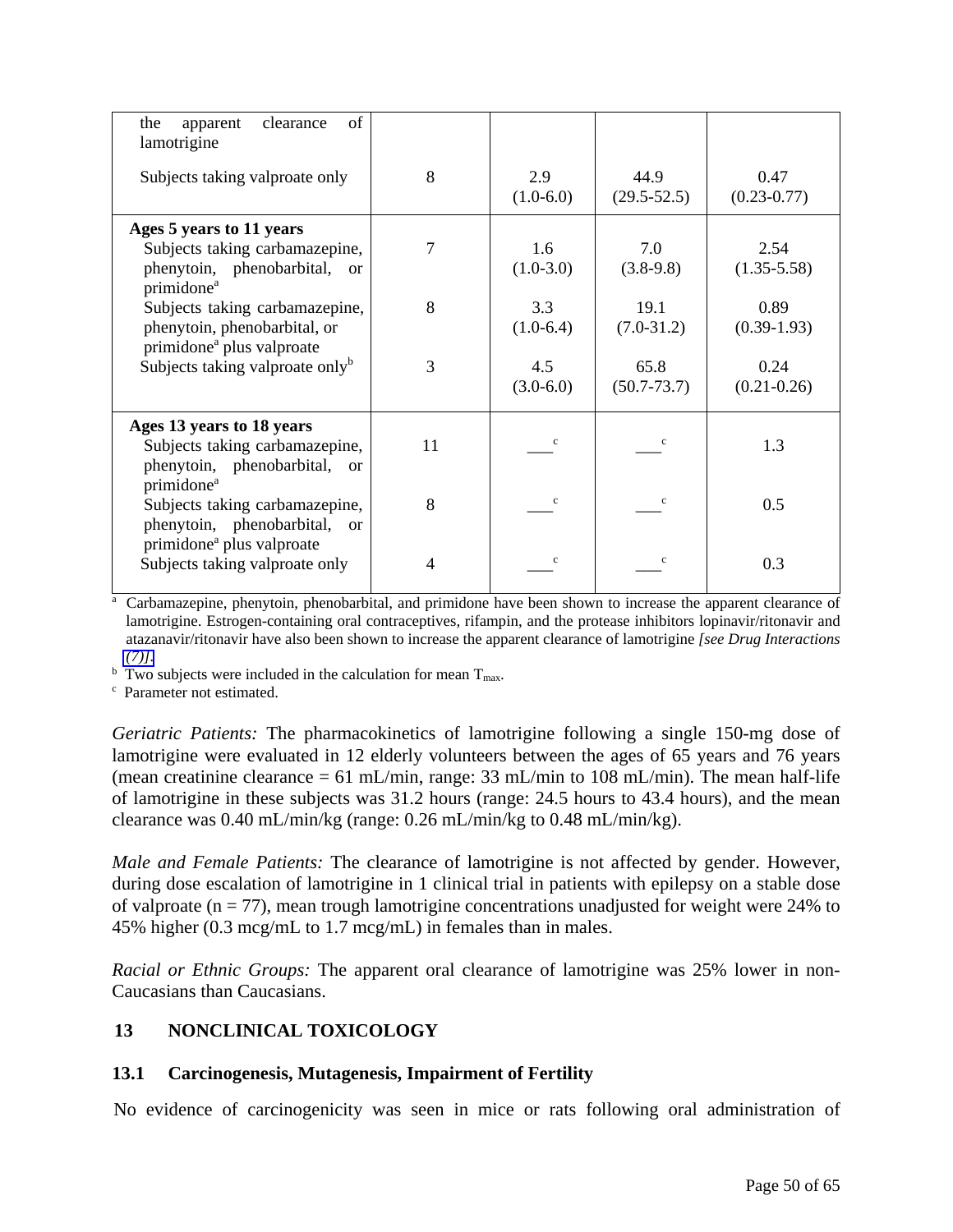| | | | | |
|---|---|---|---|---|
| the apparent clearance of lamotrigine | | | | |
| Subjects taking valproate only | 8 | 2.9 (1.0-6.0) | 44.9 (29.5-52.5) | 0.47 (0.23-0.77) |
| **Ages 5 years to 11 years** | | | | |
| Subjects taking carbamazepine, phenytoin, phenobarbital, or primidone[a] | 7 | 1.6 (1.0-3.0) | 7.0 (3.8-9.8) | 2.54 (1.35-5.58) |
| Subjects taking carbamazepine, phenytoin, phenobarbital, or primidone[a] plus valproate | 8 | 3.3 (1.0-6.4) | 19.1 (7.0-31.2) | 0.89 (0.39-1.93) |
| Subjects taking valproate only[b] | 3 | 4.5 (3.0-6.0) | 65.8 (50.7-73.7) | 0.24 (0.21-0.26) |
| **Ages 13 years to 18 years** | | | | |
| Subjects taking carbamazepine, phenytoin, phenobarbital, or primidone[a] | 11 | ___[c] | ___[c] | 1.3 |
| Subjects taking carbamazepine, phenytoin, phenobarbital, or primidone[a] plus valproate | 8 | ___[c] | ___[c] | 0.5 |
| Subjects taking valproate only | 4 | ___[c] | ___[c] | 0.3 |

[a] Carbamazepine, phenytoin, phenobarbital, and primidone have been shown to increase the apparent clearance of lamotrigine. Estrogen-containing oral contraceptives, rifampin, and the protease inhibitors lopinavir/ritonavir and atazanavir/ritonavir have also been shown to increase the apparent clearance of lamotrigine *[see Drug Interactions (7)]*.

[b] Two subjects were included in the calculation for mean $T_{max}$.

[c] Parameter not estimated.

*Geriatric Patients:* The pharmacokinetics of lamotrigine following a single 150-mg dose of lamotrigine were evaluated in 12 elderly volunteers between the ages of 65 years and 76 years (mean creatinine clearance = 61 mL/min, range: 33 mL/min to 108 mL/min). The mean half-life of lamotrigine in these subjects was 31.2 hours (range: 24.5 hours to 43.4 hours), and the mean clearance was 0.40 mL/min/kg (range: 0.26 mL/min/kg to 0.48 mL/min/kg).

*Male and Female Patients:* The clearance of lamotrigine is not affected by gender. However, during dose escalation of lamotrigine in 1 clinical trial in patients with epilepsy on a stable dose of valproate (n = 77), mean trough lamotrigine concentrations unadjusted for weight were 24% to 45% higher (0.3 mcg/mL to 1.7 mcg/mL) in females than in males.

*Racial or Ethnic Groups:* The apparent oral clearance of lamotrigine was 25% lower in non-Caucasians than Caucasians.

## 13 NONCLINICAL TOXICOLOGY

### 13.1 Carcinogenesis, Mutagenesis, Impairment of Fertility

No evidence of carcinogenicity was seen in mice or rats following oral administration of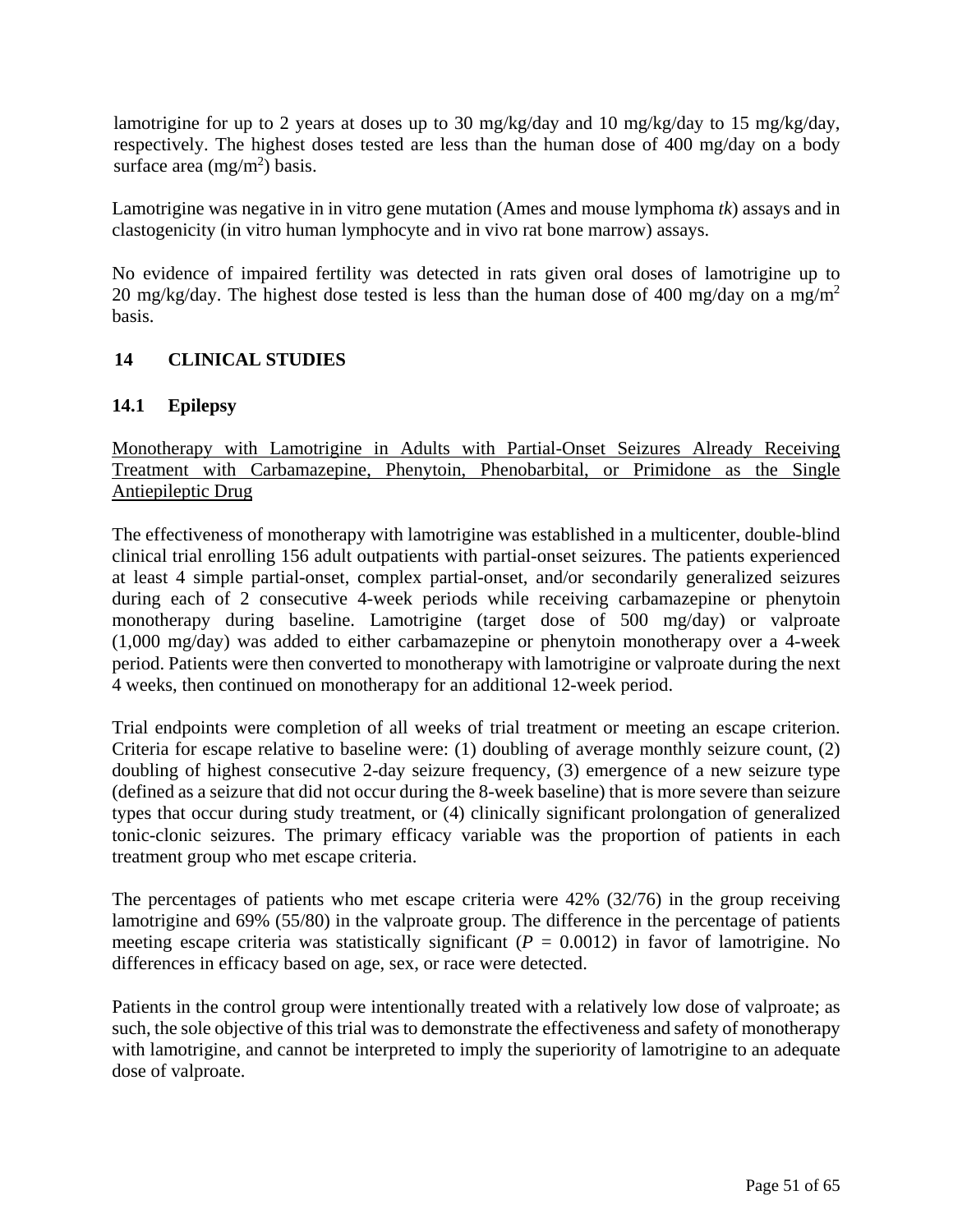lamotrigine for up to 2 years at doses up to 30 mg/kg/day and 10 mg/kg/day to 15 mg/kg/day, respectively. The highest doses tested are less than the human dose of 400 mg/day on a body surface area ($mg/m^2$) basis.

Lamotrigine was negative in in vitro gene mutation (Ames and mouse lymphoma *tk*) assays and in clastogenicity (in vitro human lymphocyte and in vivo rat bone marrow) assays.

No evidence of impaired fertility was detected in rats given oral doses of lamotrigine up to 20 mg/kg/day. The highest dose tested is less than the human dose of 400 mg/day on a $mg/m^2$ basis.

## 14 CLINICAL STUDIES

### 14.1 Epilepsy

<u>Monotherapy with Lamotrigine in Adults with Partial-Onset Seizures Already Receiving Treatment with Carbamazepine, Phenytoin, Phenobarbital, or Primidone as the Single Antiepileptic Drug</u>

The effectiveness of monotherapy with lamotrigine was established in a multicenter, double-blind clinical trial enrolling 156 adult outpatients with partial-onset seizures. The patients experienced at least 4 simple partial-onset, complex partial-onset, and/or secondarily generalized seizures during each of 2 consecutive 4-week periods while receiving carbamazepine or phenytoin monotherapy during baseline. Lamotrigine (target dose of 500 mg/day) or valproate (1,000 mg/day) was added to either carbamazepine or phenytoin monotherapy over a 4-week period. Patients were then converted to monotherapy with lamotrigine or valproate during the next 4 weeks, then continued on monotherapy for an additional 12-week period.

Trial endpoints were completion of all weeks of trial treatment or meeting an escape criterion. Criteria for escape relative to baseline were: (1) doubling of average monthly seizure count, (2) doubling of highest consecutive 2-day seizure frequency, (3) emergence of a new seizure type (defined as a seizure that did not occur during the 8-week baseline) that is more severe than seizure types that occur during study treatment, or (4) clinically significant prolongation of generalized tonic-clonic seizures. The primary efficacy variable was the proportion of patients in each treatment group who met escape criteria.

The percentages of patients who met escape criteria were 42% (32/76) in the group receiving lamotrigine and 69% (55/80) in the valproate group. The difference in the percentage of patients meeting escape criteria was statistically significant ($P = 0.0012$) in favor of lamotrigine. No differences in efficacy based on age, sex, or race were detected.

Patients in the control group were intentionally treated with a relatively low dose of valproate; as such, the sole objective of this trial was to demonstrate the effectiveness and safety of monotherapy with lamotrigine, and cannot be interpreted to imply the superiority of lamotrigine to an adequate dose of valproate.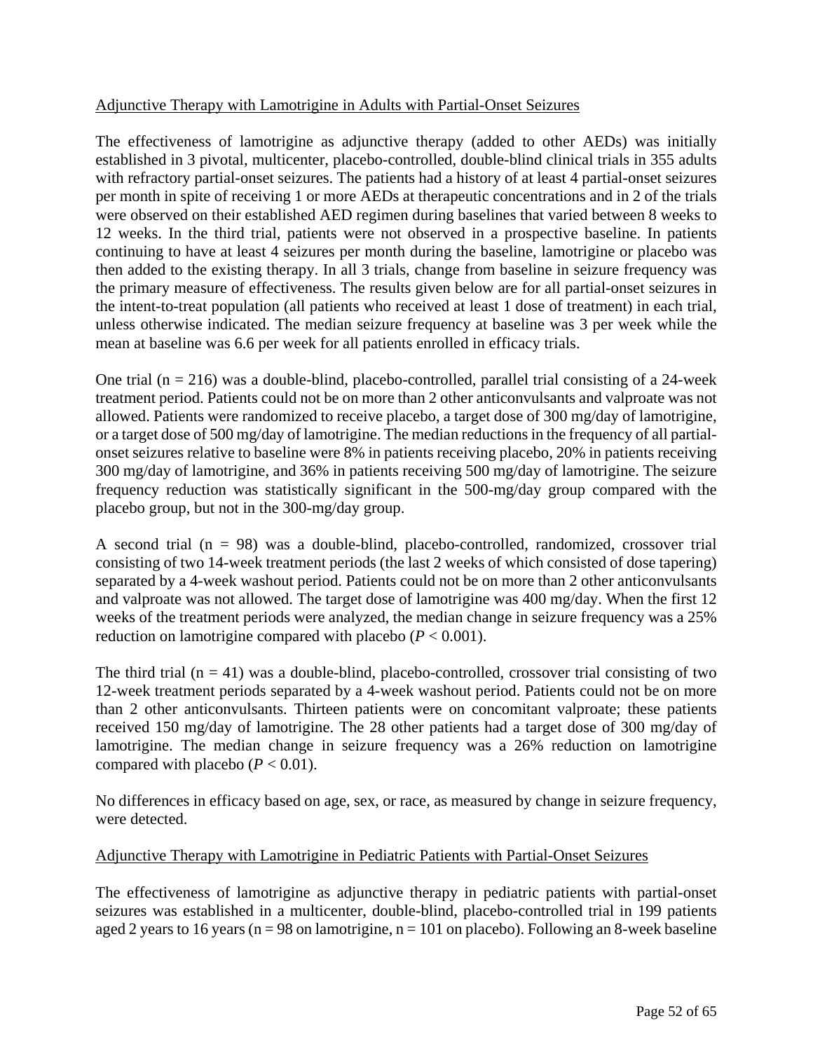Adjunctive Therapy with Lamotrigine in Adults with Partial-Onset Seizures

The effectiveness of lamotrigine as adjunctive therapy (added to other AEDs) was initially established in 3 pivotal, multicenter, placebo-controlled, double-blind clinical trials in 355 adults with refractory partial-onset seizures. The patients had a history of at least 4 partial-onset seizures per month in spite of receiving 1 or more AEDs at therapeutic concentrations and in 2 of the trials were observed on their established AED regimen during baselines that varied between 8 weeks to 12 weeks. In the third trial, patients were not observed in a prospective baseline. In patients continuing to have at least 4 seizures per month during the baseline, lamotrigine or placebo was then added to the existing therapy. In all 3 trials, change from baseline in seizure frequency was the primary measure of effectiveness. The results given below are for all partial-onset seizures in the intent-to-treat population (all patients who received at least 1 dose of treatment) in each trial, unless otherwise indicated. The median seizure frequency at baseline was 3 per week while the mean at baseline was 6.6 per week for all patients enrolled in efficacy trials.

One trial (n = 216) was a double-blind, placebo-controlled, parallel trial consisting of a 24-week treatment period. Patients could not be on more than 2 other anticonvulsants and valproate was not allowed. Patients were randomized to receive placebo, a target dose of 300 mg/day of lamotrigine, or a target dose of 500 mg/day of lamotrigine. The median reductions in the frequency of all partial-onset seizures relative to baseline were 8% in patients receiving placebo, 20% in patients receiving 300 mg/day of lamotrigine, and 36% in patients receiving 500 mg/day of lamotrigine. The seizure frequency reduction was statistically significant in the 500-mg/day group compared with the placebo group, but not in the 300-mg/day group.

A second trial (n = 98) was a double-blind, placebo-controlled, randomized, crossover trial consisting of two 14-week treatment periods (the last 2 weeks of which consisted of dose tapering) separated by a 4-week washout period. Patients could not be on more than 2 other anticonvulsants and valproate was not allowed. The target dose of lamotrigine was 400 mg/day. When the first 12 weeks of the treatment periods were analyzed, the median change in seizure frequency was a 25% reduction on lamotrigine compared with placebo ($P < 0.001$).

The third trial (n = 41) was a double-blind, placebo-controlled, crossover trial consisting of two 12-week treatment periods separated by a 4-week washout period. Patients could not be on more than 2 other anticonvulsants. Thirteen patients were on concomitant valproate; these patients received 150 mg/day of lamotrigine. The 28 other patients had a target dose of 300 mg/day of lamotrigine. The median change in seizure frequency was a 26% reduction on lamotrigine compared with placebo ($P < 0.01$).

No differences in efficacy based on age, sex, or race, as measured by change in seizure frequency, were detected.

Adjunctive Therapy with Lamotrigine in Pediatric Patients with Partial-Onset Seizures

The effectiveness of lamotrigine as adjunctive therapy in pediatric patients with partial-onset seizures was established in a multicenter, double-blind, placebo-controlled trial in 199 patients aged 2 years to 16 years (n = 98 on lamotrigine, n = 101 on placebo). Following an 8-week baseline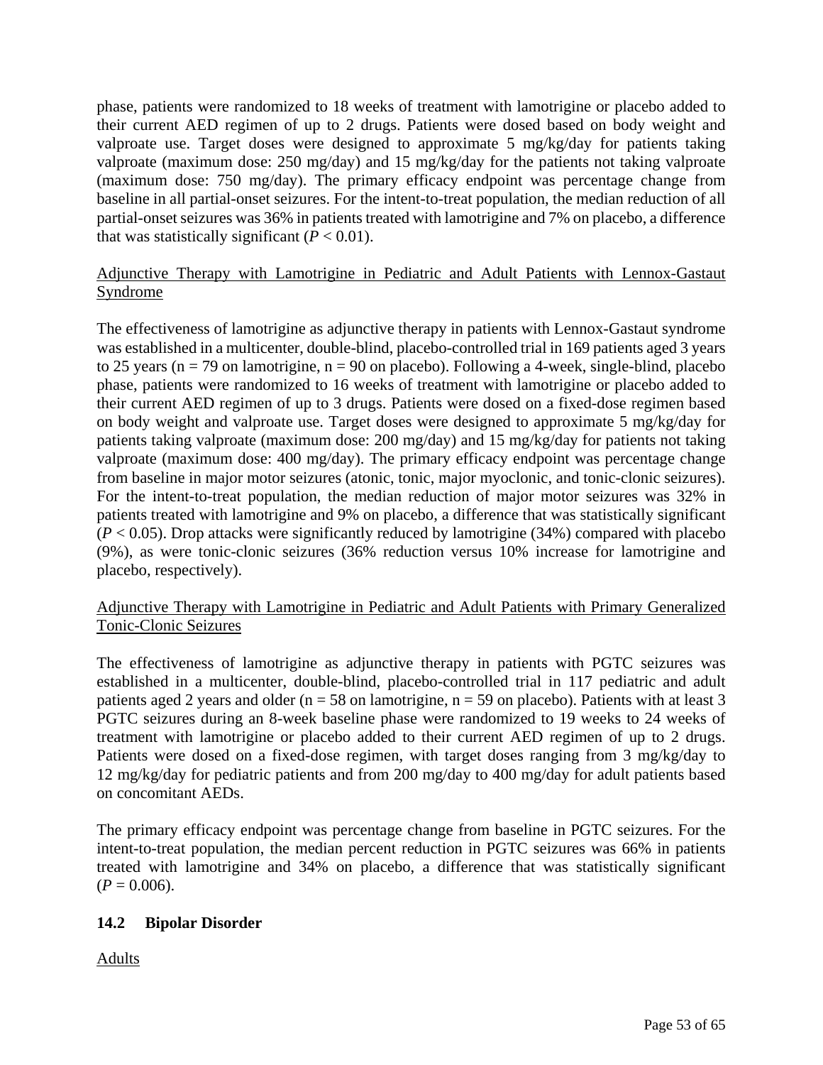phase, patients were randomized to 18 weeks of treatment with lamotrigine or placebo added to their current AED regimen of up to 2 drugs. Patients were dosed based on body weight and valproate use. Target doses were designed to approximate 5 mg/kg/day for patients taking valproate (maximum dose: 250 mg/day) and 15 mg/kg/day for the patients not taking valproate (maximum dose: 750 mg/day). The primary efficacy endpoint was percentage change from baseline in all partial-onset seizures. For the intent-to-treat population, the median reduction of all partial-onset seizures was 36% in patients treated with lamotrigine and 7% on placebo, a difference that was statistically significant ($P < 0.01$).

Adjunctive Therapy with Lamotrigine in Pediatric and Adult Patients with Lennox-Gastaut Syndrome

The effectiveness of lamotrigine as adjunctive therapy in patients with Lennox-Gastaut syndrome was established in a multicenter, double-blind, placebo-controlled trial in 169 patients aged 3 years to 25 years (n = 79 on lamotrigine, n = 90 on placebo). Following a 4-week, single-blind, placebo phase, patients were randomized to 16 weeks of treatment with lamotrigine or placebo added to their current AED regimen of up to 3 drugs. Patients were dosed on a fixed-dose regimen based on body weight and valproate use. Target doses were designed to approximate 5 mg/kg/day for patients taking valproate (maximum dose: 200 mg/day) and 15 mg/kg/day for patients not taking valproate (maximum dose: 400 mg/day). The primary efficacy endpoint was percentage change from baseline in major motor seizures (atonic, tonic, major myoclonic, and tonic-clonic seizures). For the intent-to-treat population, the median reduction of major motor seizures was 32% in patients treated with lamotrigine and 9% on placebo, a difference that was statistically significant ($P < 0.05$). Drop attacks were significantly reduced by lamotrigine (34%) compared with placebo (9%), as were tonic-clonic seizures (36% reduction versus 10% increase for lamotrigine and placebo, respectively).

Adjunctive Therapy with Lamotrigine in Pediatric and Adult Patients with Primary Generalized Tonic-Clonic Seizures

The effectiveness of lamotrigine as adjunctive therapy in patients with PGTC seizures was established in a multicenter, double-blind, placebo-controlled trial in 117 pediatric and adult patients aged 2 years and older (n = 58 on lamotrigine, n = 59 on placebo). Patients with at least 3 PGTC seizures during an 8-week baseline phase were randomized to 19 weeks to 24 weeks of treatment with lamotrigine or placebo added to their current AED regimen of up to 2 drugs. Patients were dosed on a fixed-dose regimen, with target doses ranging from 3 mg/kg/day to 12 mg/kg/day for pediatric patients and from 200 mg/day to 400 mg/day for adult patients based on concomitant AEDs.

The primary efficacy endpoint was percentage change from baseline in PGTC seizures. For the intent-to-treat population, the median percent reduction in PGTC seizures was 66% in patients treated with lamotrigine and 34% on placebo, a difference that was statistically significant ($P = 0.006$).

## 14.2 Bipolar Disorder

Adults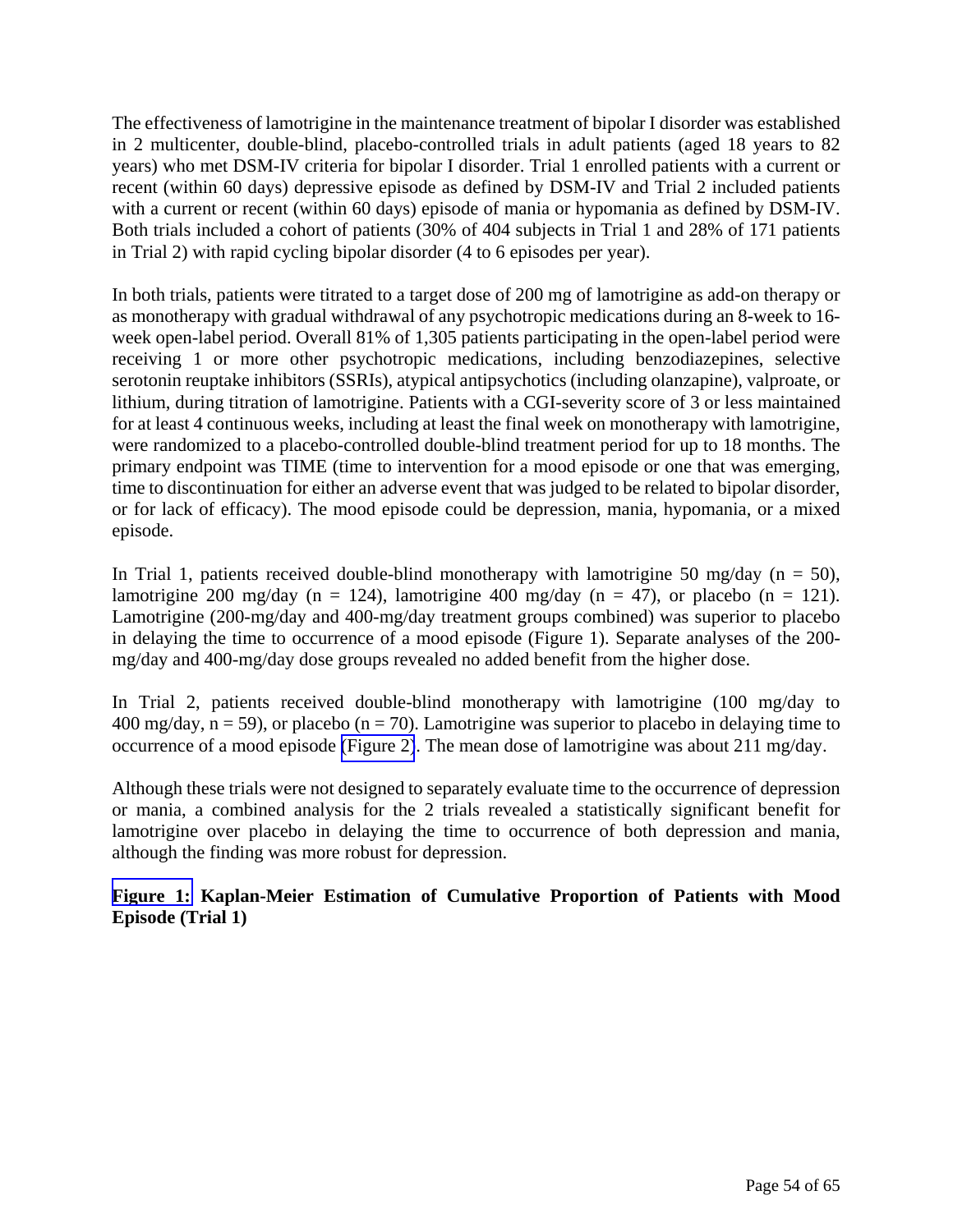The effectiveness of lamotrigine in the maintenance treatment of bipolar I disorder was established in 2 multicenter, double-blind, placebo-controlled trials in adult patients (aged 18 years to 82 years) who met DSM-IV criteria for bipolar I disorder. Trial 1 enrolled patients with a current or recent (within 60 days) depressive episode as defined by DSM-IV and Trial 2 included patients with a current or recent (within 60 days) episode of mania or hypomania as defined by DSM-IV. Both trials included a cohort of patients (30% of 404 subjects in Trial 1 and 28% of 171 patients in Trial 2) with rapid cycling bipolar disorder (4 to 6 episodes per year).

In both trials, patients were titrated to a target dose of 200 mg of lamotrigine as add-on therapy or as monotherapy with gradual withdrawal of any psychotropic medications during an 8-week to 16-week open-label period. Overall 81% of 1,305 patients participating in the open-label period were receiving 1 or more other psychotropic medications, including benzodiazepines, selective serotonin reuptake inhibitors (SSRIs), atypical antipsychotics (including olanzapine), valproate, or lithium, during titration of lamotrigine. Patients with a CGI-severity score of 3 or less maintained for at least 4 continuous weeks, including at least the final week on monotherapy with lamotrigine, were randomized to a placebo-controlled double-blind treatment period for up to 18 months. The primary endpoint was TIME (time to intervention for a mood episode or one that was emerging, time to discontinuation for either an adverse event that was judged to be related to bipolar disorder, or for lack of efficacy). The mood episode could be depression, mania, hypomania, or a mixed episode.

In Trial 1, patients received double-blind monotherapy with lamotrigine 50 mg/day (n = 50), lamotrigine 200 mg/day (n = 124), lamotrigine 400 mg/day (n = 47), or placebo (n = 121). Lamotrigine (200-mg/day and 400-mg/day treatment groups combined) was superior to placebo in delaying the time to occurrence of a mood episode (Figure 1). Separate analyses of the 200-mg/day and 400-mg/day dose groups revealed no added benefit from the higher dose.

In Trial 2, patients received double-blind monotherapy with lamotrigine (100 mg/day to 400 mg/day, n = 59), or placebo (n = 70). Lamotrigine was superior to placebo in delaying time to occurrence of a mood episode (Figure 2). The mean dose of lamotrigine was about 211 mg/day.

Although these trials were not designed to separately evaluate time to the occurrence of depression or mania, a combined analysis for the 2 trials revealed a statistically significant benefit for lamotrigine over placebo in delaying the time to occurrence of both depression and mania, although the finding was more robust for depression.

**Figure 1: Kaplan-Meier Estimation of Cumulative Proportion of Patients with Mood Episode (Trial 1)**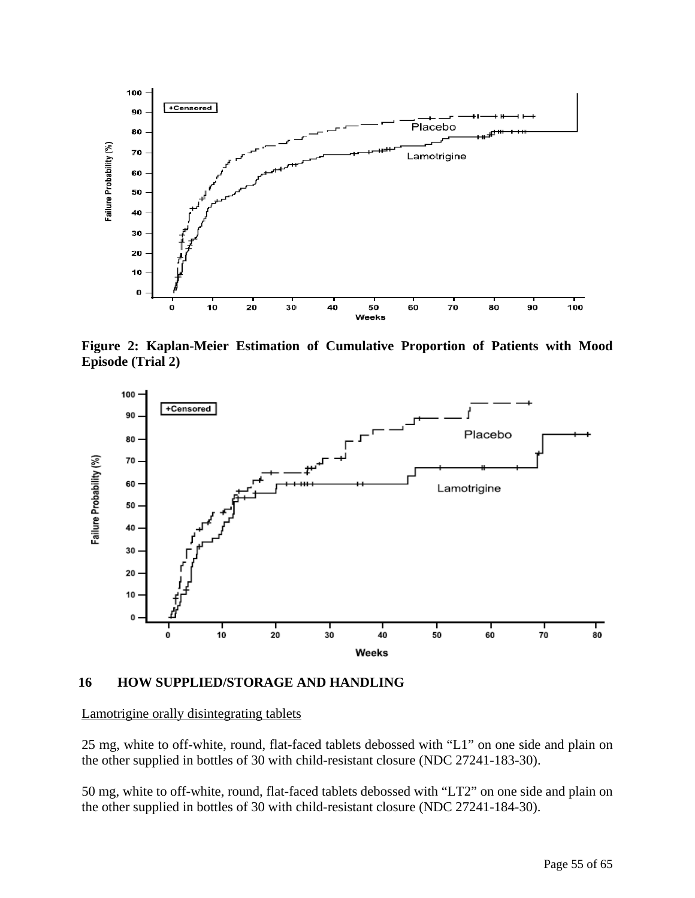Figure 2: Kaplan-Meier Estimation of Cumulative Proportion of Patients with Mood Episode (Trial 2)

## 16 HOW SUPPLIED/STORAGE AND HANDLING

Lamotrigine orally disintegrating tablets

25 mg, white to off-white, round, flat-faced tablets debossed with "L1" on one side and plain on the other supplied in bottles of 30 with child-resistant closure (NDC 27241-183-30).

50 mg, white to off-white, round, flat-faced tablets debossed with "LT2" on one side and plain on the other supplied in bottles of 30 with child-resistant closure (NDC 27241-184-30).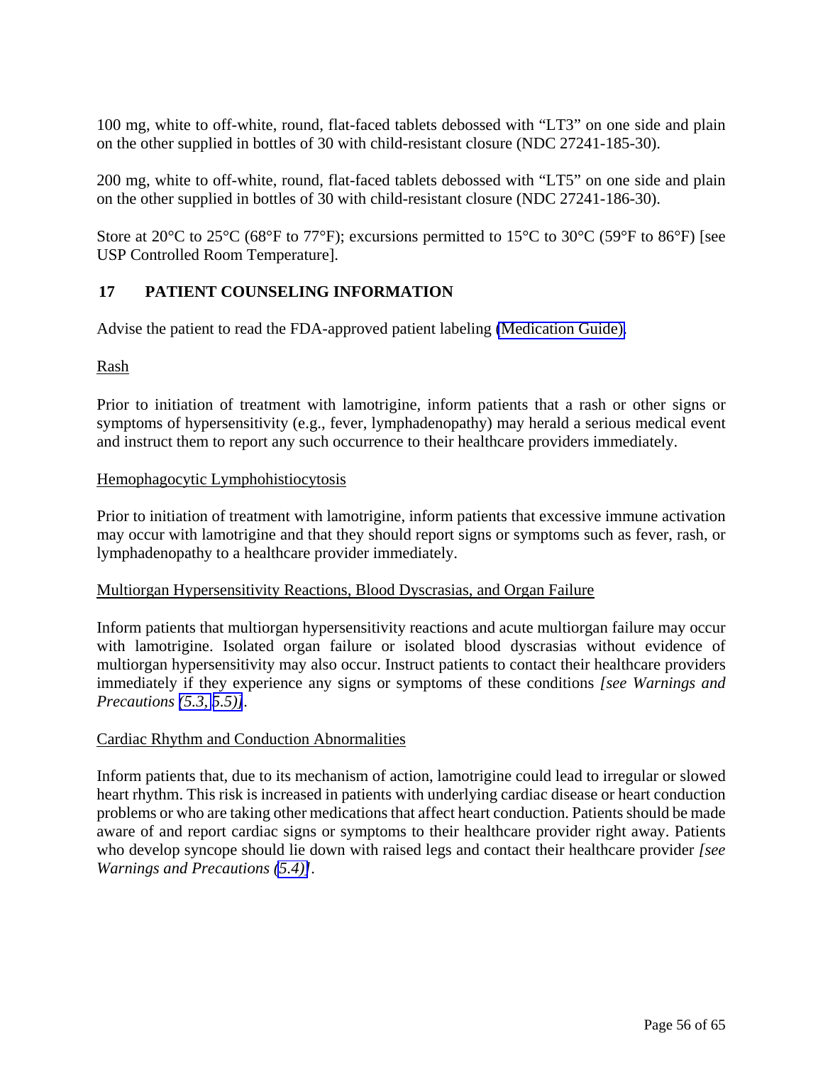100 mg, white to off-white, round, flat-faced tablets debossed with "LT3" on one side and plain on the other supplied in bottles of 30 with child-resistant closure (NDC 27241-185-30).

200 mg, white to off-white, round, flat-faced tablets debossed with "LT5" on one side and plain on the other supplied in bottles of 30 with child-resistant closure (NDC 27241-186-30).

Store at 20°C to 25°C (68°F to 77°F); excursions permitted to 15°C to 30°C (59°F to 86°F) [see USP Controlled Room Temperature].

## 17 PATIENT COUNSELING INFORMATION

Advise the patient to read the FDA-approved patient labeling (Medication Guide).

Rash

Prior to initiation of treatment with lamotrigine, inform patients that a rash or other signs or symptoms of hypersensitivity (e.g., fever, lymphadenopathy) may herald a serious medical event and instruct them to report any such occurrence to their healthcare providers immediately.

Hemophagocytic Lymphohistiocytosis

Prior to initiation of treatment with lamotrigine, inform patients that excessive immune activation may occur with lamotrigine and that they should report signs or symptoms such as fever, rash, or lymphadenopathy to a healthcare provider immediately.

Multiorgan Hypersensitivity Reactions, Blood Dyscrasias, and Organ Failure

Inform patients that multiorgan hypersensitivity reactions and acute multiorgan failure may occur with lamotrigine. Isolated organ failure or isolated blood dyscrasias without evidence of multiorgan hypersensitivity may also occur. Instruct patients to contact their healthcare providers immediately if they experience any signs or symptoms of these conditions *[see Warnings and Precautions (5.3, 5.5)]*.

Cardiac Rhythm and Conduction Abnormalities

Inform patients that, due to its mechanism of action, lamotrigine could lead to irregular or slowed heart rhythm. This risk is increased in patients with underlying cardiac disease or heart conduction problems or who are taking other medications that affect heart conduction. Patients should be made aware of and report cardiac signs or symptoms to their healthcare provider right away. Patients who develop syncope should lie down with raised legs and contact their healthcare provider *[see Warnings and Precautions (5.4)]*.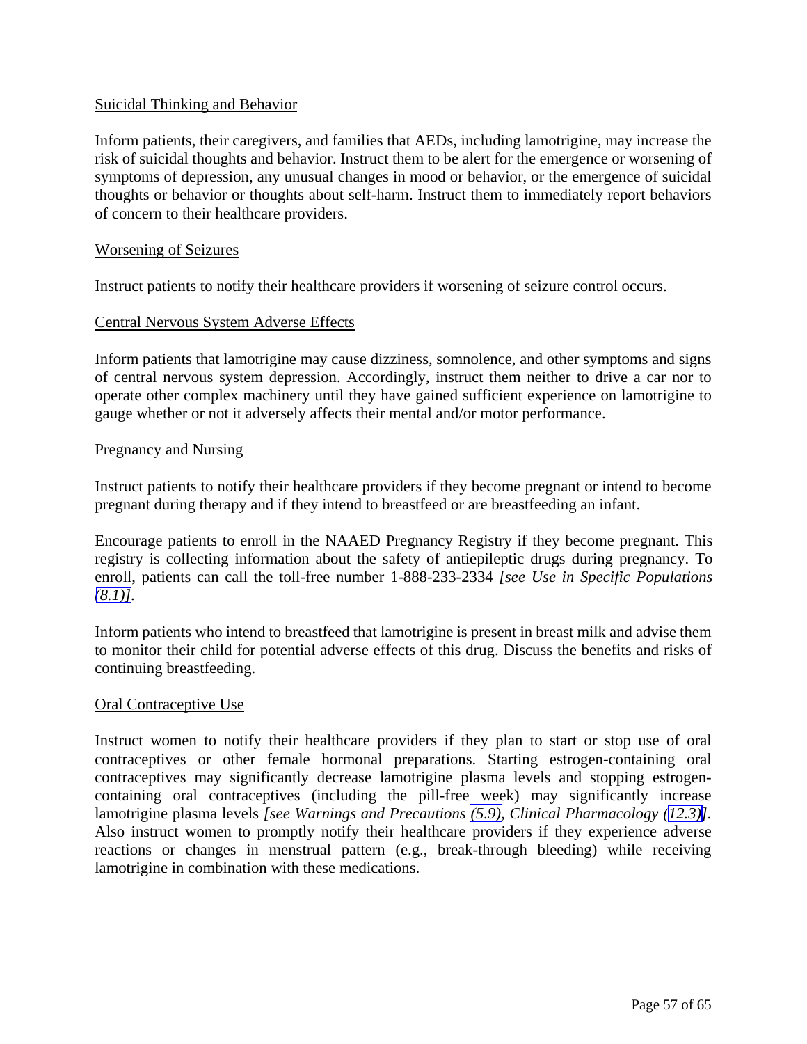Suicidal Thinking and Behavior

Inform patients, their caregivers, and families that AEDs, including lamotrigine, may increase the risk of suicidal thoughts and behavior. Instruct them to be alert for the emergence or worsening of symptoms of depression, any unusual changes in mood or behavior, or the emergence of suicidal thoughts or behavior or thoughts about self-harm. Instruct them to immediately report behaviors of concern to their healthcare providers.

Worsening of Seizures

Instruct patients to notify their healthcare providers if worsening of seizure control occurs.

Central Nervous System Adverse Effects

Inform patients that lamotrigine may cause dizziness, somnolence, and other symptoms and signs of central nervous system depression. Accordingly, instruct them neither to drive a car nor to operate other complex machinery until they have gained sufficient experience on lamotrigine to gauge whether or not it adversely affects their mental and/or motor performance.

Pregnancy and Nursing

Instruct patients to notify their healthcare providers if they become pregnant or intend to become pregnant during therapy and if they intend to breastfeed or are breastfeeding an infant.

Encourage patients to enroll in the NAAED Pregnancy Registry if they become pregnant. This registry is collecting information about the safety of antiepileptic drugs during pregnancy. To enroll, patients can call the toll-free number 1-888-233-2334 *[see Use in Specific Populations (8.1)]*.

Inform patients who intend to breastfeed that lamotrigine is present in breast milk and advise them to monitor their child for potential adverse effects of this drug. Discuss the benefits and risks of continuing breastfeeding.

Oral Contraceptive Use

Instruct women to notify their healthcare providers if they plan to start or stop use of oral contraceptives or other female hormonal preparations. Starting estrogen-containing oral contraceptives may significantly decrease lamotrigine plasma levels and stopping estrogen-containing oral contraceptives (including the pill-free week) may significantly increase lamotrigine plasma levels *[see Warnings and Precautions (5.9), Clinical Pharmacology (12.3)]*. Also instruct women to promptly notify their healthcare providers if they experience adverse reactions or changes in menstrual pattern (e.g., break-through bleeding) while receiving lamotrigine in combination with these medications.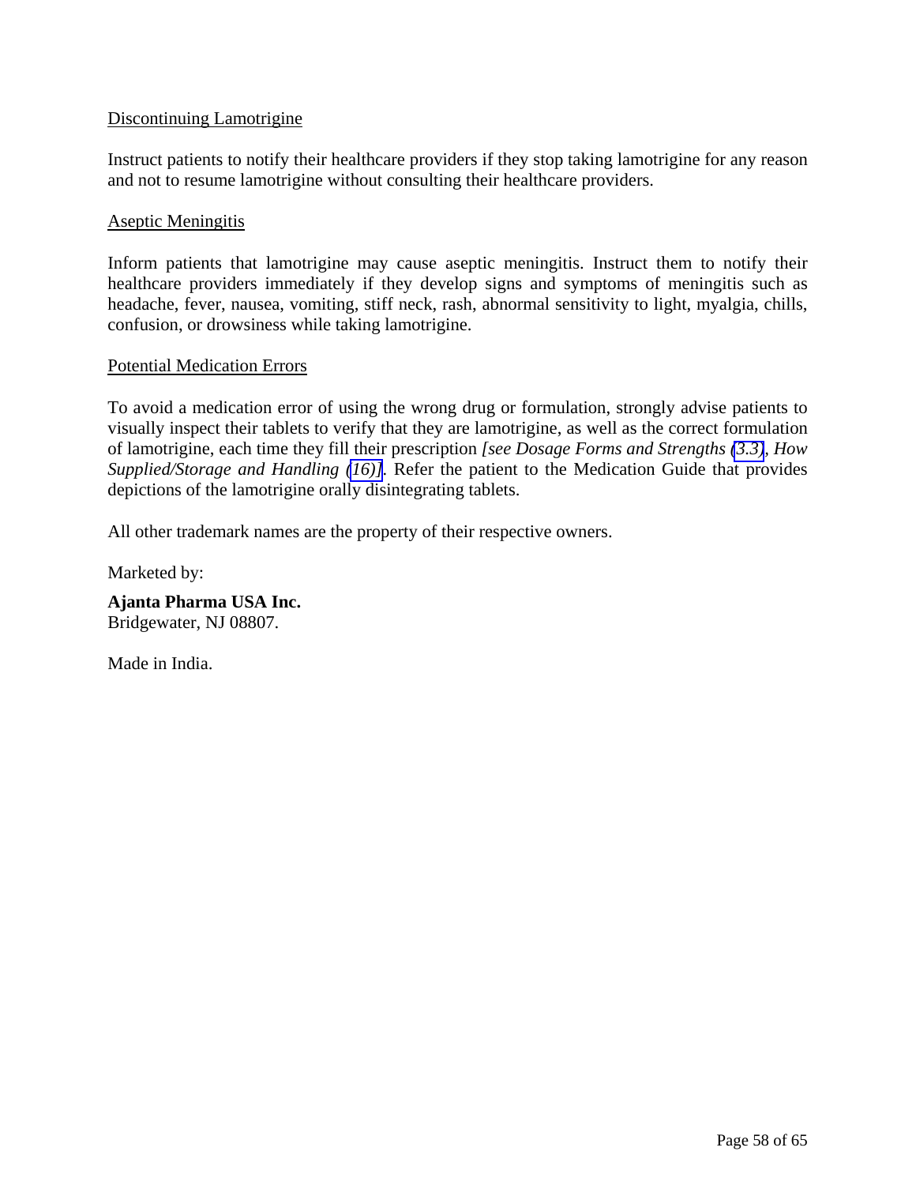<u>Discontinuing Lamotrigine</u>

Instruct patients to notify their healthcare providers if they stop taking lamotrigine for any reason and not to resume lamotrigine without consulting their healthcare providers.

<u>Aseptic Meningitis</u>

Inform patients that lamotrigine may cause aseptic meningitis. Instruct them to notify their healthcare providers immediately if they develop signs and symptoms of meningitis such as headache, fever, nausea, vomiting, stiff neck, rash, abnormal sensitivity to light, myalgia, chills, confusion, or drowsiness while taking lamotrigine.

<u>Potential Medication Errors</u>

To avoid a medication error of using the wrong drug or formulation, strongly advise patients to visually inspect their tablets to verify that they are lamotrigine, as well as the correct formulation of lamotrigine, each time they fill their prescription *[see Dosage Forms and Strengths (3.3), How Supplied/Storage and Handling (16)]*. Refer the patient to the Medication Guide that provides depictions of the lamotrigine orally disintegrating tablets.

All other trademark names are the property of their respective owners.

Marketed by:

**Ajanta Pharma USA Inc.**
Bridgewater, NJ 08807.

Made in India.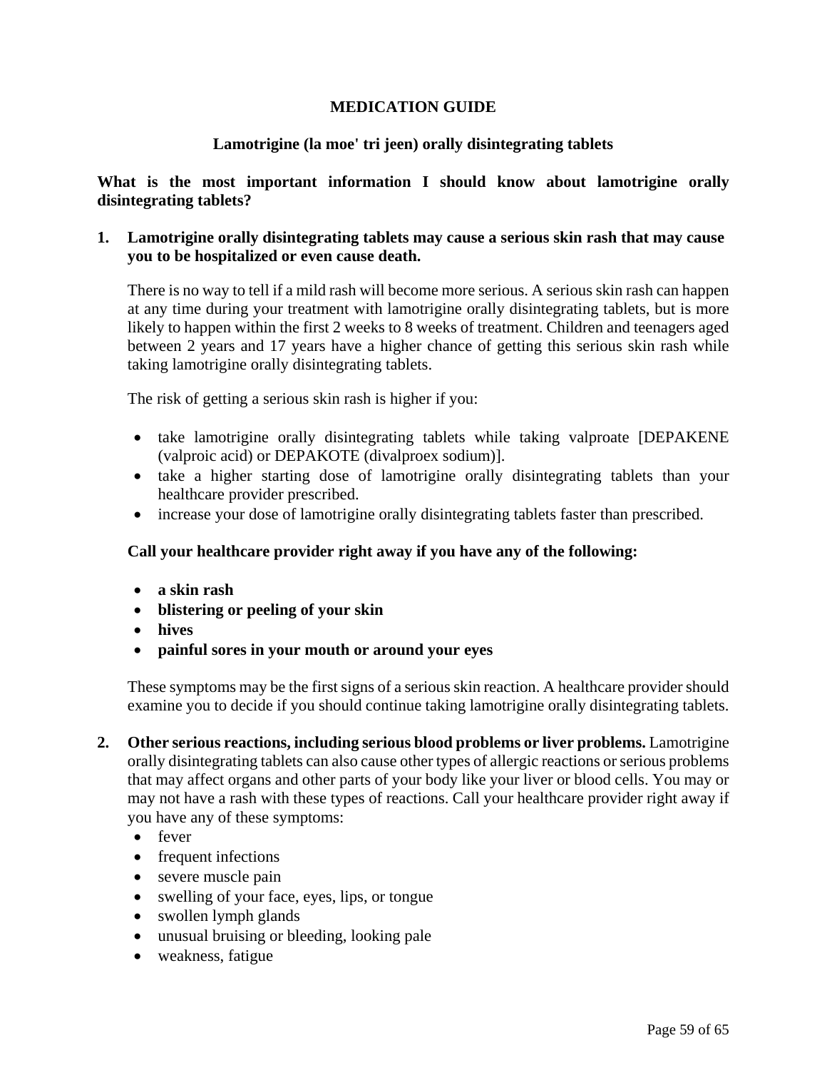# MEDICATION GUIDE

## Lamotrigine (la moe' tri jeen) orally disintegrating tablets

**What is the most important information I should know about lamotrigine orally disintegrating tablets?**

1. **Lamotrigine orally disintegrating tablets may cause a serious skin rash that may cause you to be hospitalized or even cause death.**

   There is no way to tell if a mild rash will become more serious. A serious skin rash can happen at any time during your treatment with lamotrigine orally disintegrating tablets, but is more likely to happen within the first 2 weeks to 8 weeks of treatment. Children and teenagers aged between 2 years and 17 years have a higher chance of getting this serious skin rash while taking lamotrigine orally disintegrating tablets.

   The risk of getting a serious skin rash is higher if you:

   - take lamotrigine orally disintegrating tablets while taking valproate [DEPAKENE (valproic acid) or DEPAKOTE (divalproex sodium)].
   - take a higher starting dose of lamotrigine orally disintegrating tablets than your healthcare provider prescribed.
   - increase your dose of lamotrigine orally disintegrating tablets faster than prescribed.

   **Call your healthcare provider right away if you have any of the following:**

   - **a skin rash**
   - **blistering or peeling of your skin**
   - **hives**
   - **painful sores in your mouth or around your eyes**

   These symptoms may be the first signs of a serious skin reaction. A healthcare provider should examine you to decide if you should continue taking lamotrigine orally disintegrating tablets.

2. **Other serious reactions, including serious blood problems or liver problems.** Lamotrigine orally disintegrating tablets can also cause other types of allergic reactions or serious problems that may affect organs and other parts of your body like your liver or blood cells. You may or may not have a rash with these types of reactions. Call your healthcare provider right away if you have any of these symptoms:
   - fever
   - frequent infections
   - severe muscle pain
   - swelling of your face, eyes, lips, or tongue
   - swollen lymph glands
   - unusual bruising or bleeding, looking pale
   - weakness, fatigue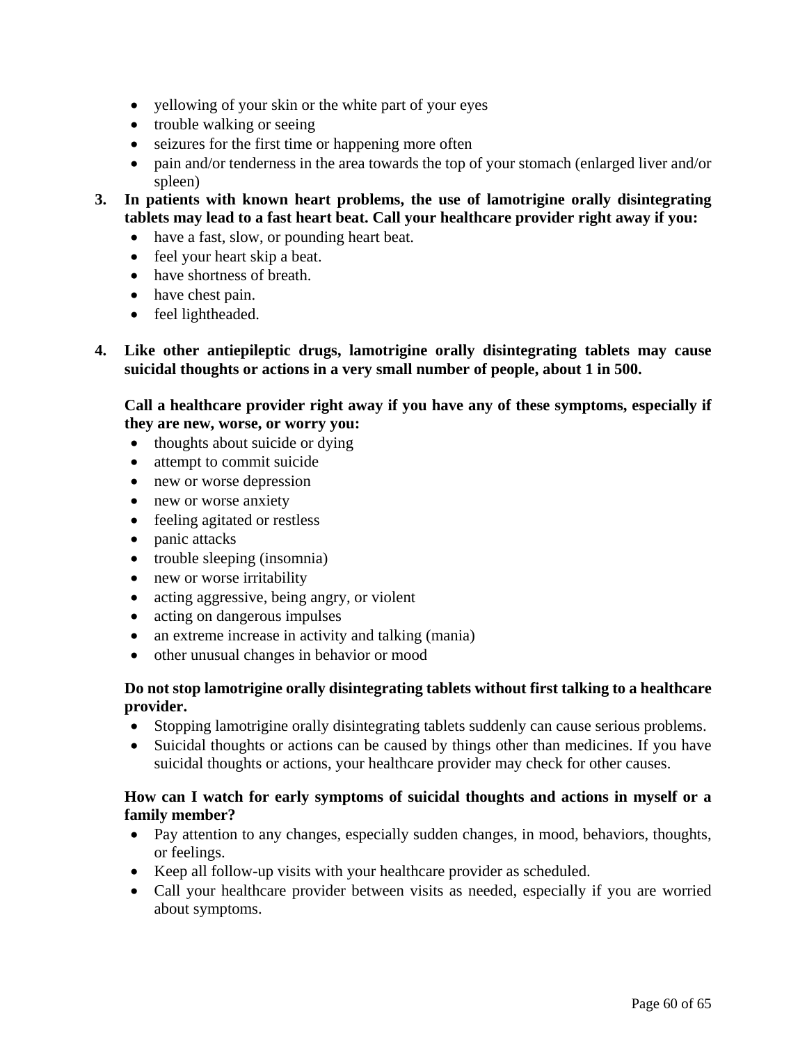- yellowing of your skin or the white part of your eyes
- trouble walking or seeing
- seizures for the first time or happening more often
- pain and/or tenderness in the area towards the top of your stomach (enlarged liver and/or spleen)

3. **In patients with known heart problems, the use of lamotrigine orally disintegrating tablets may lead to a fast heart beat. Call your healthcare provider right away if you:**
   - have a fast, slow, or pounding heart beat.
   - feel your heart skip a beat.
   - have shortness of breath.
   - have chest pain.
   - feel lightheaded.

4. **Like other antiepileptic drugs, lamotrigine orally disintegrating tablets may cause suicidal thoughts or actions in a very small number of people, about 1 in 500.**

   **Call a healthcare provider right away if you have any of these symptoms, especially if they are new, worse, or worry you:**
   - thoughts about suicide or dying
   - attempt to commit suicide
   - new or worse depression
   - new or worse anxiety
   - feeling agitated or restless
   - panic attacks
   - trouble sleeping (insomnia)
   - new or worse irritability
   - acting aggressive, being angry, or violent
   - acting on dangerous impulses
   - an extreme increase in activity and talking (mania)
   - other unusual changes in behavior or mood

   **Do not stop lamotrigine orally disintegrating tablets without first talking to a healthcare provider.**
   - Stopping lamotrigine orally disintegrating tablets suddenly can cause serious problems.
   - Suicidal thoughts or actions can be caused by things other than medicines. If you have suicidal thoughts or actions, your healthcare provider may check for other causes.

   **How can I watch for early symptoms of suicidal thoughts and actions in myself or a family member?**
   - Pay attention to any changes, especially sudden changes, in mood, behaviors, thoughts, or feelings.
   - Keep all follow-up visits with your healthcare provider as scheduled.
   - Call your healthcare provider between visits as needed, especially if you are worried about symptoms.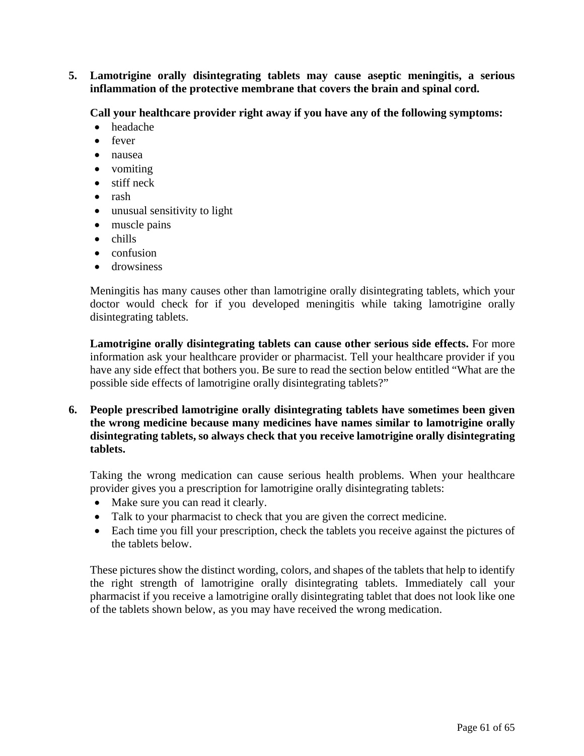5. **Lamotrigine orally disintegrating tablets may cause aseptic meningitis, a serious inflammation of the protective membrane that covers the brain and spinal cord.**

   **Call your healthcare provider right away if you have any of the following symptoms:**
   - headache
   - fever
   - nausea
   - vomiting
   - stiff neck
   - rash
   - unusual sensitivity to light
   - muscle pains
   - chills
   - confusion
   - drowsiness

   Meningitis has many causes other than lamotrigine orally disintegrating tablets, which your doctor would check for if you developed meningitis while taking lamotrigine orally disintegrating tablets.

   **Lamotrigine orally disintegrating tablets can cause other serious side effects.** For more information ask your healthcare provider or pharmacist. Tell your healthcare provider if you have any side effect that bothers you. Be sure to read the section below entitled "What are the possible side effects of lamotrigine orally disintegrating tablets?"

6. **People prescribed lamotrigine orally disintegrating tablets have sometimes been given the wrong medicine because many medicines have names similar to lamotrigine orally disintegrating tablets, so always check that you receive lamotrigine orally disintegrating tablets.**

   Taking the wrong medication can cause serious health problems. When your healthcare provider gives you a prescription for lamotrigine orally disintegrating tablets:
   - Make sure you can read it clearly.
   - Talk to your pharmacist to check that you are given the correct medicine.
   - Each time you fill your prescription, check the tablets you receive against the pictures of the tablets below.

   These pictures show the distinct wording, colors, and shapes of the tablets that help to identify the right strength of lamotrigine orally disintegrating tablets. Immediately call your pharmacist if you receive a lamotrigine orally disintegrating tablet that does not look like one of the tablets shown below, as you may have received the wrong medication.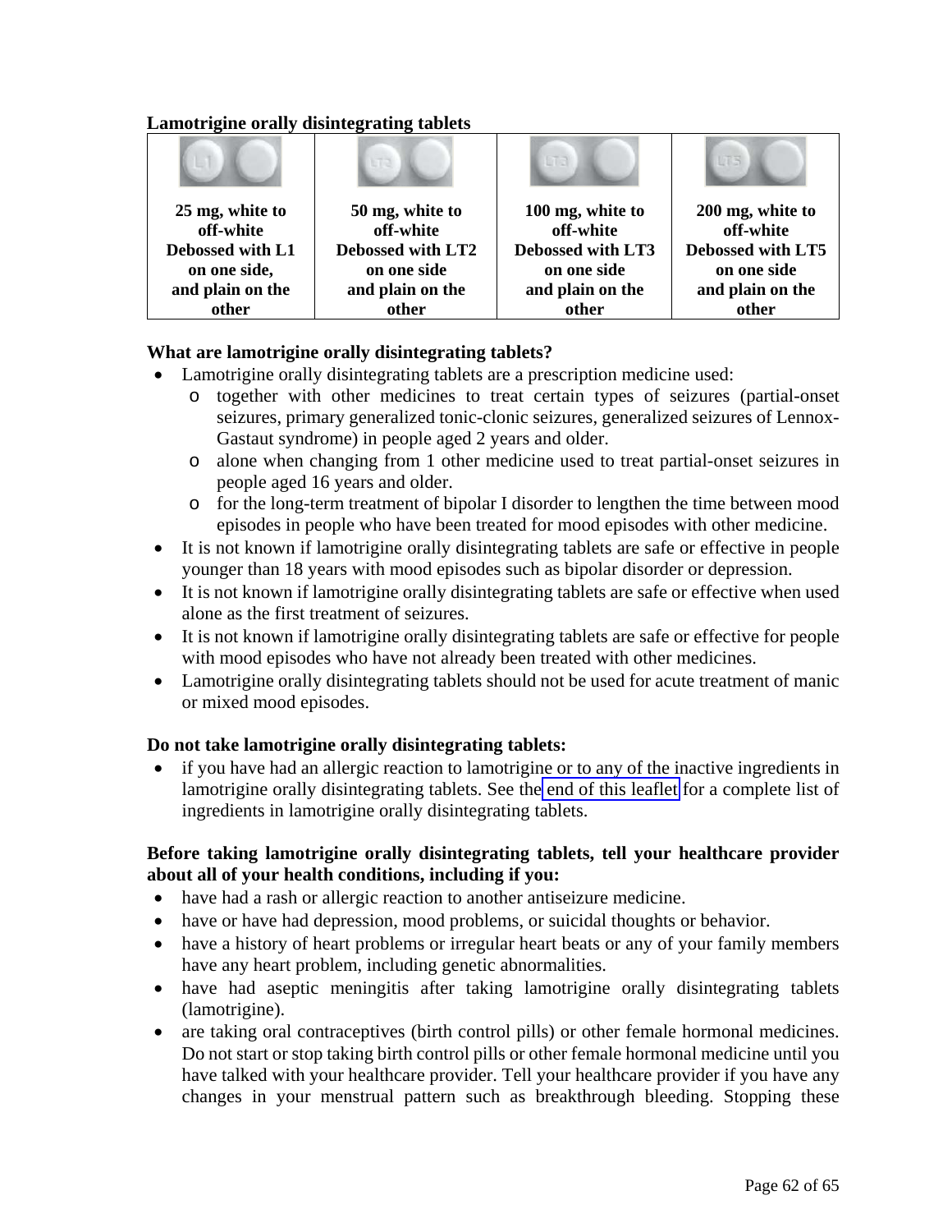**Lamotrigine orally disintegrating tablets**

| 25 mg, white to off-white Debossed with L1 on one side, and plain on the other | 50 mg, white to off-white Debossed with LT2 on one side and plain on the other | 100 mg, white to off-white Debossed with LT3 on one side and plain on the other | 200 mg, white to off-white Debossed with LT5 on one side and plain on the other |
|---|---|---|---|

**What are lamotrigine orally disintegrating tablets?**

- Lamotrigine orally disintegrating tablets are a prescription medicine used:
  - together with other medicines to treat certain types of seizures (partial-onset seizures, primary generalized tonic-clonic seizures, generalized seizures of Lennox-Gastaut syndrome) in people aged 2 years and older.
  - alone when changing from 1 other medicine used to treat partial-onset seizures in people aged 16 years and older.
  - for the long-term treatment of bipolar I disorder to lengthen the time between mood episodes in people who have been treated for mood episodes with other medicine.
- It is not known if lamotrigine orally disintegrating tablets are safe or effective in people younger than 18 years with mood episodes such as bipolar disorder or depression.
- It is not known if lamotrigine orally disintegrating tablets are safe or effective when used alone as the first treatment of seizures.
- It is not known if lamotrigine orally disintegrating tablets are safe or effective for people with mood episodes who have not already been treated with other medicines.
- Lamotrigine orally disintegrating tablets should not be used for acute treatment of manic or mixed mood episodes.

**Do not take lamotrigine orally disintegrating tablets:**

- if you have had an allergic reaction to lamotrigine or to any of the inactive ingredients in lamotrigine orally disintegrating tablets. See the end of this leaflet for a complete list of ingredients in lamotrigine orally disintegrating tablets.

**Before taking lamotrigine orally disintegrating tablets, tell your healthcare provider about all of your health conditions, including if you:**

- have had a rash or allergic reaction to another antiseizure medicine.
- have or have had depression, mood problems, or suicidal thoughts or behavior.
- have a history of heart problems or irregular heart beats or any of your family members have any heart problem, including genetic abnormalities.
- have had aseptic meningitis after taking lamotrigine orally disintegrating tablets (lamotrigine).
- are taking oral contraceptives (birth control pills) or other female hormonal medicines. Do not start or stop taking birth control pills or other female hormonal medicine until you have talked with your healthcare provider. Tell your healthcare provider if you have any changes in your menstrual pattern such as breakthrough bleeding. Stopping these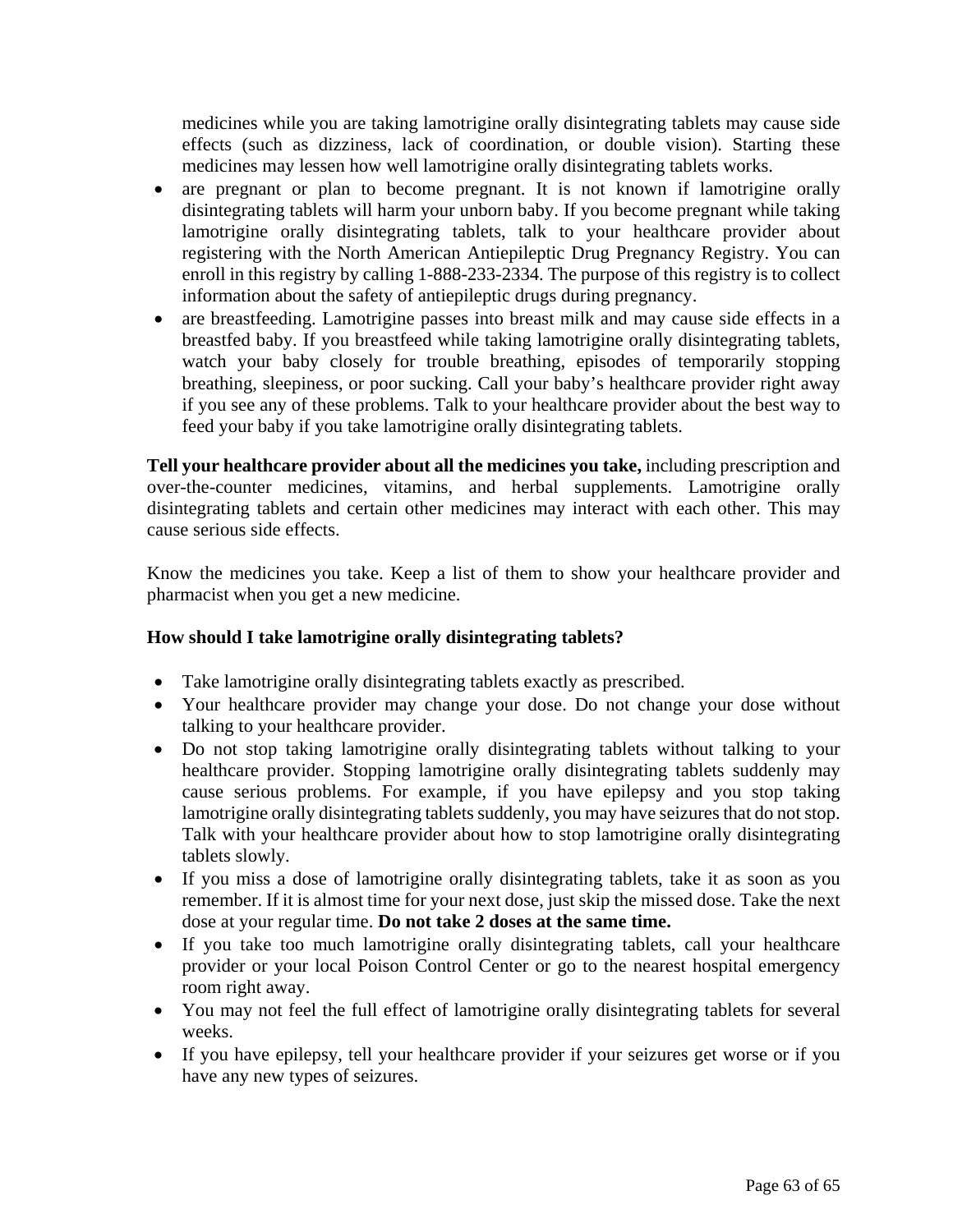medicines while you are taking lamotrigine orally disintegrating tablets may cause side effects (such as dizziness, lack of coordination, or double vision). Starting these medicines may lessen how well lamotrigine orally disintegrating tablets works.

- are pregnant or plan to become pregnant. It is not known if lamotrigine orally disintegrating tablets will harm your unborn baby. If you become pregnant while taking lamotrigine orally disintegrating tablets, talk to your healthcare provider about registering with the North American Antiepileptic Drug Pregnancy Registry. You can enroll in this registry by calling 1-888-233-2334. The purpose of this registry is to collect information about the safety of antiepileptic drugs during pregnancy.
- are breastfeeding. Lamotrigine passes into breast milk and may cause side effects in a breastfed baby. If you breastfeed while taking lamotrigine orally disintegrating tablets, watch your baby closely for trouble breathing, episodes of temporarily stopping breathing, sleepiness, or poor sucking. Call your baby's healthcare provider right away if you see any of these problems. Talk to your healthcare provider about the best way to feed your baby if you take lamotrigine orally disintegrating tablets.

**Tell your healthcare provider about all the medicines you take,** including prescription and over-the-counter medicines, vitamins, and herbal supplements. Lamotrigine orally disintegrating tablets and certain other medicines may interact with each other. This may cause serious side effects.

Know the medicines you take. Keep a list of them to show your healthcare provider and pharmacist when you get a new medicine.

**How should I take lamotrigine orally disintegrating tablets?**

- Take lamotrigine orally disintegrating tablets exactly as prescribed.
- Your healthcare provider may change your dose. Do not change your dose without talking to your healthcare provider.
- Do not stop taking lamotrigine orally disintegrating tablets without talking to your healthcare provider. Stopping lamotrigine orally disintegrating tablets suddenly may cause serious problems. For example, if you have epilepsy and you stop taking lamotrigine orally disintegrating tablets suddenly, you may have seizures that do not stop. Talk with your healthcare provider about how to stop lamotrigine orally disintegrating tablets slowly.
- If you miss a dose of lamotrigine orally disintegrating tablets, take it as soon as you remember. If it is almost time for your next dose, just skip the missed dose. Take the next dose at your regular time. **Do not take 2 doses at the same time.**
- If you take too much lamotrigine orally disintegrating tablets, call your healthcare provider or your local Poison Control Center or go to the nearest hospital emergency room right away.
- You may not feel the full effect of lamotrigine orally disintegrating tablets for several weeks.
- If you have epilepsy, tell your healthcare provider if your seizures get worse or if you have any new types of seizures.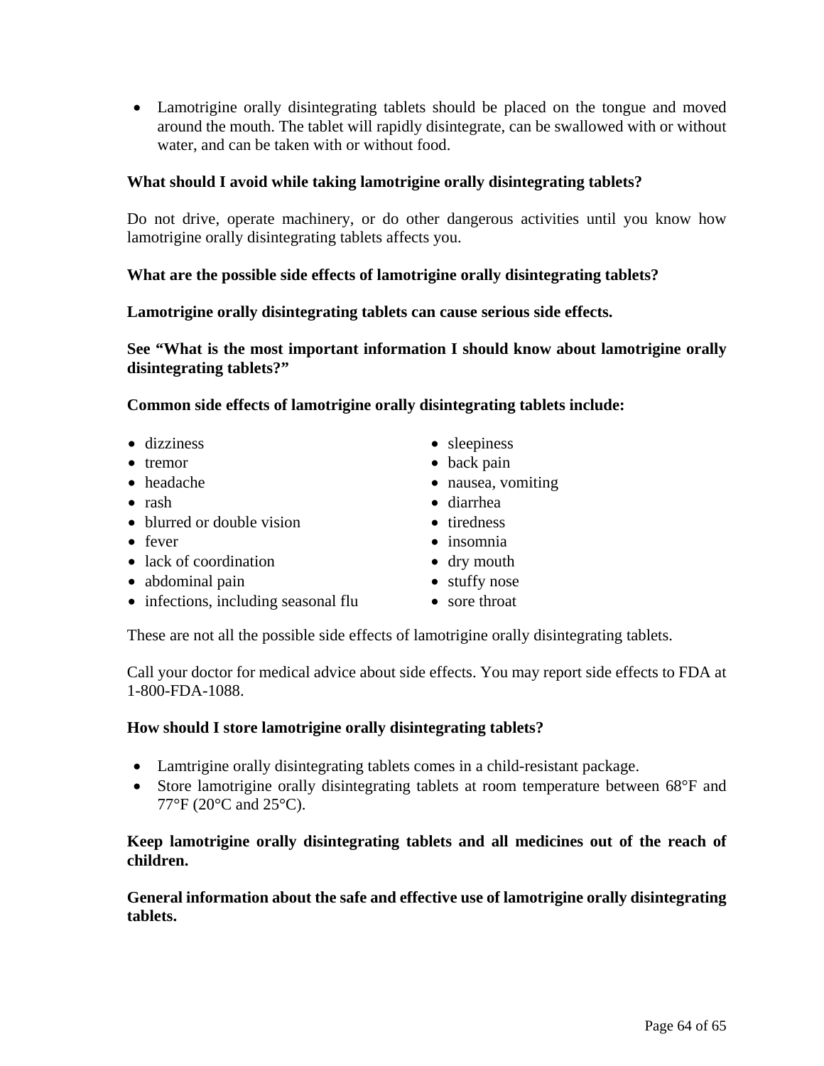- Lamotrigine orally disintegrating tablets should be placed on the tongue and moved around the mouth. The tablet will rapidly disintegrate, can be swallowed with or without water, and can be taken with or without food.

**What should I avoid while taking lamotrigine orally disintegrating tablets?**

Do not drive, operate machinery, or do other dangerous activities until you know how lamotrigine orally disintegrating tablets affects you.

**What are the possible side effects of lamotrigine orally disintegrating tablets?**

**Lamotrigine orally disintegrating tablets can cause serious side effects.**

**See "What is the most important information I should know about lamotrigine orally disintegrating tablets?"**

**Common side effects of lamotrigine orally disintegrating tablets include:**

- dizziness
- tremor
- headache
- rash
- blurred or double vision
- fever
- lack of coordination
- abdominal pain
- infections, including seasonal flu
- sleepiness
- back pain
- nausea, vomiting
- diarrhea
- tiredness
- insomnia
- dry mouth
- stuffy nose
- sore throat

These are not all the possible side effects of lamotrigine orally disintegrating tablets.

Call your doctor for medical advice about side effects. You may report side effects to FDA at 1-800-FDA-1088.

**How should I store lamotrigine orally disintegrating tablets?**

- Lamtrigine orally disintegrating tablets comes in a child-resistant package.
- Store lamotrigine orally disintegrating tablets at room temperature between 68°F and 77°F (20°C and 25°C).

**Keep lamotrigine orally disintegrating tablets and all medicines out of the reach of children.**

**General information about the safe and effective use of lamotrigine orally disintegrating tablets.**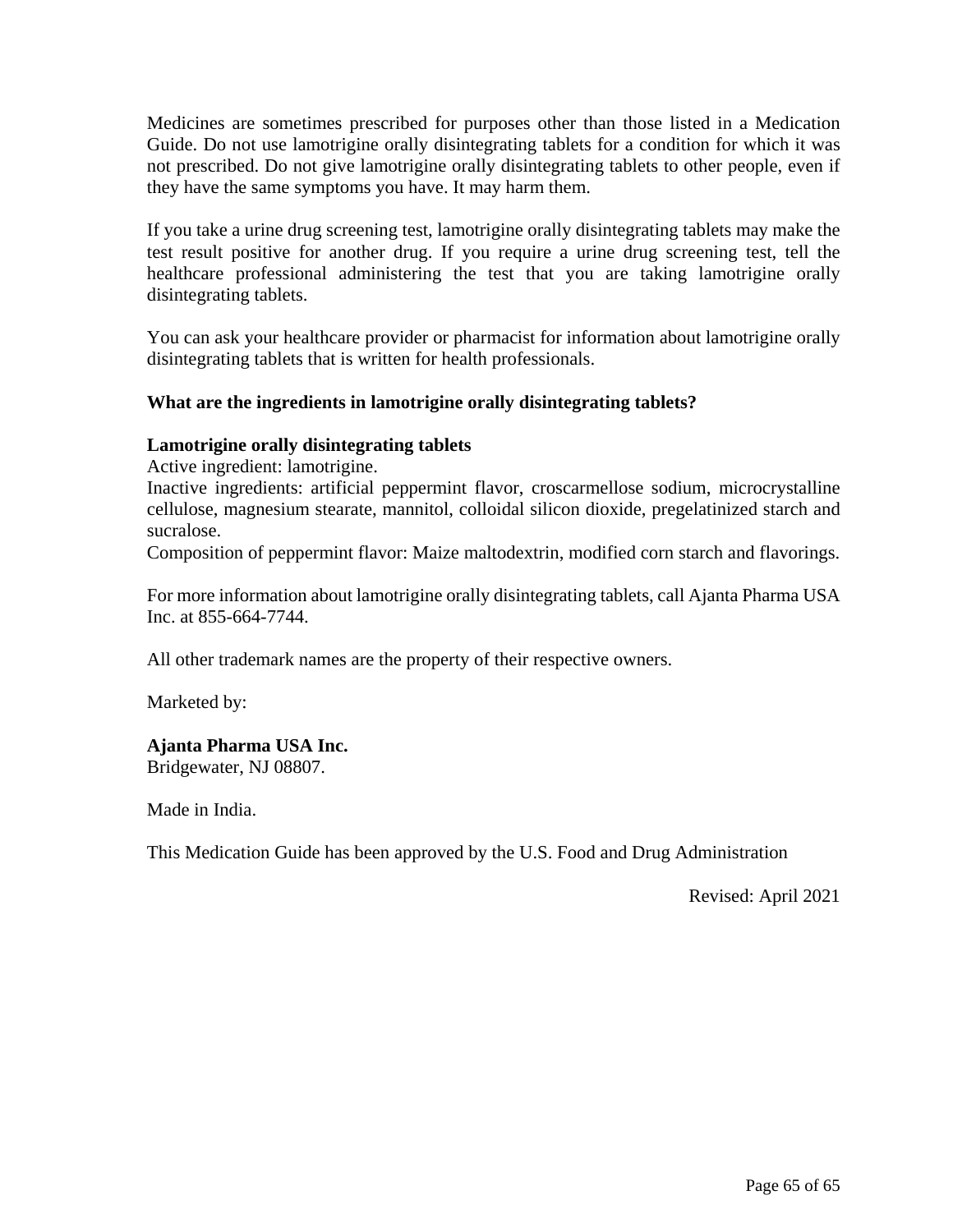Medicines are sometimes prescribed for purposes other than those listed in a Medication Guide. Do not use lamotrigine orally disintegrating tablets for a condition for which it was not prescribed. Do not give lamotrigine orally disintegrating tablets to other people, even if they have the same symptoms you have. It may harm them.

If you take a urine drug screening test, lamotrigine orally disintegrating tablets may make the test result positive for another drug. If you require a urine drug screening test, tell the healthcare professional administering the test that you are taking lamotrigine orally disintegrating tablets.

You can ask your healthcare provider or pharmacist for information about lamotrigine orally disintegrating tablets that is written for health professionals.

**What are the ingredients in lamotrigine orally disintegrating tablets?**

**Lamotrigine orally disintegrating tablets**
Active ingredient: lamotrigine.
Inactive ingredients: artificial peppermint flavor, croscarmellose sodium, microcrystalline cellulose, magnesium stearate, mannitol, colloidal silicon dioxide, pregelatinized starch and sucralose.
Composition of peppermint flavor: Maize maltodextrin, modified corn starch and flavorings.

For more information about lamotrigine orally disintegrating tablets, call Ajanta Pharma USA Inc. at 855-664-7744.

All other trademark names are the property of their respective owners.

Marketed by:

**Ajanta Pharma USA Inc.**
Bridgewater, NJ 08807.

Made in India.

This Medication Guide has been approved by the U.S. Food and Drug Administration

Revised: April 2021